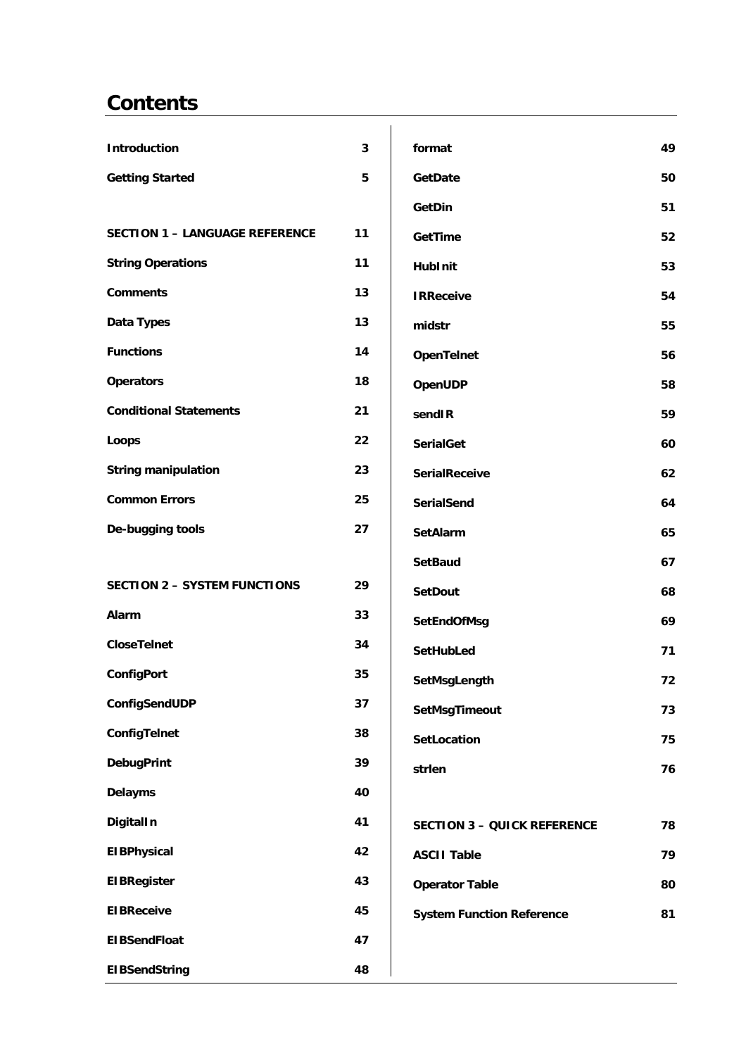# Contents

| | |
|---|---|
| **Introduction** | **3** |
| **Getting Started** | **5** |
| | |
| **SECTION 1 – LANGUAGE REFERENCE** | **11** |
| **String Operations** | **11** |
| **Comments** | **13** |
| **Data Types** | **13** |
| **Functions** | **14** |
| **Operators** | **18** |
| **Conditional Statements** | **21** |
| **Loops** | **22** |
| **String manipulation** | **23** |
| **Common Errors** | **25** |
| **De-bugging tools** | **27** |
| | |
| **SECTION 2 – SYSTEM FUNCTIONS** | **29** |
| **Alarm** | **33** |
| **CloseTelnet** | **34** |
| **ConfigPort** | **35** |
| **ConfigSendUDP** | **37** |
| **ConfigTelnet** | **38** |
| **DebugPrint** | **39** |
| **Delayms** | **40** |
| **DigitalIn** | **41** |
| **EIBPhysical** | **42** |
| **EIBRegister** | **43** |
| **EIBReceive** | **45** |
| **EIBSendFloat** | **47** |
| **EIBSendString** | **48** |
| **format** | **49** |
| **GetDate** | **50** |
| **GetDin** | **51** |
| **GetTime** | **52** |
| **HubInit** | **53** |
| **IRReceive** | **54** |
| **midstr** | **55** |
| **OpenTelnet** | **56** |
| **OpenUDP** | **58** |
| **sendIR** | **59** |
| **SerialGet** | **60** |
| **SerialReceive** | **62** |
| **SerialSend** | **64** |
| **SetAlarm** | **65** |
| **SetBaud** | **67** |
| **SetDout** | **68** |
| **SetEndOfMsg** | **69** |
| **SetHubLed** | **71** |
| **SetMsgLength** | **72** |
| **SetMsgTimeout** | **73** |
| **SetLocation** | **75** |
| **strlen** | **76** |
| | |
| **SECTION 3 – QUICK REFERENCE** | **78** |
| **ASCII Table** | **79** |
| **Operator Table** | **80** |
| **System Function Reference** | **81** |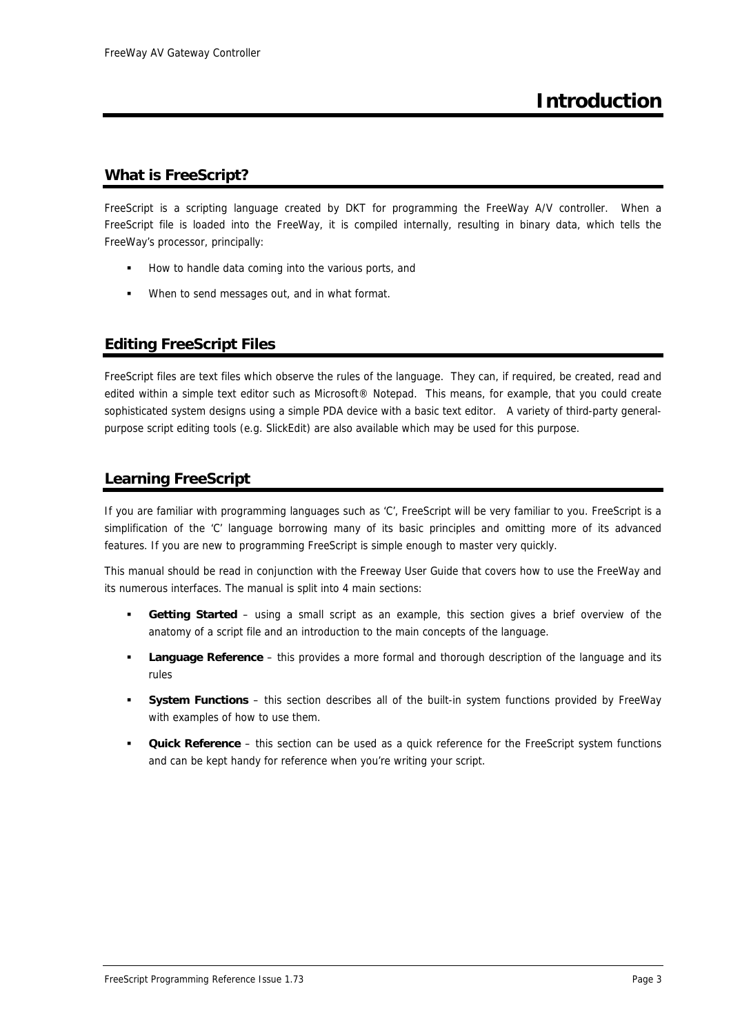# Introduction

## What is FreeScript?

FreeScript is a scripting language created by DKT for programming the FreeWay A/V controller. When a FreeScript file is loaded into the FreeWay, it is compiled internally, resulting in binary data, which tells the FreeWay's processor, principally:

- How to handle data coming into the various ports, and
- When to send messages out, and in what format.

## Editing FreeScript Files

FreeScript files are text files which observe the rules of the language. They can, if required, be created, read and edited within a simple text editor such as Microsoft® Notepad. This means, for example, that you could create sophisticated system designs using a simple PDA device with a basic text editor. A variety of third-party general-purpose script editing tools (e.g. SlickEdit) are also available which may be used for this purpose.

## Learning FreeScript

If you are familiar with programming languages such as 'C', FreeScript will be very familiar to you. FreeScript is a simplification of the 'C' language borrowing many of its basic principles and omitting more of its advanced features. If you are new to programming FreeScript is simple enough to master very quickly.

This manual should be read in conjunction with the Freeway User Guide that covers how to use the FreeWay and its numerous interfaces. The manual is split into 4 main sections:

- **Getting Started** – using a small script as an example, this section gives a brief overview of the anatomy of a script file and an introduction to the main concepts of the language.
- **Language Reference** – this provides a more formal and thorough description of the language and its rules
- **System Functions** – this section describes all of the built-in system functions provided by FreeWay with examples of how to use them.
- **Quick Reference** – this section can be used as a quick reference for the FreeScript system functions and can be kept handy for reference when you're writing your script.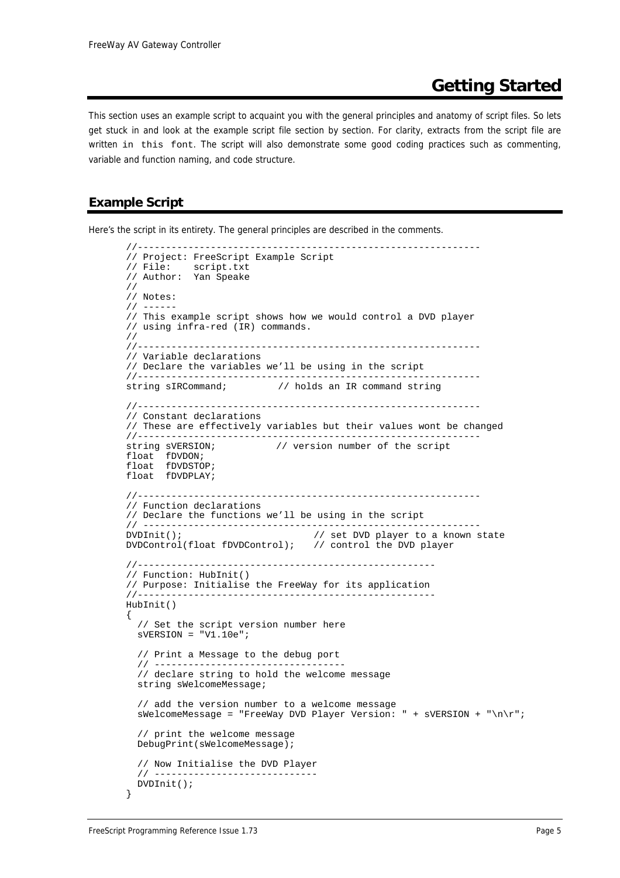# Getting Started

This section uses an example script to acquaint you with the general principles and anatomy of script files. So lets get stuck in and look at the example script file section by section. For clarity, extracts from the script file are written `in this font`. The script will also demonstrate some good coding practices such as commenting, variable and function naming, and code structure.

## Example Script

Here's the script in its entirety. The general principles are described in the comments.

```
//------------------------------------------------------------
// Project: FreeScript Example Script
// File:    script.txt
// Author:  Yan Speake
//
// Notes:
// ------
// This example script shows how we would control a DVD player
// using infra-red (IR) commands.
//
//------------------------------------------------------------
// Variable declarations
// Declare the variables we'll be using in the script
//------------------------------------------------------------
string sIRCommand;         // holds an IR command string

//------------------------------------------------------------
// Constant declarations
// These are effectively variables but their values wont be changed
//------------------------------------------------------------
string sVERSION;          // version number of the script
float  fDVDON;
float  fDVDSTOP;
float  fDVDPLAY;

//------------------------------------------------------------
// Function declarations
// Declare the functions we'll be using in the script
// -----------------------------------------------------------
DVDInit();                     // set DVD player to a known state
DVDControl(float fDVDControl);   // control the DVD player

//----------------------------------------------------
// Function: HubInit()
// Purpose: Initialise the FreeWay for its application
//----------------------------------------------------
HubInit()
{
  // Set the script version number here
  sVERSION = "V1.10e";

  // Print a Message to the debug port
  // ---------------------------------
  // declare string to hold the welcome message
  string sWelcomeMessage;

  // add the version number to a welcome message
  sWelcomeMessage = "FreeWay DVD Player Version: " + sVERSION + "\n\r";

  // print the welcome message
  DebugPrint(sWelcomeMessage);

  // Now Initialise the DVD Player
  // ----------------------------
  DVDInit();
}
```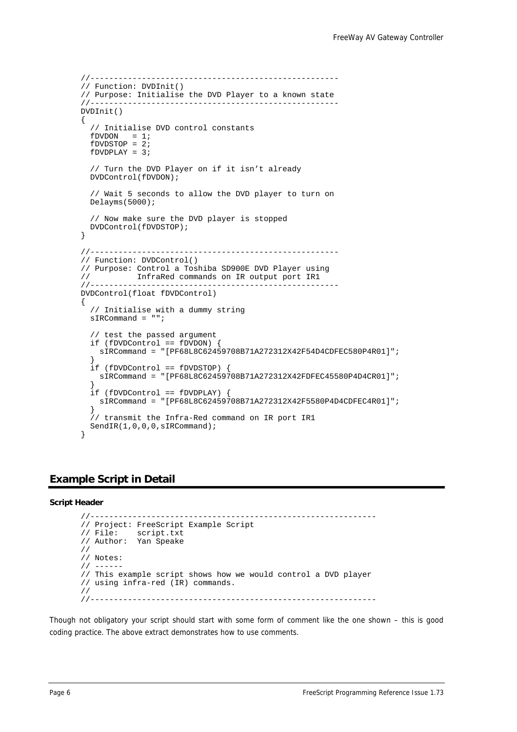```
//----------------------------------------------------
// Function: DVDInit()
// Purpose: Initialise the DVD Player to a known state
//----------------------------------------------------
DVDInit()
{
  // Initialise DVD control constants
  fDVDON   = 1;
  fDVDSTOP = 2;
  fDVDPLAY = 3;

  // Turn the DVD Player on if it isn't already
  DVDControl(fDVDON);

  // Wait 5 seconds to allow the DVD player to turn on
  Delayms(5000);

  // Now make sure the DVD player is stopped
  DVDControl(fDVDSTOP);
}

//----------------------------------------------------
// Function: DVDControl()
// Purpose: Control a Toshiba SD900E DVD Player using
//          InfraRed commands on IR output port IR1
//----------------------------------------------------
DVDControl(float fDVDControl)
{
  // Initialise with a dummy string
  sIRCommand = "";

  // test the passed argument
  if (fDVDControl == fDVDON) {
    sIRCommand = "[PF68L8C62459708B71A272312X42F54D4CDFEC580P4R01]";
  }
  if (fDVDControl == fDVDSTOP) {
    sIRCommand = "[PF68L8C62459708B71A272312X42FDFEC45580P4D4CR01]";
  }
  if (fDVDControl == fDVDPLAY) {
    sIRCommand = "[PF68L8C62459708B71A272312X42F5580P4D4CDFEC4R01]";
  }
  // transmit the Infra-Red command on IR port IR1
  SendIR(1,0,0,0,sIRCommand);
}
```

## Example Script in Detail

**Script Header**

```
//------------------------------------------------------------
// Project: FreeScript Example Script
// File:    script.txt
// Author:  Yan Speake
//
// Notes:
// ------
// This example script shows how we would control a DVD player
// using infra-red (IR) commands.
//
//------------------------------------------------------------
```

Though not obligatory your script should start with some form of comment like the one shown – this is good coding practice. The above extract demonstrates how to use comments.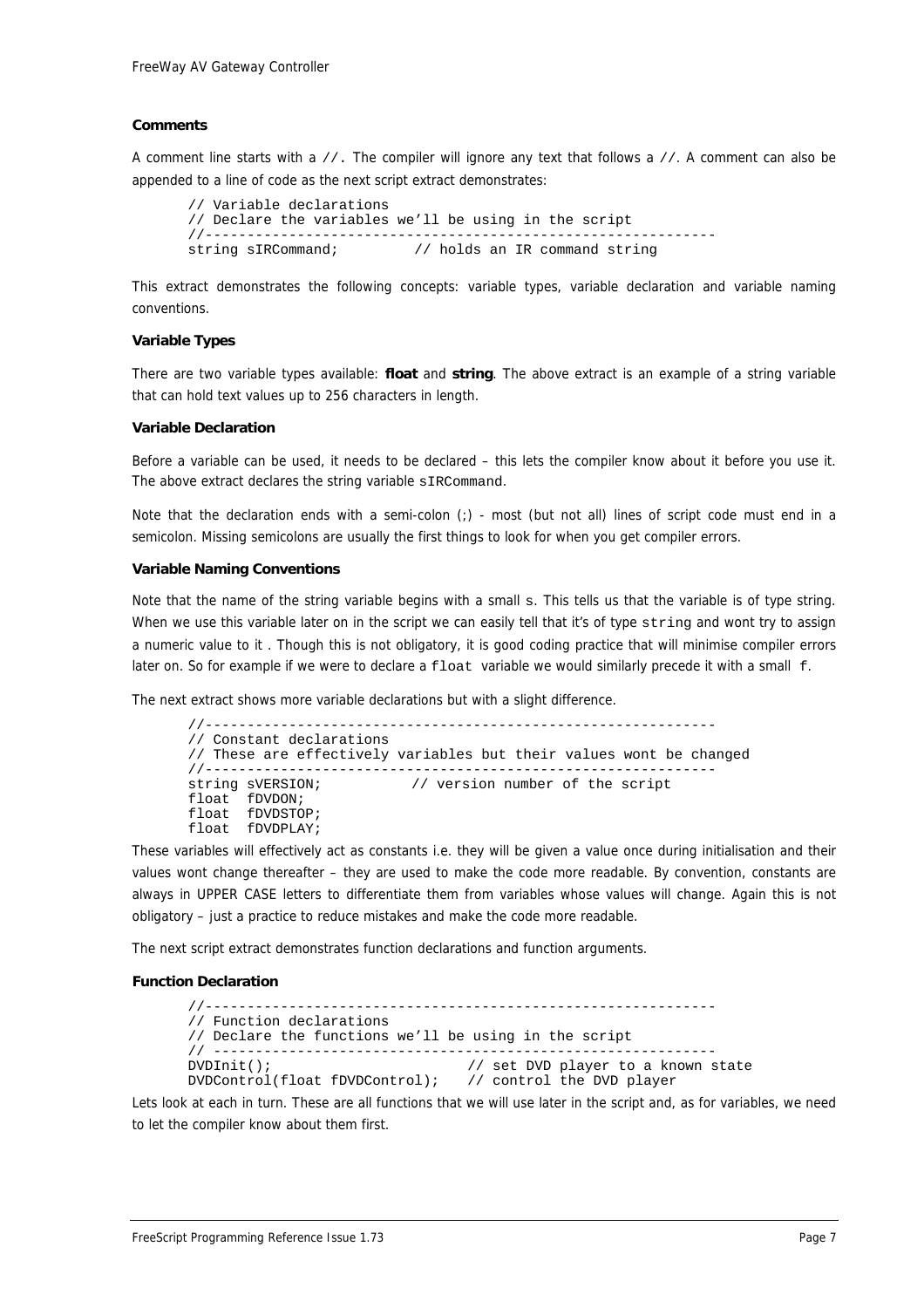### Comments

A comment line starts with a `//.` The compiler will ignore any text that follows a `//`. A comment can also be appended to a line of code as the next script extract demonstrates:

```
// Variable declarations
// Declare the variables we'll be using in the script
//-------------------------------------------------------------
string sIRCommand;          // holds an IR command string
```

This extract demonstrates the following concepts: variable types, variable declaration and variable naming conventions.

### Variable Types

There are two variable types available: **float** and **string**. The above extract is an example of a string variable that can hold text values up to 256 characters in length.

### Variable Declaration

Before a variable can be used, it needs to be declared – this lets the compiler know about it before you use it. The above extract declares the string variable `sIRCommand`.

Note that the declaration ends with a semi-colon (;) - most (but not all) lines of script code must end in a semicolon. Missing semicolons are usually the first things to look for when you get compiler errors.

### Variable Naming Conventions

Note that the name of the string variable begins with a small `s`. This tells us that the variable is of type string. When we use this variable later on in the script we can easily tell that it's of type `string` and wont try to assign a numeric value to it . Though this is not obligatory, it is good coding practice that will minimise compiler errors later on. So for example if we were to declare a `float` variable we would similarly precede it with a small `f`.

The next extract shows more variable declarations but with a slight difference.

```
//-------------------------------------------------------------
// Constant declarations
// These are effectively variables but their values wont be changed
//-------------------------------------------------------------
string sVERSION;           // version number of the script
float  fDVDON;
float  fDVDSTOP;
float  fDVDPLAY;
```

These variables will effectively act as constants i.e. they will be given a value once during initialisation and their values wont change thereafter – they are used to make the code more readable. By convention, constants are always in UPPER CASE letters to differentiate them from variables whose values will change. Again this is not obligatory – just a practice to reduce mistakes and make the code more readable.

The next script extract demonstrates function declarations and function arguments.

### Function Declaration

```
//-------------------------------------------------------------
// Function declarations
// Declare the functions we'll be using in the script
// ------------------------------------------------------------
DVDInit();                         // set DVD player to a known state
DVDControl(float fDVDControl);    // control the DVD player
```

Lets look at each in turn. These are all functions that we will use later in the script and, as for variables, we need to let the compiler know about them first.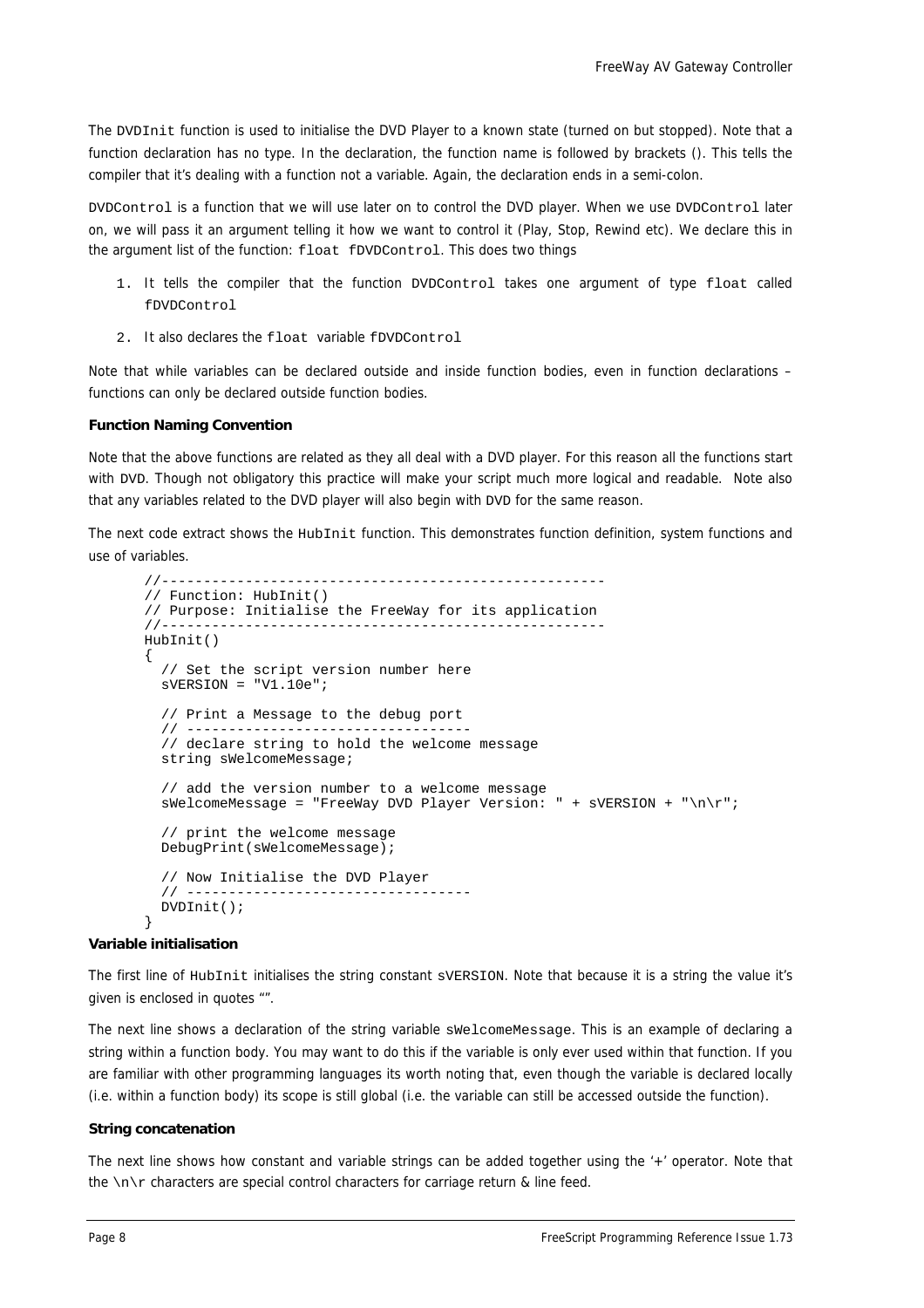The DVDInit function is used to initialise the DVD Player to a known state (turned on but stopped). Note that a function declaration has no type. In the declaration, the function name is followed by brackets (). This tells the compiler that it's dealing with a function not a variable. Again, the declaration ends in a semi-colon.

DVDControl is a function that we will use later on to control the DVD player. When we use DVDControl later on, we will pass it an argument telling it how we want to control it (Play, Stop, Rewind etc). We declare this in the argument list of the function: `float fDVDControl`. This does two things

1. It tells the compiler that the function DVDControl takes one argument of type `float` called fDVDControl
2. It also declares the `float` variable fDVDControl

Note that while variables can be declared outside and inside function bodies, even in function declarations – functions can only be declared outside function bodies.

**Function Naming Convention**

Note that the above functions are related as they all deal with a DVD player. For this reason all the functions start with DVD. Though not obligatory this practice will make your script much more logical and readable. Note also that any variables related to the DVD player will also begin with DVD for the same reason.

The next code extract shows the HubInit function. This demonstrates function definition, system functions and use of variables.

```
//----------------------------------------------------
// Function: HubInit()
// Purpose: Initialise the FreeWay for its application
//----------------------------------------------------
HubInit()
{
  // Set the script version number here
  sVERSION = "V1.10e";

  // Print a Message to the debug port
  // ---------------------------------
  // declare string to hold the welcome message
  string sWelcomeMessage;

  // add the version number to a welcome message
  sWelcomeMessage = "FreeWay DVD Player Version: " + sVERSION + "\n\r";

  // print the welcome message
  DebugPrint(sWelcomeMessage);

  // Now Initialise the DVD Player
  // ---------------------------------
  DVDInit();
}
```

**Variable initialisation**

The first line of HubInit initialises the string constant sVERSION. Note that because it is a string the value it's given is enclosed in quotes "".

The next line shows a declaration of the string variable sWelcomeMessage. This is an example of declaring a string within a function body. You may want to do this if the variable is only ever used within that function. If you are familiar with other programming languages its worth noting that, even though the variable is declared locally (i.e. within a function body) its scope is still global (i.e. the variable can still be accessed outside the function).

**String concatenation**

The next line shows how constant and variable strings can be added together using the '+' operator. Note that the \n\r characters are special control characters for carriage return & line feed.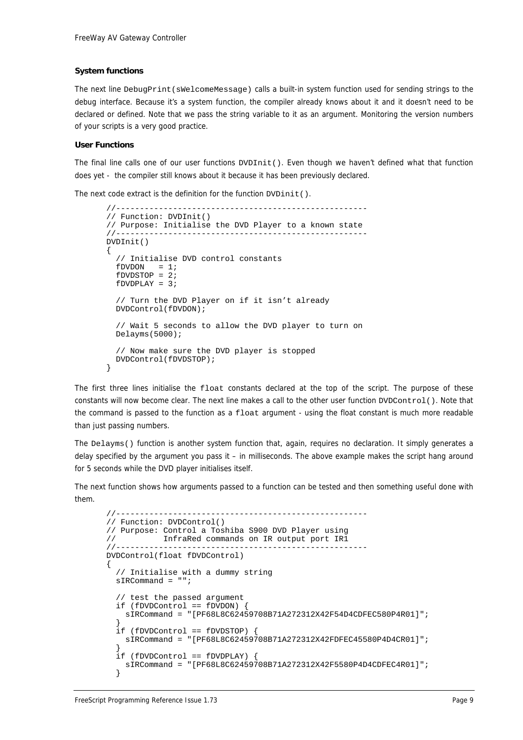**System functions**

The next line `DebugPrint(sWelcomeMessage)` calls a built-in system function used for sending strings to the debug interface. Because it's a system function, the compiler already knows about it and it doesn't need to be declared or defined. Note that we pass the string variable to it as an argument. Monitoring the version numbers of your scripts is a very good practice.

**User Functions**

The final line calls one of our user functions `DVDInit()`. Even though we haven't defined what that function does yet - the compiler still knows about it because it has been previously declared.

The next code extract is the definition for the function `DVDinit()`.

```
//----------------------------------------------------
// Function: DVDInit()
// Purpose: Initialise the DVD Player to a known state
//----------------------------------------------------
DVDInit()
{
  // Initialise DVD control constants
  fDVDON   = 1;
  fDVDSTOP = 2;
  fDVDPLAY = 3;

  // Turn the DVD Player on if it isn't already
  DVDControl(fDVDON);

  // Wait 5 seconds to allow the DVD player to turn on
  Delayms(5000);

  // Now make sure the DVD player is stopped
  DVDControl(fDVDSTOP);
}
```

The first three lines initialise the `float` constants declared at the top of the script. The purpose of these constants will now become clear. The next line makes a call to the other user function `DVDControl()`. Note that the command is passed to the function as a `float` argument - using the float constant is much more readable than just passing numbers.

The `Delayms()` function is another system function that, again, requires no declaration. It simply generates a delay specified by the argument you pass it – in milliseconds. The above example makes the script hang around for 5 seconds while the DVD player initialises itself.

The next function shows how arguments passed to a function can be tested and then something useful done with them.

```
//----------------------------------------------------
// Function: DVDControl()
// Purpose: Control a Toshiba S900 DVD Player using
//          InfraRed commands on IR output port IR1
//----------------------------------------------------
DVDControl(float fDVDControl)
{
  // Initialise with a dummy string
  sIRCommand = "";

  // test the passed argument
  if (fDVDControl == fDVDON) {
    sIRCommand = "[PF68L8C62459708B71A272312X42F54D4CDFEC580P4R01]";
  }
  if (fDVDControl == fDVDSTOP) {
    sIRCommand = "[PF68L8C62459708B71A272312X42FDFEC45580P4D4CR01]";
  }
  if (fDVDControl == fDVDPLAY) {
    sIRCommand = "[PF68L8C62459708B71A272312X42F5580P4D4CDFEC4R01]";
  }
```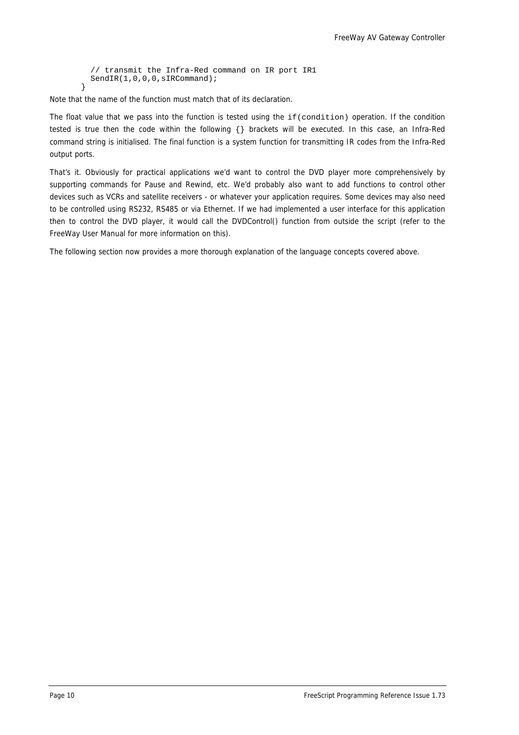```
    // transmit the Infra-Red command on IR port IR1
    SendIR(1,0,0,0,sIRCommand);
  }
```

Note that the name of the function must match that of its declaration.

The float value that we pass into the function is tested using the `if(condition)` operation. If the condition tested is true then the code within the following {} brackets will be executed. In this case, an Infra-Red command string is initialised. The final function is a system function for transmitting IR codes from the Infra-Red output ports.

That's it. Obviously for practical applications we'd want to control the DVD player more comprehensively by supporting commands for Pause and Rewind, etc. We'd probably also want to add functions to control other devices such as VCRs and satellite receivers - or whatever your application requires. Some devices may also need to be controlled using RS232, RS485 or via Ethernet. If we had implemented a user interface for this application then to control the DVD player, it would call the DVDControl() function from outside the script (refer to the FreeWay User Manual for more information on this).

The following section now provides a more thorough explanation of the language concepts covered above.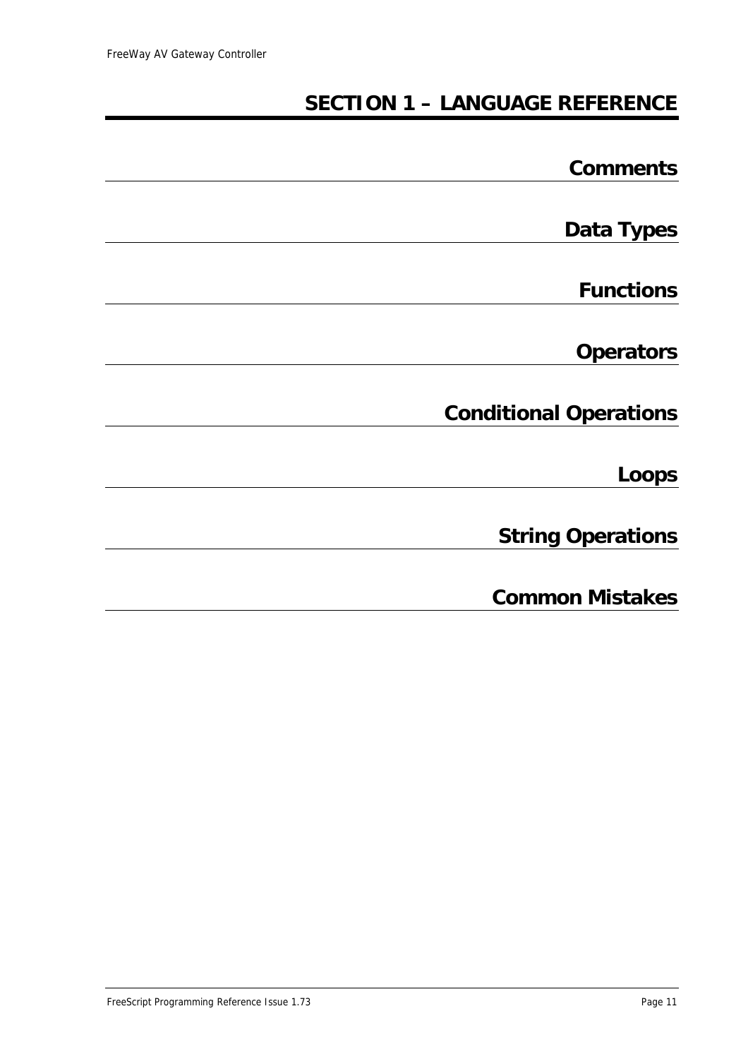# SECTION 1 – LANGUAGE REFERENCE

## Comments

## Data Types

## Functions

## Operators

## Conditional Operations

## Loops

## String Operations

## Common Mistakes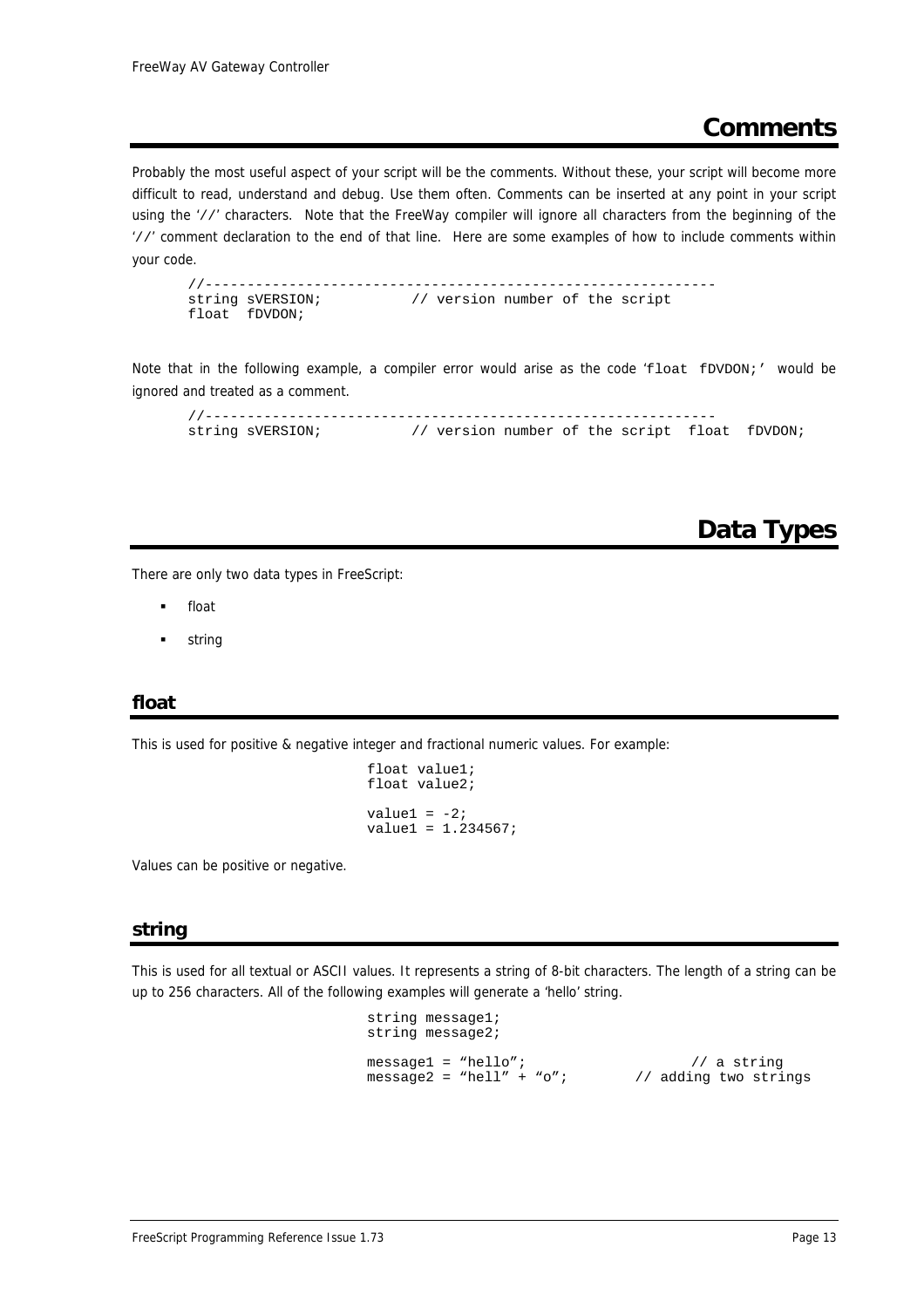# Comments

Probably the most useful aspect of your script will be the comments. Without these, your script will become more difficult to read, understand and debug. Use them often. Comments can be inserted at any point in your script using the '//' characters. Note that the FreeWay compiler will ignore all characters from the beginning of the '//' comment declaration to the end of that line. Here are some examples of how to include comments within your code.

```
//------------------------------------------------------------
string sVERSION;           // version number of the script
float  fDVDON;
```

Note that in the following example, a compiler error would arise as the code 'float fDVDON;' would be ignored and treated as a comment.

```
//------------------------------------------------------------
string sVERSION;           // version number of the script  float  fDVDON;
```

# Data Types

There are only two data types in FreeScript:

- float
- string

## float

This is used for positive & negative integer and fractional numeric values. For example:

```
float value1;
float value2;

value1 = -2;
value1 = 1.234567;
```

Values can be positive or negative.

## string

This is used for all textual or ASCII values. It represents a string of 8-bit characters. The length of a string can be up to 256 characters. All of the following examples will generate a 'hello' string.

```
string message1;
string message2;

message1 = “hello”;                    // a string
message2 = “hell” + “o”;         // adding two strings
```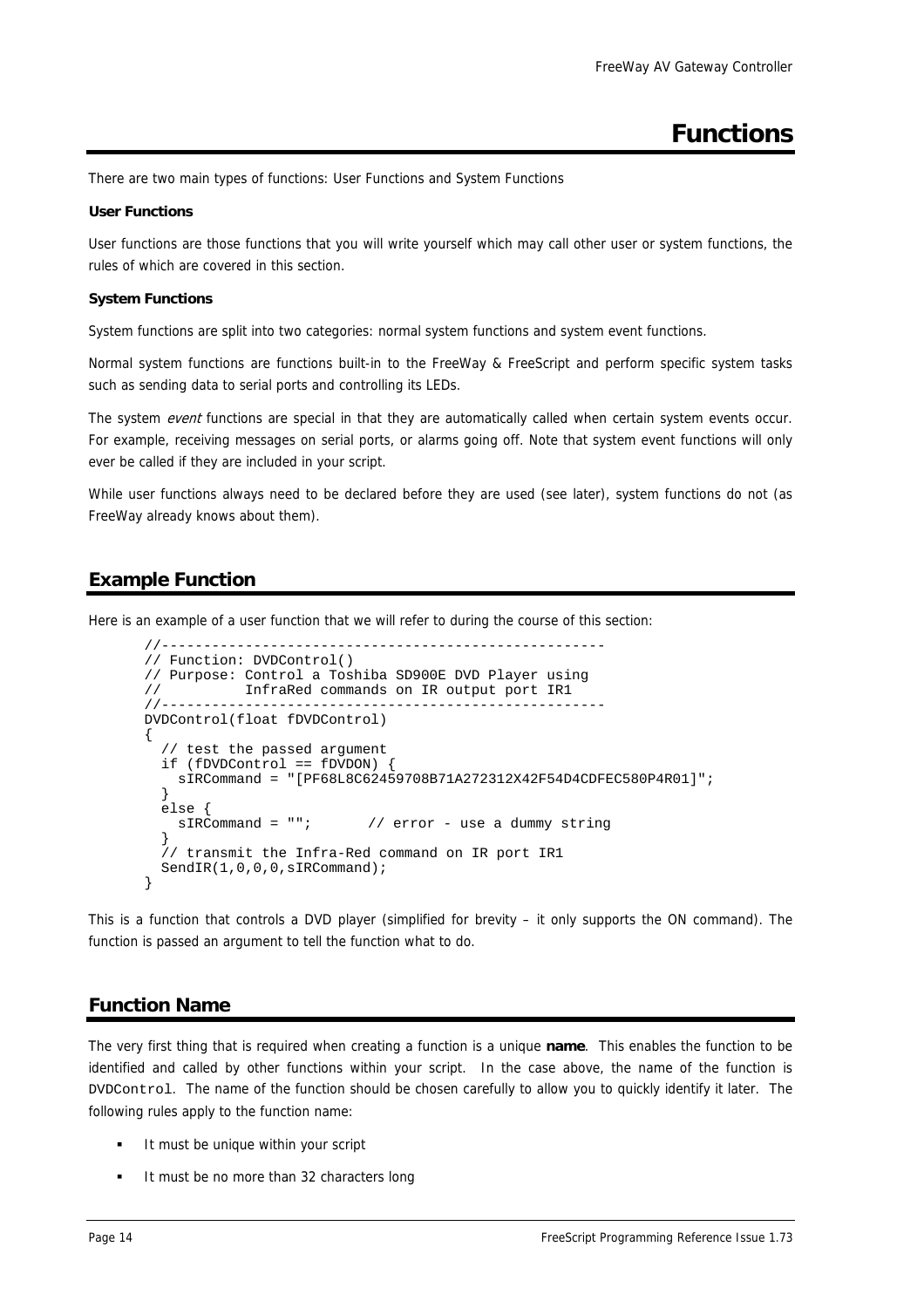# Functions

There are two main types of functions: User Functions and System Functions

**User Functions**

User functions are those functions that you will write yourself which may call other user or system functions, the rules of which are covered in this section.

**System Functions**

System functions are split into two categories: normal system functions and system event functions.

Normal system functions are functions built-in to the FreeWay & FreeScript and perform specific system tasks such as sending data to serial ports and controlling its LEDs.

The system *event* functions are special in that they are automatically called when certain system events occur. For example, receiving messages on serial ports, or alarms going off. Note that system event functions will only ever be called if they are included in your script.

While user functions always need to be declared before they are used (see later), system functions do not (as FreeWay already knows about them).

## Example Function

Here is an example of a user function that we will refer to during the course of this section:

```
//---------------------------------------------------
// Function: DVDControl()
// Purpose: Control a Toshiba SD900E DVD Player using
//          InfraRed commands on IR output port IR1
//---------------------------------------------------
DVDControl(float fDVDControl)
{
  // test the passed argument
  if (fDVDControl == fDVDON) {
    sIRCommand = "[PF68L8C62459708B71A272312X42F54D4CDFEC580P4R01]";
  }
  else {
    sIRCommand = "";       // error - use a dummy string
  }
  // transmit the Infra-Red command on IR port IR1
  SendIR(1,0,0,0,sIRCommand);
}
```

This is a function that controls a DVD player (simplified for brevity – it only supports the ON command). The function is passed an argument to tell the function what to do.

## Function Name

The very first thing that is required when creating a function is a unique **name**. This enables the function to be identified and called by other functions within your script. In the case above, the name of the function is `DVDControl`. The name of the function should be chosen carefully to allow you to quickly identify it later. The following rules apply to the function name:

- It must be unique within your script
- It must be no more than 32 characters long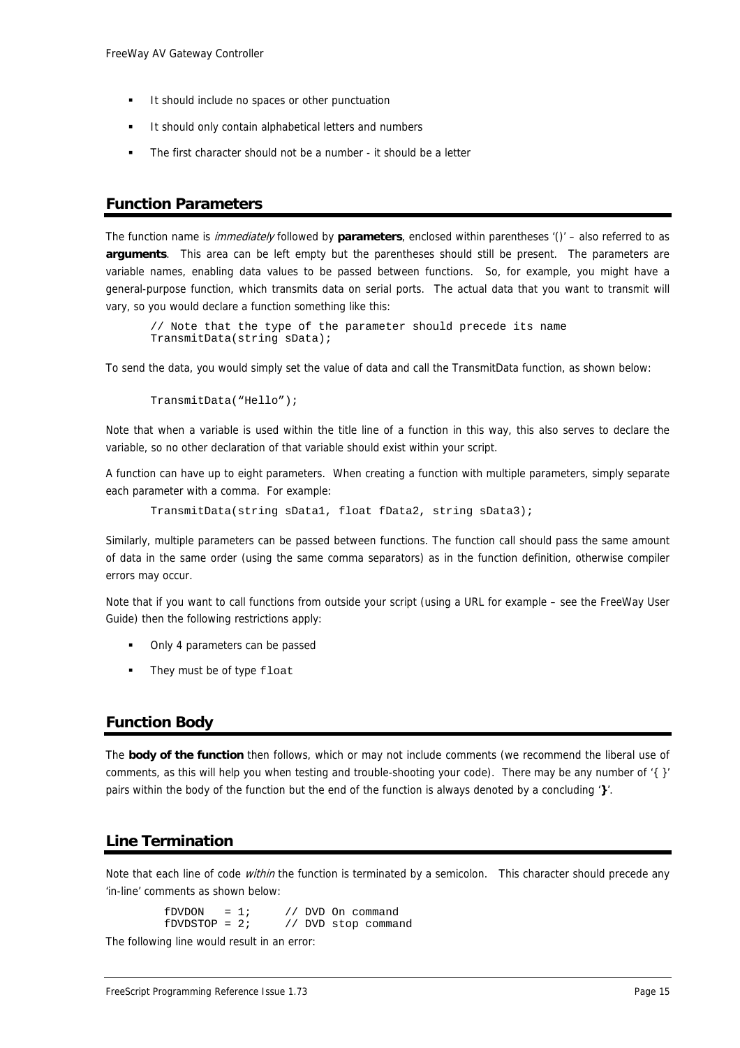- It should include no spaces or other punctuation
- It should only contain alphabetical letters and numbers
- The first character should not be a number - it should be a letter

## Function Parameters

The function name is *immediately* followed by **parameters**, enclosed within parentheses '()' – also referred to as **arguments**. This area can be left empty but the parentheses should still be present. The parameters are variable names, enabling data values to be passed between functions. So, for example, you might have a general-purpose function, which transmits data on serial ports. The actual data that you want to transmit will vary, so you would declare a function something like this:

```
// Note that the type of the parameter should precede its name
TransmitData(string sData);
```

To send the data, you would simply set the value of data and call the TransmitData function, as shown below:

```
TransmitData("Hello");
```

Note that when a variable is used within the title line of a function in this way, this also serves to declare the variable, so no other declaration of that variable should exist within your script.

A function can have up to eight parameters. When creating a function with multiple parameters, simply separate each parameter with a comma. For example:

```
TransmitData(string sData1, float fData2, string sData3);
```

Similarly, multiple parameters can be passed between functions. The function call should pass the same amount of data in the same order (using the same comma separators) as in the function definition, otherwise compiler errors may occur.

Note that if you want to call functions from outside your script (using a URL for example – see the FreeWay User Guide) then the following restrictions apply:

- Only 4 parameters can be passed
- They must be of type `float`

## Function Body

The **body of the function** then follows, which or may not include comments (we recommend the liberal use of comments, as this will help you when testing and trouble-shooting your code). There may be any number of '{ }' pairs within the body of the function but the end of the function is always denoted by a concluding '**}**'.

## Line Termination

Note that each line of code *within* the function is terminated by a semicolon. This character should precede any 'in-line' comments as shown below:

```
fDVDON   = 1;     // DVD On command
fDVDSTOP = 2;     // DVD stop command
```

The following line would result in an error: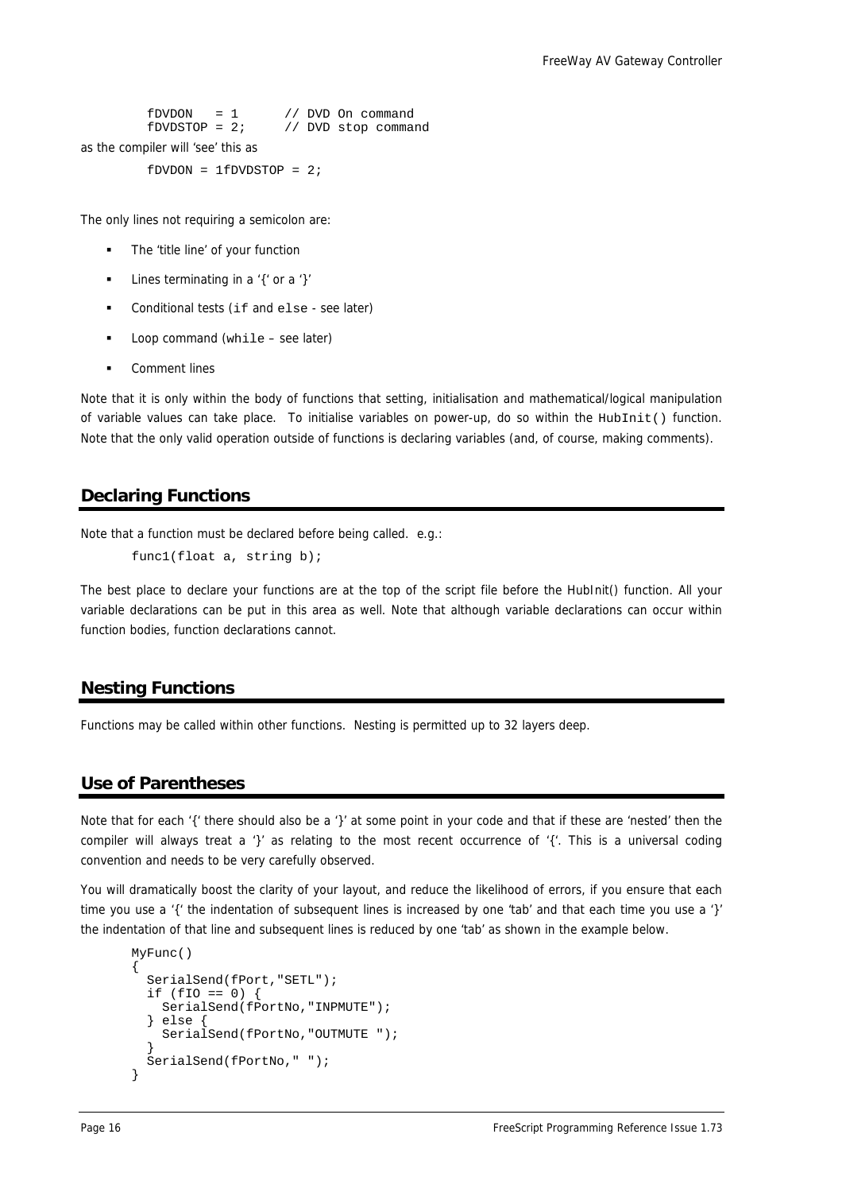```
fDVDON   = 1       // DVD On command
fDVDSTOP = 2;      // DVD stop command
```

as the compiler will 'see' this as

```
fDVDON = 1fDVDSTOP = 2;
```

The only lines not requiring a semicolon are:

- The 'title line' of your function
- Lines terminating in a '{' or a '}'
- Conditional tests (`if` and `else` - see later)
- Loop command (`while` – see later)
- Comment lines

Note that it is only within the body of functions that setting, initialisation and mathematical/logical manipulation of variable values can take place. To initialise variables on power-up, do so within the `HubInit()` function. Note that the only valid operation outside of functions is declaring variables (and, of course, making comments).

## Declaring Functions

Note that a function must be declared before being called. e.g.:

```
func1(float a, string b);
```

The best place to declare your functions are at the top of the script file before the HubInit() function. All your variable declarations can be put in this area as well. Note that although variable declarations can occur within function bodies, function declarations cannot.

## Nesting Functions

Functions may be called within other functions. Nesting is permitted up to 32 layers deep.

## Use of Parentheses

Note that for each '{' there should also be a '}' at some point in your code and that if these are 'nested' then the compiler will always treat a '}' as relating to the most recent occurrence of '{'. This is a universal coding convention and needs to be very carefully observed.

You will dramatically boost the clarity of your layout, and reduce the likelihood of errors, if you ensure that each time you use a '{' the indentation of subsequent lines is increased by one 'tab' and that each time you use a '}' the indentation of that line and subsequent lines is reduced by one 'tab' as shown in the example below.

```
MyFunc()
{
  SerialSend(fPort,"SETL");
  if (fIO == 0) {
    SerialSend(fPortNo,"INPMUTE");
  } else {
    SerialSend(fPortNo,"OUTMUTE ");
  }
  SerialSend(fPortNo," ");
}
```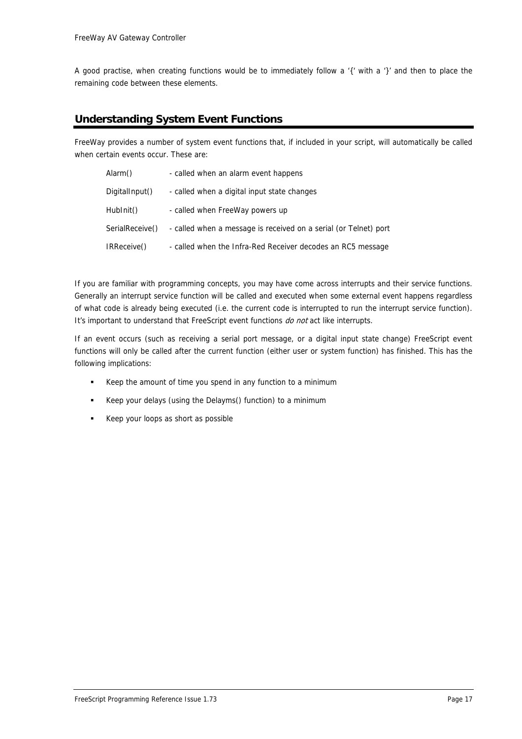A good practise, when creating functions would be to immediately follow a '{' with a '}' and then to place the remaining code between these elements.

## Understanding System Event Functions

FreeWay provides a number of system event functions that, if included in your script, will automatically be called when certain events occur. These are:

| | |
|---|---|
| Alarm() | - called when an alarm event happens |
| DigitalInput() | - called when a digital input state changes |
| HubInit() | - called when FreeWay powers up |
| SerialReceive() | - called when a message is received on a serial (or Telnet) port |
| IRReceive() | - called when the Infra-Red Receiver decodes an RC5 message |

If you are familiar with programming concepts, you may have come across interrupts and their service functions. Generally an interrupt service function will be called and executed when some external event happens regardless of what code is already being executed (i.e. the current code is interrupted to run the interrupt service function). It's important to understand that FreeScript event functions *do not* act like interrupts.

If an event occurs (such as receiving a serial port message, or a digital input state change) FreeScript event functions will only be called after the current function (either user or system function) has finished. This has the following implications:

- Keep the amount of time you spend in any function to a minimum
- Keep your delays (using the Delayms() function) to a minimum
- Keep your loops as short as possible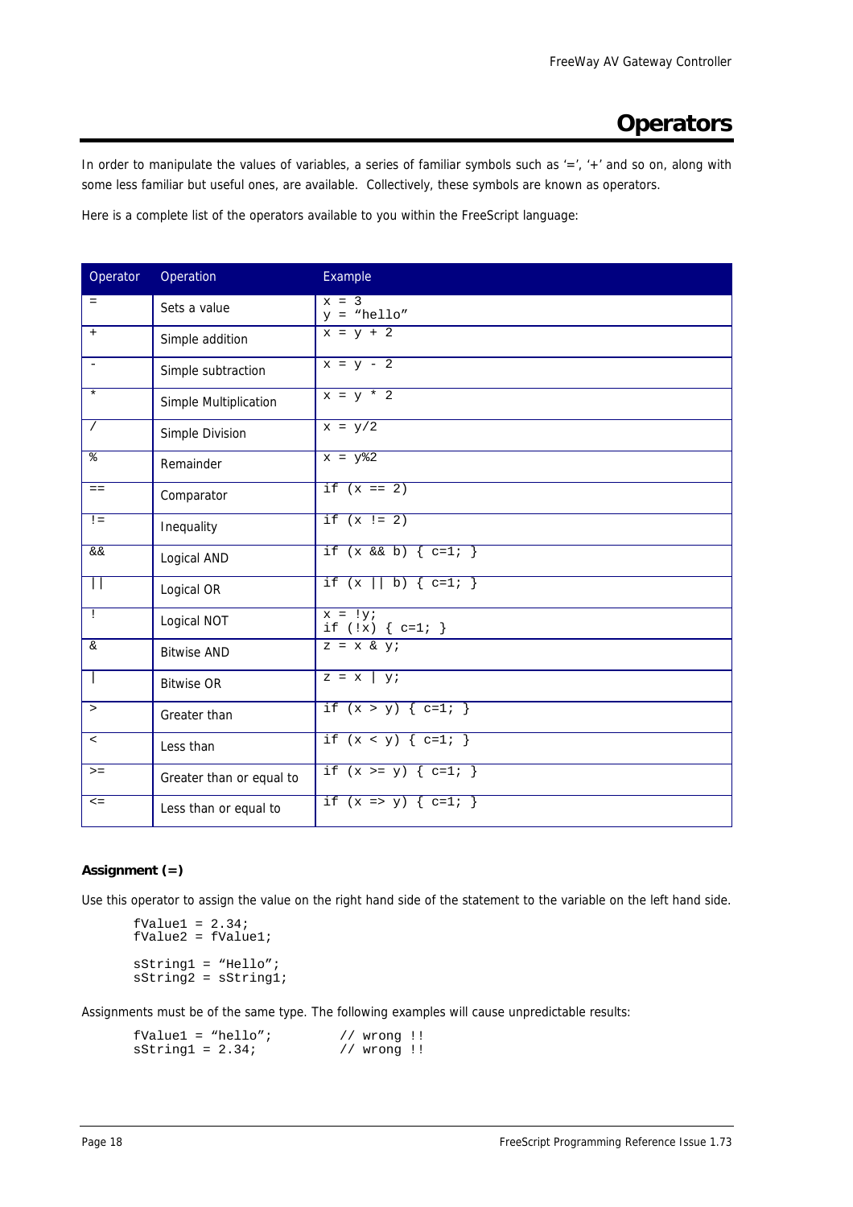# Operators

In order to manipulate the values of variables, a series of familiar symbols such as '=', '+' and so on, along with some less familiar but useful ones, are available. Collectively, these symbols are known as operators.

Here is a complete list of the operators available to you within the FreeScript language:

| Operator | Operation | Example |
|---|---|---|
| `=` | Sets a value | `x = 3`<br>`y = "hello"` |
| `+` | Simple addition | `x = y + 2` |
| `-` | Simple subtraction | `x = y - 2` |
| `*` | Simple Multiplication | `x = y * 2` |
| `/` | Simple Division | `x = y/2` |
| `%` | Remainder | `x = y%2` |
| `==` | Comparator | `if (x == 2)` |
| `!=` | Inequality | `if (x != 2)` |
| `&&` | Logical AND | `if (x && b) { c=1; }` |
| `\|\|` | Logical OR | `if (x \|\| b) { c=1; }` |
| `!` | Logical NOT | `x = !y;`<br>`if (!x) { c=1; }` |
| `&` | Bitwise AND | `z = x & y;` |
| `\|` | Bitwise OR | `z = x \| y;` |
| `>` | Greater than | `if (x > y) { c=1; }` |
| `<` | Less than | `if (x < y) { c=1; }` |
| `>=` | Greater than or equal to | `if (x >= y) { c=1; }` |
| `<=` | Less than or equal to | `if (x => y) { c=1; }` |

**Assignment (=)**

Use this operator to assign the value on the right hand side of the statement to the variable on the left hand side.

```
fValue1 = 2.34;
fValue2 = fValue1;

sString1 = "Hello";
sString2 = sString1;
```

Assignments must be of the same type. The following examples will cause unpredictable results:

```
fValue1 = "hello";         // wrong !!
sString1 = 2.34;           // wrong !!
```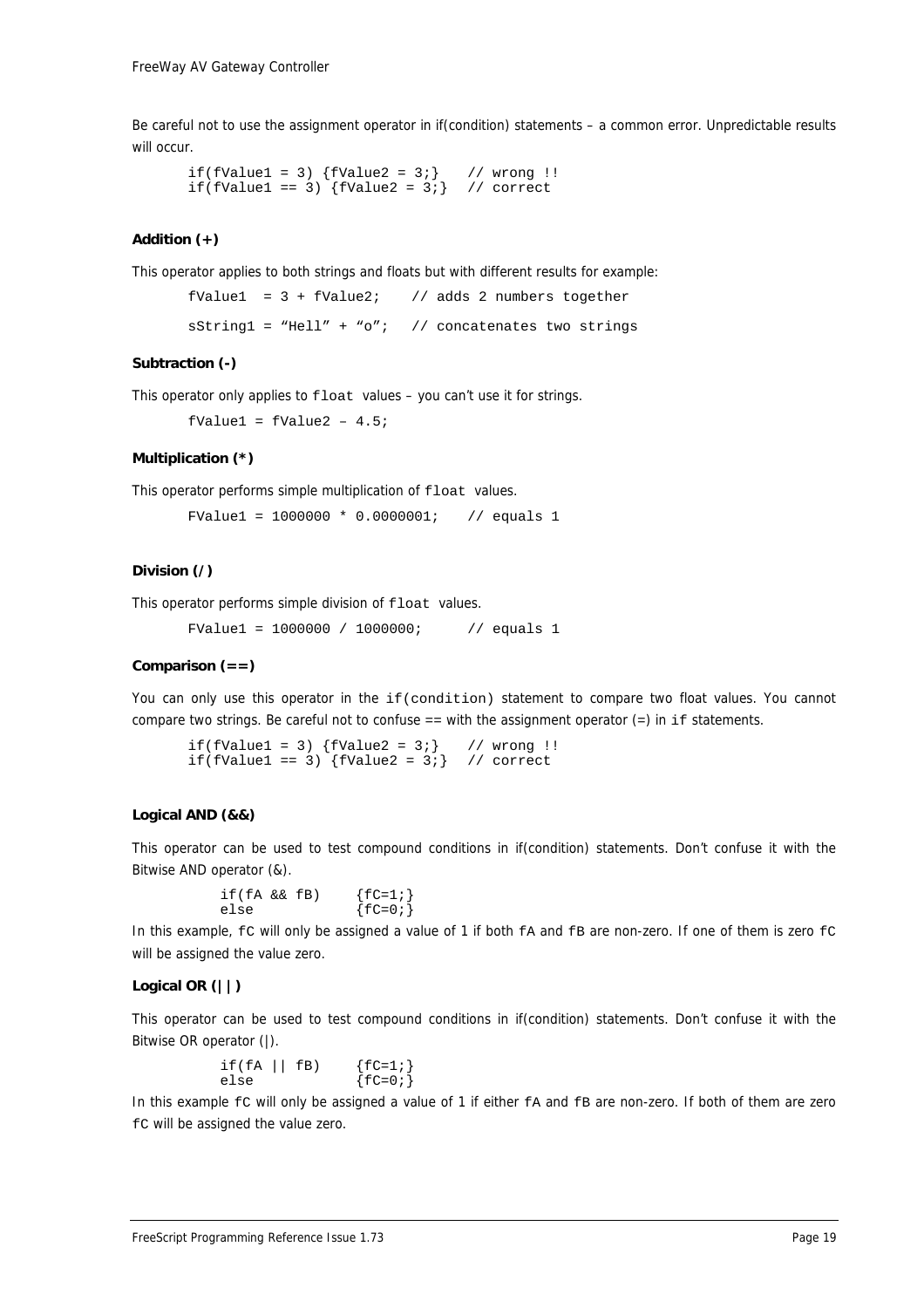Be careful not to use the assignment operator in if(condition) statements – a common error. Unpredictable results will occur.

```
if(fValue1 = 3) {fValue2 = 3;}   // wrong !!
if(fValue1 == 3) {fValue2 = 3;}  // correct
```

**Addition (+)**

This operator applies to both strings and floats but with different results for example:

```
fValue1  = 3 + fValue2;    // adds 2 numbers together

sString1 = "Hell" + "o";   // concatenates two strings
```

**Subtraction (-)**

This operator only applies to `float` values – you can't use it for strings.

```
fValue1 = fValue2 – 4.5;
```

**Multiplication (*)**

This operator performs simple multiplication of `float` values.

```
FValue1 = 1000000 * 0.0000001;   // equals 1
```

**Division (/)**

This operator performs simple division of `float` values.

```
FValue1 = 1000000 / 1000000;     // equals 1
```

**Comparison (==)**

You can only use this operator in the `if(condition)` statement to compare two float values. You cannot compare two strings. Be careful not to confuse == with the assignment operator (=) in `if` statements.

```
if(fValue1 = 3) {fValue2 = 3;}   // wrong !!
if(fValue1 == 3) {fValue2 = 3;}  // correct
```

**Logical AND (&&)**

This operator can be used to test compound conditions in if(condition) statements. Don't confuse it with the Bitwise AND operator (&).

```
if(fA && fB)     {fC=1;}
else             {fC=0;}
```

In this example, `fC` will only be assigned a value of 1 if both `fA` and `fB` are non-zero. If one of them is zero `fC` will be assigned the value zero.

**Logical OR (||)**

This operator can be used to test compound conditions in if(condition) statements. Don't confuse it with the Bitwise OR operator (|).

```
if(fA || fB)     {fC=1;}
else             {fC=0;}
```

In this example `fC` will only be assigned a value of 1 if either `fA` and `fB` are non-zero. If both of them are zero `fC` will be assigned the value zero.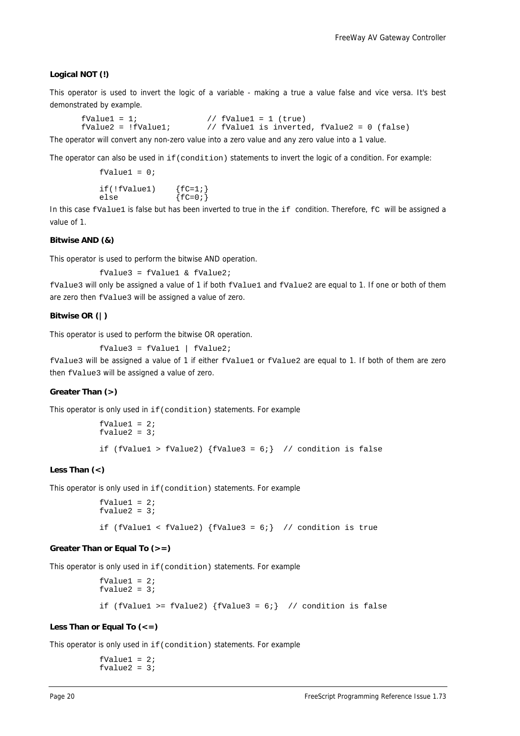**Logical NOT (!)**

This operator is used to invert the logic of a variable - making a true a value false and vice versa. It's best demonstrated by example.

```
fValue1 = 1;              // fValue1 = 1 (true)
fValue2 = !fValue1;       // fValue1 is inverted, fValue2 = 0 (false)
```

The operator will convert any non-zero value into a zero value and any zero value into a 1 value.

The operator can also be used in `if(condition)` statements to invert the logic of a condition. For example:

```
fValue1 = 0;

if(!fValue1)    {fC=1;}
else            {fC=0;}
```

In this case `fValue1` is false but has been inverted to true in the `if` condition. Therefore, `fC` will be assigned a value of 1.

**Bitwise AND (&)**

This operator is used to perform the bitwise AND operation.

```
fValue3 = fValue1 & fValue2;
```

`fValue3` will only be assigned a value of 1 if both `fValue1` and `fValue2` are equal to 1. If one or both of them are zero then `fValue3` will be assigned a value of zero.

**Bitwise OR (|)**

This operator is used to perform the bitwise OR operation.

```
fValue3 = fValue1 | fValue2;
```

`fValue3` will be assigned a value of 1 if either `fValue1` or `fValue2` are equal to 1. If both of them are zero then `fValue3` will be assigned a value of zero.

**Greater Than (>)**

This operator is only used in `if(condition)` statements. For example

```
fValue1 = 2;
fvalue2 = 3;

if (fValue1 > fValue2) {fValue3 = 6;}  // condition is false
```

**Less Than (<)**

This operator is only used in `if(condition)` statements. For example

```
fValue1 = 2;
fvalue2 = 3;

if (fValue1 < fValue2) {fValue3 = 6;}  // condition is true
```

**Greater Than or Equal To (>=)**

This operator is only used in `if(condition)` statements. For example

```
fValue1 = 2;
fvalue2 = 3;

if (fValue1 >= fValue2) {fValue3 = 6;}  // condition is false
```

**Less Than or Equal To (<=)**

This operator is only used in `if(condition)` statements. For example

```
fValue1 = 2;
fvalue2 = 3;
```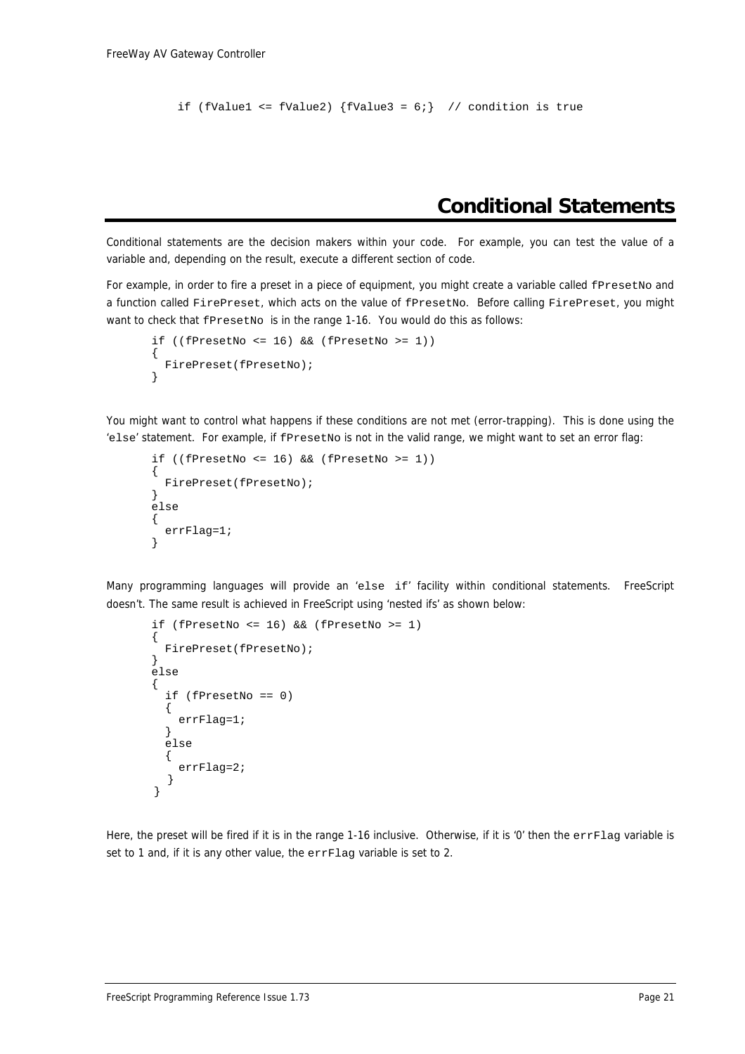```
if (fValue1 <= fValue2) {fValue3 = 6;}  // condition is true
```

# Conditional Statements

Conditional statements are the decision makers within your code. For example, you can test the value of a variable and, depending on the result, execute a different section of code.

For example, in order to fire a preset in a piece of equipment, you might create a variable called `fPresetNo` and a function called `FirePreset`, which acts on the value of `fPresetNo`. Before calling `FirePreset`, you might want to check that `fPresetNo` is in the range 1-16. You would do this as follows:

```
if ((fPresetNo <= 16) && (fPresetNo >= 1))
{
  FirePreset(fPresetNo);
}
```

You might want to control what happens if these conditions are not met (error-trapping). This is done using the '`else`' statement. For example, if `fPresetNo` is not in the valid range, we might want to set an error flag:

```
if ((fPresetNo <= 16) && (fPresetNo >= 1))
{
  FirePreset(fPresetNo);
}
else
{
  errFlag=1;
}
```

Many programming languages will provide an '`else if`' facility within conditional statements. FreeScript doesn't. The same result is achieved in FreeScript using 'nested ifs' as shown below:

```
if (fPresetNo <= 16) && (fPresetNo >= 1)
{
  FirePreset(fPresetNo);
}
else
{
  if (fPresetNo == 0)
  {
    errFlag=1;
  }
  else
  {
    errFlag=2;
   }
 }
```

Here, the preset will be fired if it is in the range 1-16 inclusive. Otherwise, if it is '0' then the `errFlag` variable is set to 1 and, if it is any other value, the `errFlag` variable is set to 2.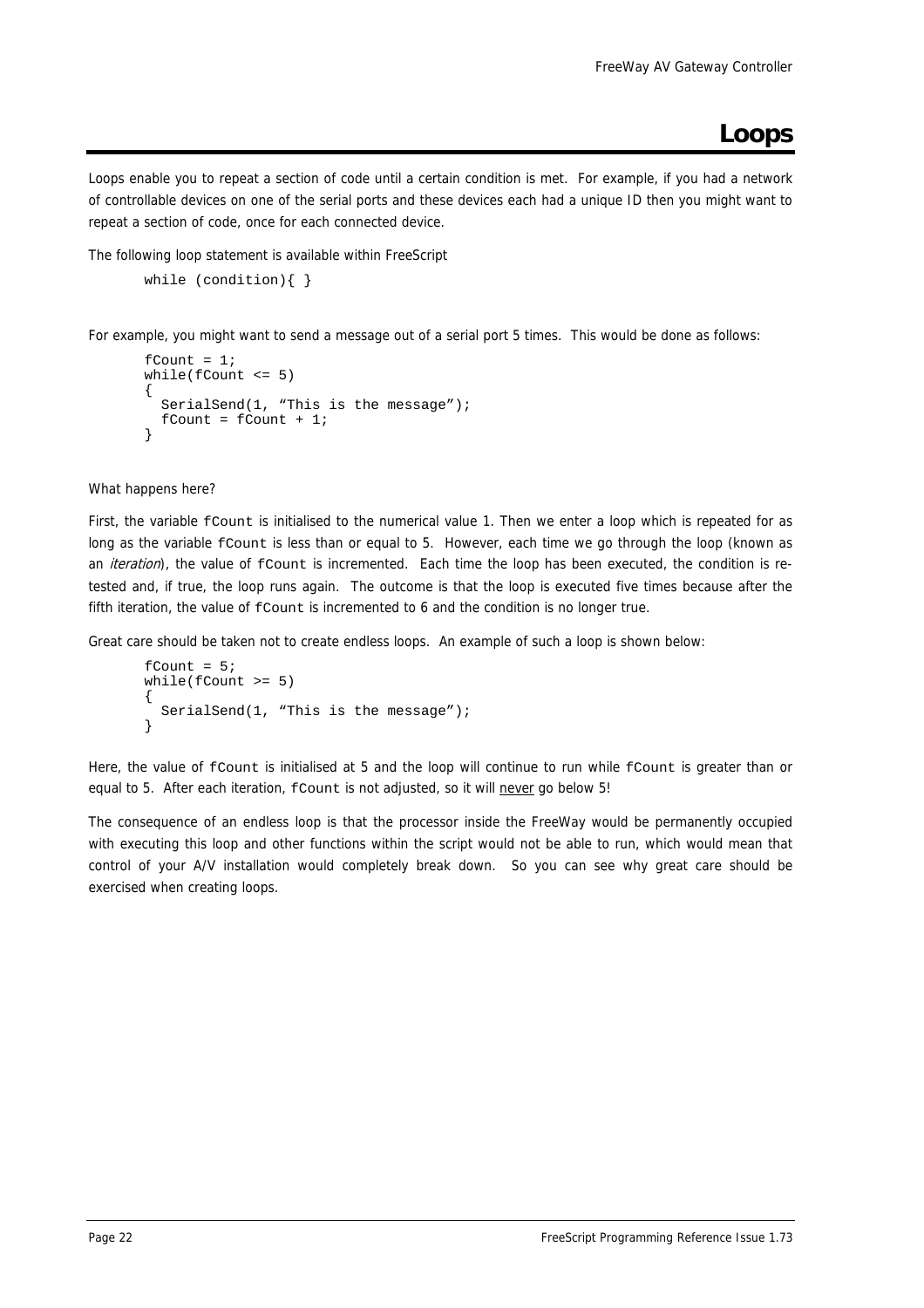# Loops

Loops enable you to repeat a section of code until a certain condition is met. For example, if you had a network of controllable devices on one of the serial ports and these devices each had a unique ID then you might want to repeat a section of code, once for each connected device.

The following loop statement is available within FreeScript

```
while (condition){ }
```

For example, you might want to send a message out of a serial port 5 times. This would be done as follows:

```
fCount = 1;
while(fCount <= 5)
{
  SerialSend(1, "This is the message");
  fCount = fCount + 1;
}
```

What happens here?

First, the variable `fCount` is initialised to the numerical value 1. Then we enter a loop which is repeated for as long as the variable `fCount` is less than or equal to 5. However, each time we go through the loop (known as an *iteration*), the value of `fCount` is incremented. Each time the loop has been executed, the condition is re-tested and, if true, the loop runs again. The outcome is that the loop is executed five times because after the fifth iteration, the value of `fCount` is incremented to 6 and the condition is no longer true.

Great care should be taken not to create endless loops. An example of such a loop is shown below:

```
fCount = 5;
while(fCount >= 5)
{
  SerialSend(1, "This is the message");
}
```

Here, the value of `fCount` is initialised at 5 and the loop will continue to run while `fCount` is greater than or equal to 5. After each iteration, `fCount` is not adjusted, so it will never go below 5!

The consequence of an endless loop is that the processor inside the FreeWay would be permanently occupied with executing this loop and other functions within the script would not be able to run, which would mean that control of your A/V installation would completely break down. So you can see why great care should be exercised when creating loops.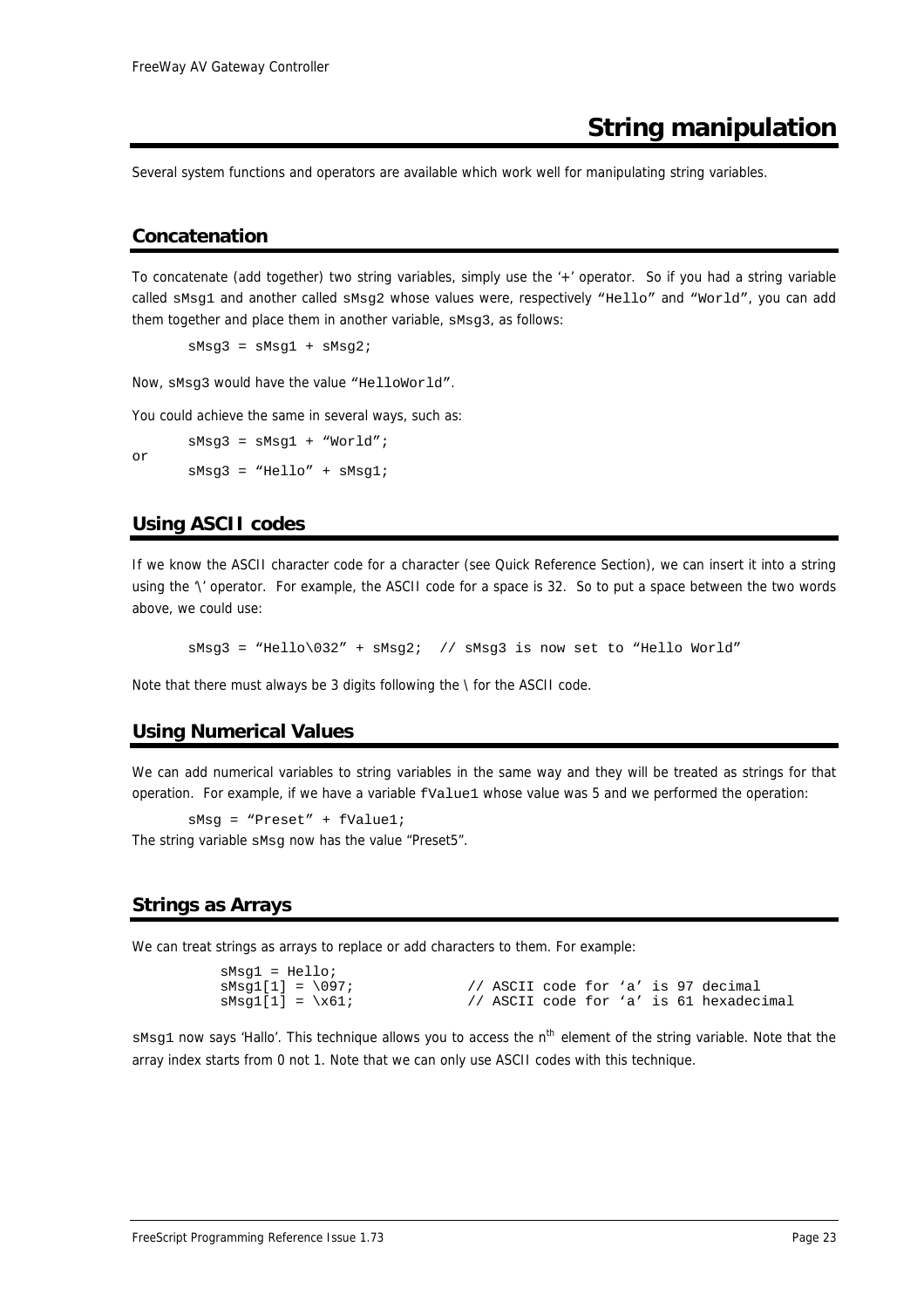# String manipulation

Several system functions and operators are available which work well for manipulating string variables.

## Concatenation

To concatenate (add together) two string variables, simply use the '+' operator. So if you had a string variable called `sMsg1` and another called `sMsg2` whose values were, respectively "`Hello`" and "`World`", you can add them together and place them in another variable, `sMsg3`, as follows:

```
sMsg3 = sMsg1 + sMsg2;
```

Now, `sMsg3` would have the value "`HelloWorld`".

You could achieve the same in several ways, such as:

```
sMsg3 = sMsg1 + "World";
```

or

```
sMsg3 = "Hello" + sMsg1;
```

## Using ASCII codes

If we know the ASCII character code for a character (see Quick Reference Section), we can insert it into a string using the '\' operator. For example, the ASCII code for a space is 32. So to put a space between the two words above, we could use:

```
sMsg3 = "Hello\032" + sMsg2;  // sMsg3 is now set to "Hello World"
```

Note that there must always be 3 digits following the \ for the ASCII code.

## Using Numerical Values

We can add numerical variables to string variables in the same way and they will be treated as strings for that operation. For example, if we have a variable `fValue1` whose value was 5 and we performed the operation:

```
sMsg = "Preset" + fValue1;
```

The string variable `sMsg` now has the value "Preset5".

## Strings as Arrays

We can treat strings as arrays to replace or add characters to them. For example:

```
sMsg1 = Hello;
sMsg1[1] = \097;              // ASCII code for 'a' is 97 decimal
sMsg1[1] = \x61;              // ASCII code for 'a' is 61 hexadecimal
```

`sMsg1` now says 'Hallo'. This technique allows you to access the n[th] element of the string variable. Note that the array index starts from 0 not 1. Note that we can only use ASCII codes with this technique.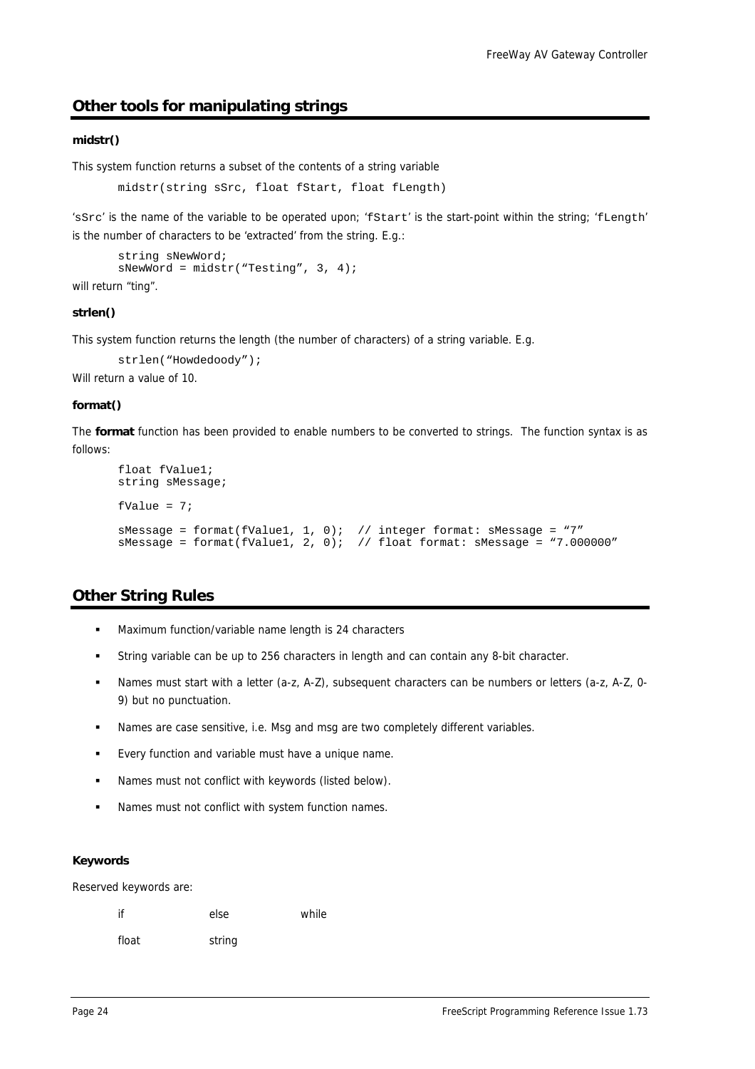## Other tools for manipulating strings

#### midstr()

This system function returns a subset of the contents of a string variable

```
midstr(string sSrc, float fStart, float fLength)
```

'`sSrc`' is the name of the variable to be operated upon; '`fStart`' is the start-point within the string; '`fLength`' is the number of characters to be 'extracted' from the string. E.g.:

```
string sNewWord;
sNewWord = midstr("Testing", 3, 4);
```

will return "ting".

#### strlen()

This system function returns the length (the number of characters) of a string variable. E.g.

```
strlen("Howdedoody");
```

Will return a value of 10.

#### format()

The **format** function has been provided to enable numbers to be converted to strings. The function syntax is as follows:

```
float fValue1;
string sMessage;

fValue = 7;

sMessage = format(fValue1, 1, 0);  // integer format: sMessage = "7"
sMessage = format(fValue1, 2, 0);  // float format: sMessage = "7.000000"
```

## Other String Rules

- Maximum function/variable name length is 24 characters
- String variable can be up to 256 characters in length and can contain any 8-bit character.
- Names must start with a letter (a-z, A-Z), subsequent characters can be numbers or letters (a-z, A-Z, 0-9) but no punctuation.
- Names are case sensitive, i.e. Msg and msg are two completely different variables.
- Every function and variable must have a unique name.
- Names must not conflict with keywords (listed below).
- Names must not conflict with system function names.

#### Keywords

Reserved keywords are:

| | | |
|---|---|---|
| if | else | while |
| float | string | |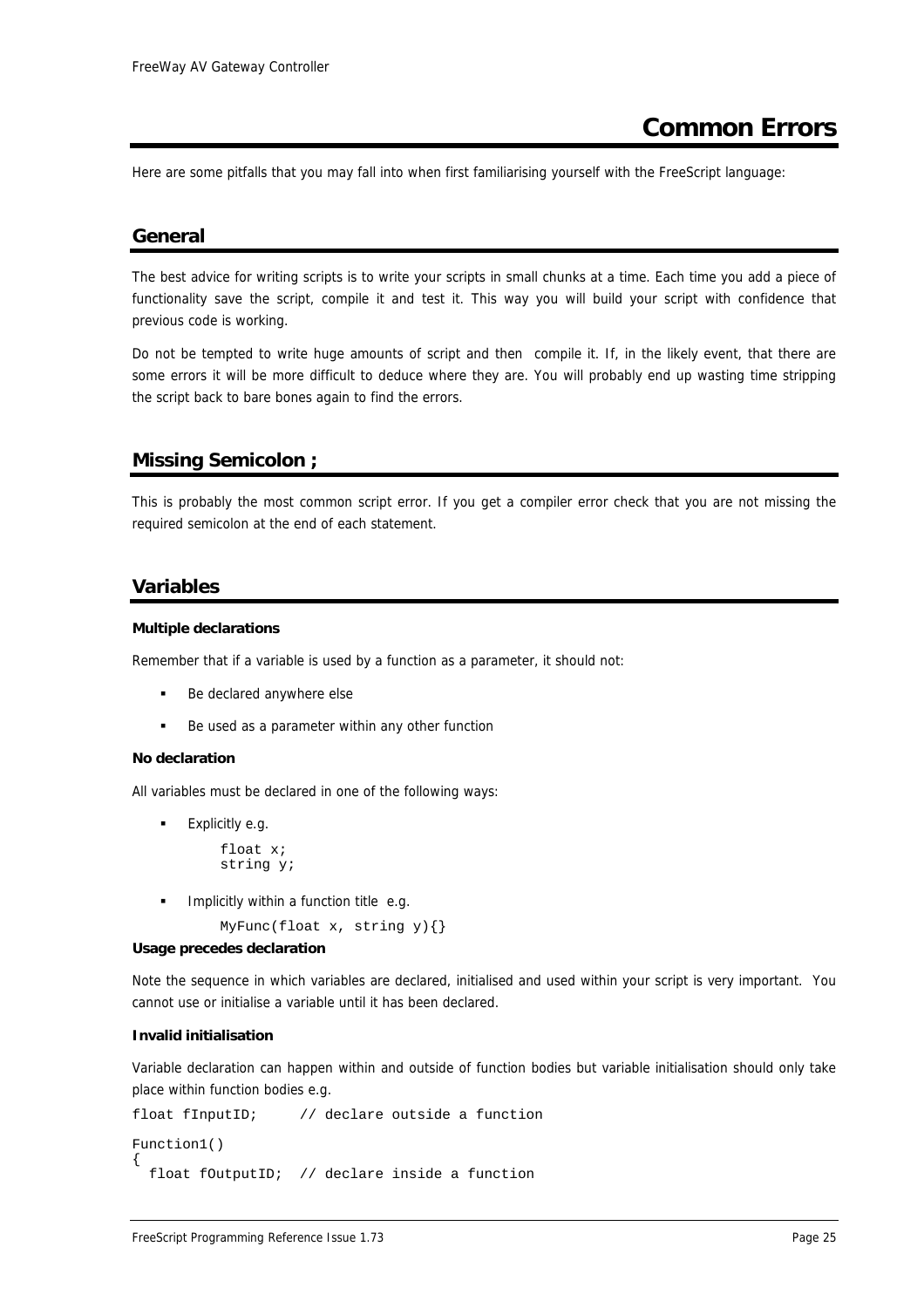# Common Errors

Here are some pitfalls that you may fall into when first familiarising yourself with the FreeScript language:

## General

The best advice for writing scripts is to write your scripts in small chunks at a time. Each time you add a piece of functionality save the script, compile it and test it. This way you will build your script with confidence that previous code is working.

Do not be tempted to write huge amounts of script and then compile it. If, in the likely event, that there are some errors it will be more difficult to deduce where they are. You will probably end up wasting time stripping the script back to bare bones again to find the errors.

## Missing Semicolon ;

This is probably the most common script error. If you get a compiler error check that you are not missing the required semicolon at the end of each statement.

## Variables

**Multiple declarations**

Remember that if a variable is used by a function as a parameter, it should not:

- Be declared anywhere else
- Be used as a parameter within any other function

**No declaration**

All variables must be declared in one of the following ways:

- Explicitly e.g.

```
float x;
string y;
```

- Implicitly within a function title e.g.

```
MyFunc(float x, string y){}
```

**Usage precedes declaration**

Note the sequence in which variables are declared, initialised and used within your script is very important. You cannot use or initialise a variable until it has been declared.

**Invalid initialisation**

Variable declaration can happen within and outside of function bodies but variable initialisation should only take place within function bodies e.g.

```
float fInputID;     // declare outside a function

Function1()
{
  float fOutputID;  // declare inside a function
```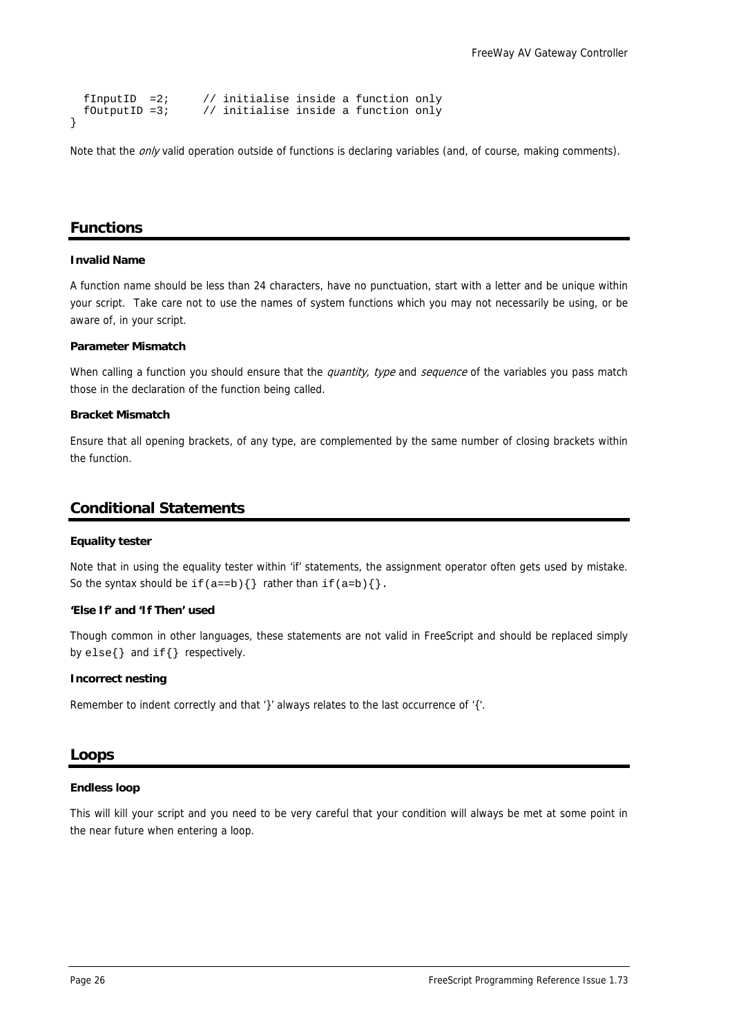```
  fInputID  =2;      // initialise inside a function only
  fOutputID =3;      // initialise inside a function only
}
```

Note that the *only* valid operation outside of functions is declaring variables (and, of course, making comments).

## Functions

**Invalid Name**

A function name should be less than 24 characters, have no punctuation, start with a letter and be unique within your script. Take care not to use the names of system functions which you may not necessarily be using, or be aware of, in your script.

**Parameter Mismatch**

When calling a function you should ensure that the *quantity*, *type* and *sequence* of the variables you pass match those in the declaration of the function being called.

**Bracket Mismatch**

Ensure that all opening brackets, of any type, are complemented by the same number of closing brackets within the function.

## Conditional Statements

**Equality tester**

Note that in using the equality tester within 'if' statements, the assignment operator often gets used by mistake. So the syntax should be `if(a==b){}` rather than `if(a=b){}`.

**'Else If' and 'If Then' used**

Though common in other languages, these statements are not valid in FreeScript and should be replaced simply by `else{}` and `if{}` respectively.

**Incorrect nesting**

Remember to indent correctly and that '}' always relates to the last occurrence of '{'.

## Loops

**Endless loop**

This will kill your script and you need to be very careful that your condition will always be met at some point in the near future when entering a loop.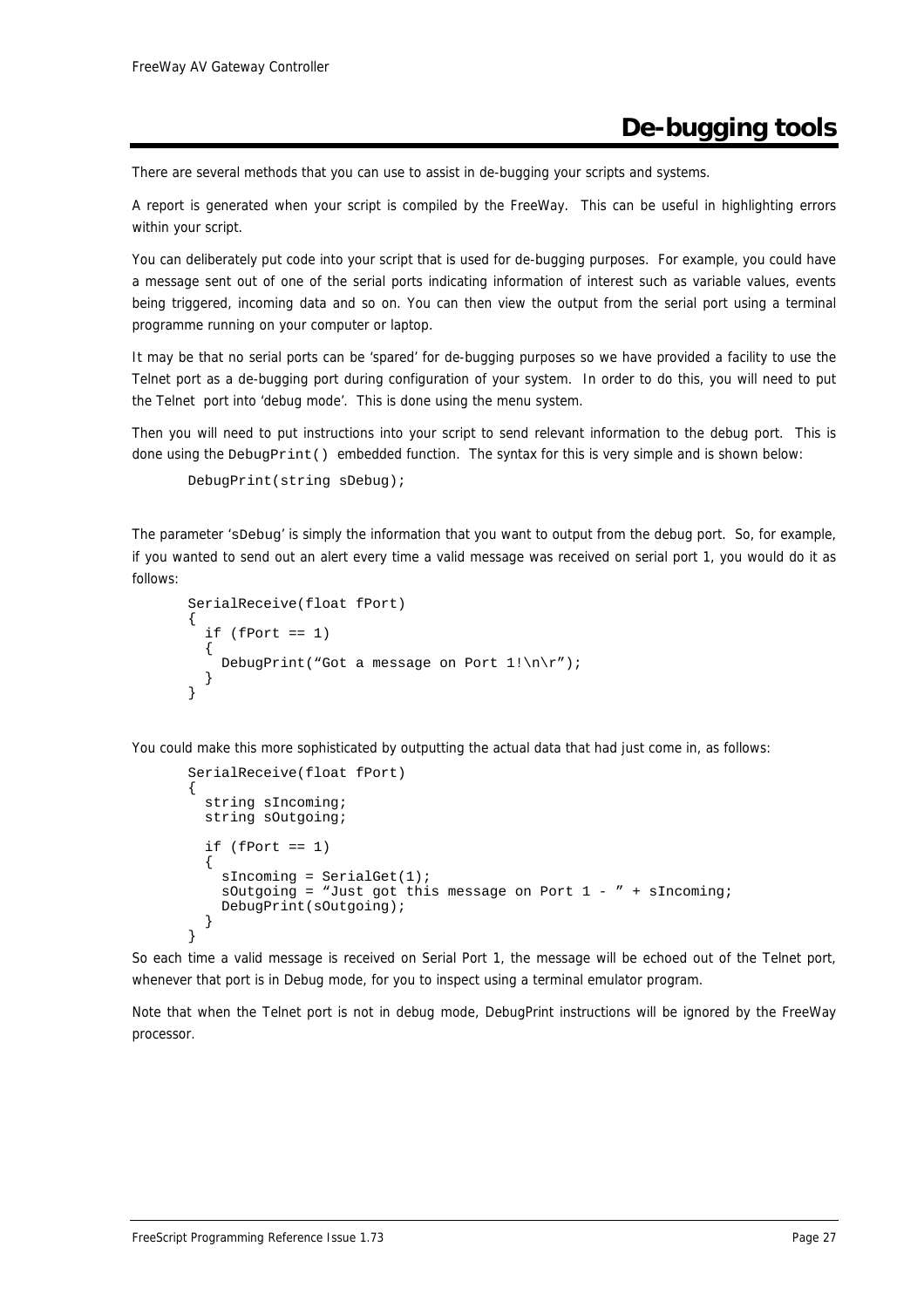# De-bugging tools

There are several methods that you can use to assist in de-bugging your scripts and systems.

A report is generated when your script is compiled by the FreeWay. This can be useful in highlighting errors within your script.

You can deliberately put code into your script that is used for de-bugging purposes. For example, you could have a message sent out of one of the serial ports indicating information of interest such as variable values, events being triggered, incoming data and so on. You can then view the output from the serial port using a terminal programme running on your computer or laptop.

It may be that no serial ports can be 'spared' for de-bugging purposes so we have provided a facility to use the Telnet port as a de-bugging port during configuration of your system. In order to do this, you will need to put the Telnet port into 'debug mode'. This is done using the menu system.

Then you will need to put instructions into your script to send relevant information to the debug port. This is done using the `DebugPrint()` embedded function. The syntax for this is very simple and is shown below:

```
DebugPrint(string sDebug);
```

The parameter 'sDebug' is simply the information that you want to output from the debug port. So, for example, if you wanted to send out an alert every time a valid message was received on serial port 1, you would do it as follows:

```
SerialReceive(float fPort)
{
  if (fPort == 1)
  {
    DebugPrint("Got a message on Port 1!\n\r");
  }
}
```

You could make this more sophisticated by outputting the actual data that had just come in, as follows:

```
SerialReceive(float fPort)
{
  string sIncoming;
  string sOutgoing;

  if (fPort == 1)
  {
    sIncoming = SerialGet(1);
    sOutgoing = "Just got this message on Port 1 - " + sIncoming;
    DebugPrint(sOutgoing);
  }
}
```

So each time a valid message is received on Serial Port 1, the message will be echoed out of the Telnet port, whenever that port is in Debug mode, for you to inspect using a terminal emulator program.

Note that when the Telnet port is not in debug mode, DebugPrint instructions will be ignored by the FreeWay processor.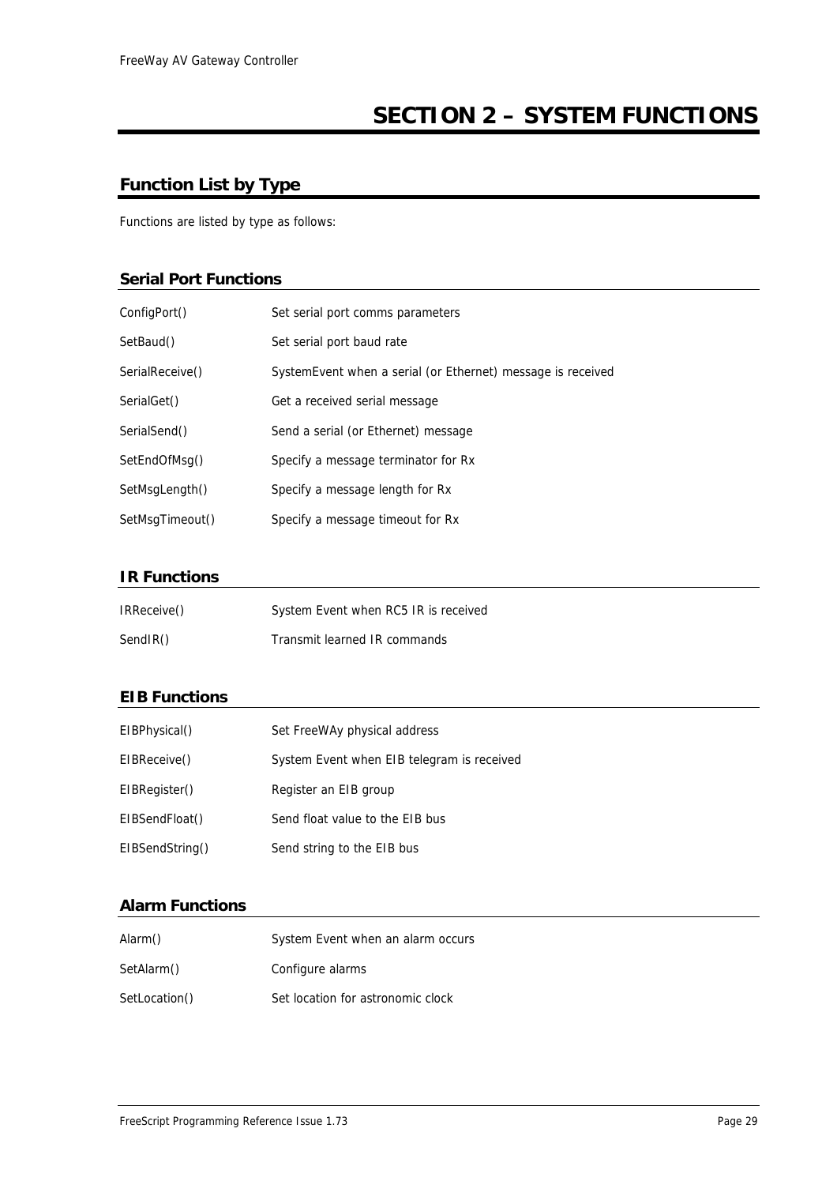# SECTION 2 – SYSTEM FUNCTIONS

## Function List by Type

Functions are listed by type as follows:

### Serial Port Functions

| | |
|---|---|
| ConfigPort() | Set serial port comms parameters |
| SetBaud() | Set serial port baud rate |
| SerialReceive() | SystemEvent when a serial (or Ethernet) message is received |
| SerialGet() | Get a received serial message |
| SerialSend() | Send a serial (or Ethernet) message |
| SetEndOfMsg() | Specify a message terminator for Rx |
| SetMsgLength() | Specify a message length for Rx |
| SetMsgTimeout() | Specify a message timeout for Rx |

### IR Functions

| | |
|---|---|
| IRReceive() | System Event when RC5 IR is received |
| SendIR() | Transmit learned IR commands |

### EIB Functions

| | |
|---|---|
| EIBPhysical() | Set FreeWAy physical address |
| EIBReceive() | System Event when EIB telegram is received |
| EIBRegister() | Register an EIB group |
| EIBSendFloat() | Send float value to the EIB bus |
| EIBSendString() | Send string to the EIB bus |

### Alarm Functions

| | |
|---|---|
| Alarm() | System Event when an alarm occurs |
| SetAlarm() | Configure alarms |
| SetLocation() | Set location for astronomic clock |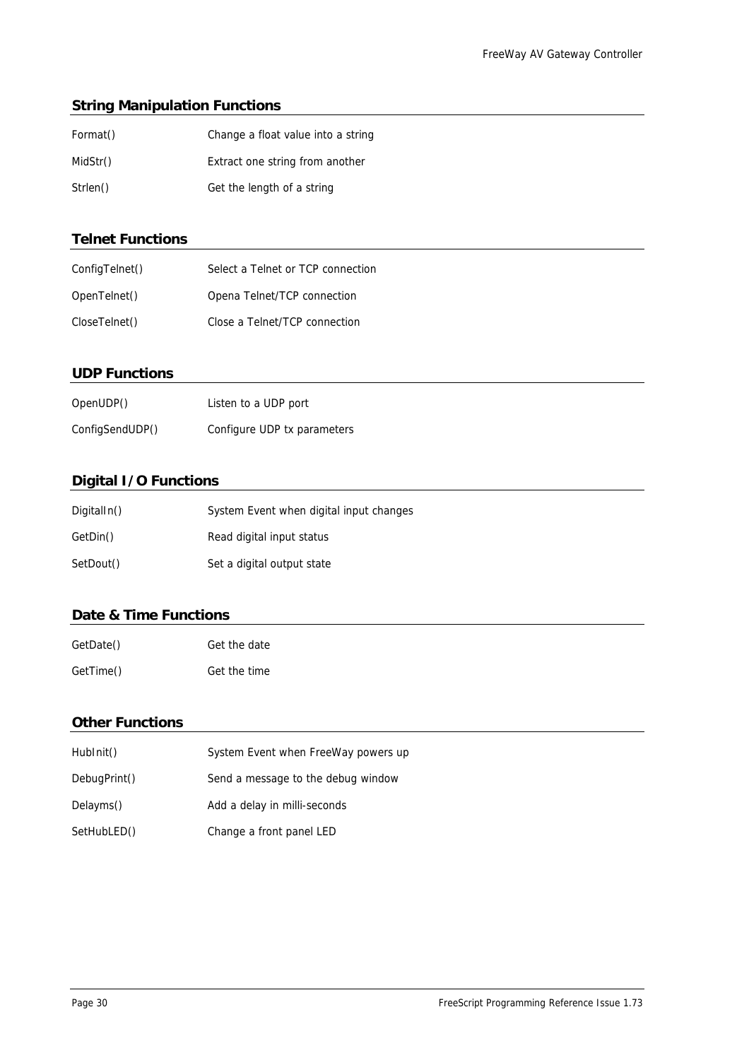## String Manipulation Functions

| | |
|---|---|
| Format() | Change a float value into a string |
| MidStr() | Extract one string from another |
| Strlen() | Get the length of a string |

## Telnet Functions

| | |
|---|---|
| ConfigTelnet() | Select a Telnet or TCP connection |
| OpenTelnet() | Opena Telnet/TCP connection |
| CloseTelnet() | Close a Telnet/TCP connection |

## UDP Functions

| | |
|---|---|
| OpenUDP() | Listen to a UDP port |
| ConfigSendUDP() | Configure UDP tx parameters |

## Digital I/O Functions

| | |
|---|---|
| DigitalIn() | System Event when digital input changes |
| GetDin() | Read digital input status |
| SetDout() | Set a digital output state |

## Date & Time Functions

| | |
|---|---|
| GetDate() | Get the date |
| GetTime() | Get the time |

## Other Functions

| | |
|---|---|
| HubInit() | System Event when FreeWay powers up |
| DebugPrint() | Send a message to the debug window |
| Delayms() | Add a delay in milli-seconds |
| SetHubLED() | Change a front panel LED |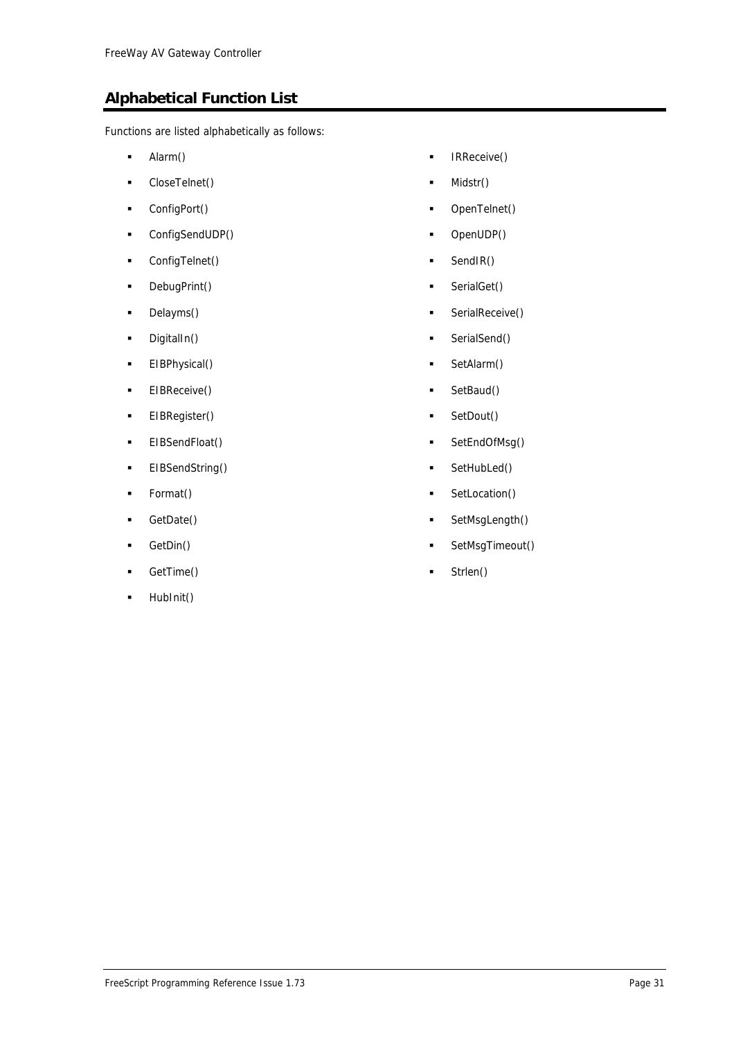## Alphabetical Function List

Functions are listed alphabetically as follows:

- Alarm()
- CloseTelnet()
- ConfigPort()
- ConfigSendUDP()
- ConfigTelnet()
- DebugPrint()
- Delayms()
- DigitalIn()
- EIBPhysical()
- EIBReceive()
- EIBRegister()
- EIBSendFloat()
- EIBSendString()
- Format()
- GetDate()
- GetDin()
- GetTime()
- HubInit()
- IRReceive()
- Midstr()
- OpenTelnet()
- OpenUDP()
- SendIR()
- SerialGet()
- SerialReceive()
- SerialSend()
- SetAlarm()
- SetBaud()
- SetDout()
- SetEndOfMsg()
- SetHubLed()
- SetLocation()
- SetMsgLength()
- SetMsgTimeout()
- Strlen()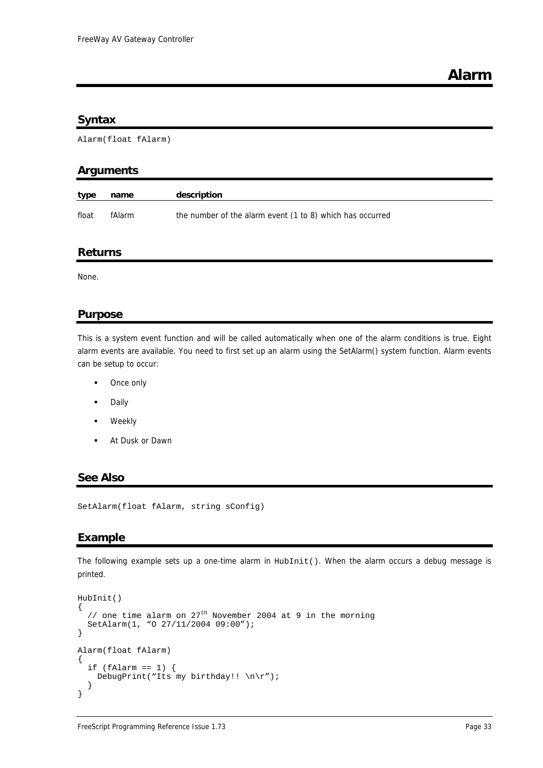# Alarm

## Syntax

```
Alarm(float fAlarm)
```

## Arguments

| type | name | description |
|---|---|---|
| float | fAlarm | the number of the alarm event (1 to 8) which has occurred |

## Returns

None.

## Purpose

This is a system event function and will be called automatically when one of the alarm conditions is true. Eight alarm events are available. You need to first set up an alarm using the SetAlarm() system function. Alarm events can be setup to occur:

- Once only
- Daily
- Weekly
- At Dusk or Dawn

## See Also

```
SetAlarm(float fAlarm, string sConfig)
```

## Example

The following example sets up a one-time alarm in `HubInit()`. When the alarm occurs a debug message is printed.

```
HubInit()
{
  // one time alarm on 27th November 2004 at 9 in the morning
  SetAlarm(1, “O 27/11/2004 09:00”);
}

Alarm(float fAlarm)
{
  if (fAlarm == 1) {
    DebugPrint(“Its my birthday!! \n\r”);
  }
}
```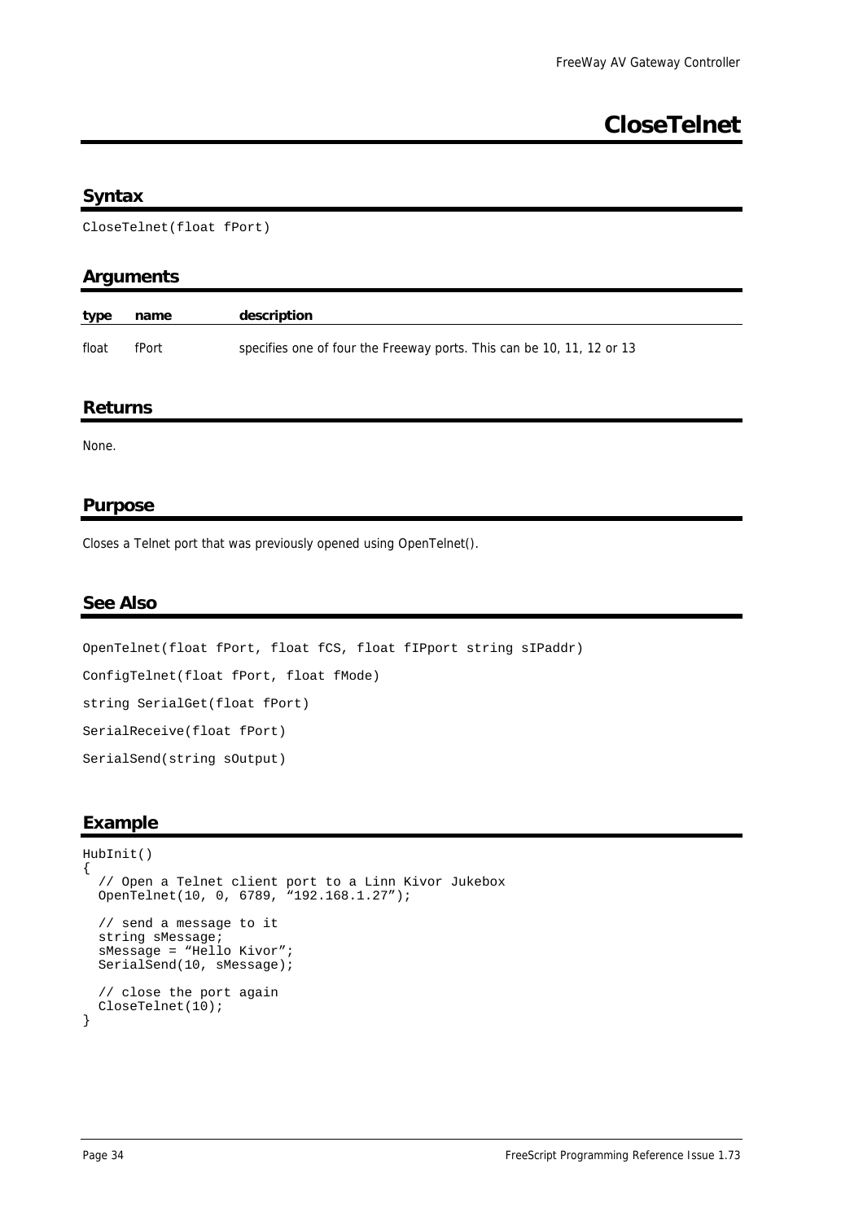# CloseTelnet

## Syntax

```
CloseTelnet(float fPort)
```

## Arguments

| type | name | description |
|---|---|---|
| float | fPort | specifies one of four the Freeway ports. This can be 10, 11, 12 or 13 |

## Returns

None.

## Purpose

Closes a Telnet port that was previously opened using OpenTelnet().

## See Also

```
OpenTelnet(float fPort, float fCS, float fIPport string sIPaddr)

ConfigTelnet(float fPort, float fMode)

string SerialGet(float fPort)

SerialReceive(float fPort)

SerialSend(string sOutput)
```

## Example

```
HubInit()
{
  // Open a Telnet client port to a Linn Kivor Jukebox
  OpenTelnet(10, 0, 6789, “192.168.1.27”);

  // send a message to it
  string sMessage;
  sMessage = “Hello Kivor”;
  SerialSend(10, sMessage);

  // close the port again
  CloseTelnet(10);
}
```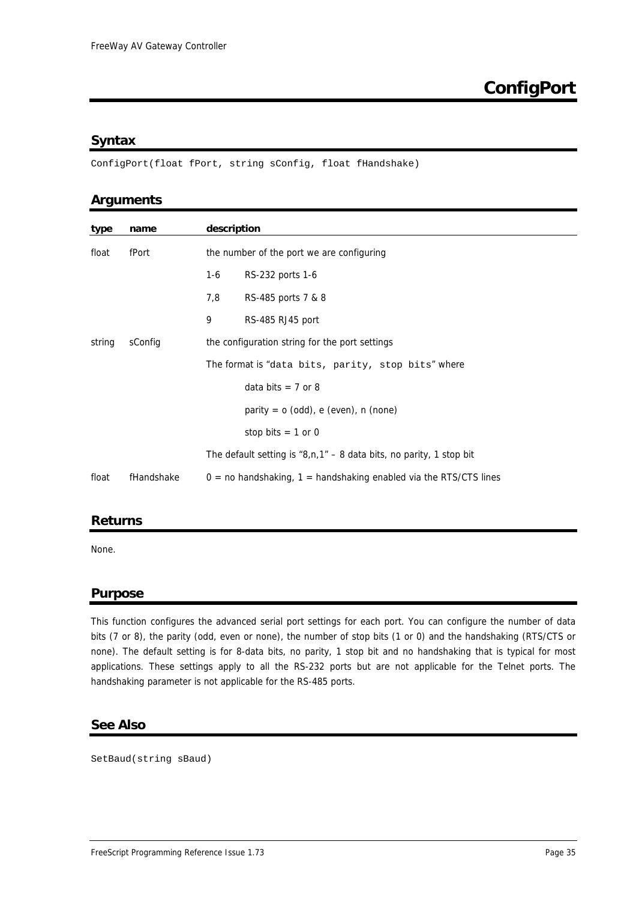# ConfigPort

## Syntax

```
ConfigPort(float fPort, string sConfig, float fHandshake)
```

## Arguments

| type | name | description | |
|---|---|---|---|
| float | fPort | the number of the port we are configuring | |
| | | 1-6 | RS-232 ports 1-6 |
| | | 7,8 | RS-485 ports 7 & 8 |
| | | 9 | RS-485 RJ45 port |
| string | sConfig | the configuration string for the port settings | |
| | | The format is "data bits, parity, stop bits" where | |
| | | | data bits = 7 or 8 |
| | | | parity = o (odd), e (even), n (none) |
| | | | stop bits = 1 or 0 |
| | | The default setting is "8,n,1" – 8 data bits, no parity, 1 stop bit | |
| float | fHandshake | 0 = no handshaking, 1 = handshaking enabled via the RTS/CTS lines | |

## Returns

None.

## Purpose

This function configures the advanced serial port settings for each port. You can configure the number of data bits (7 or 8), the parity (odd, even or none), the number of stop bits (1 or 0) and the handshaking (RTS/CTS or none). The default setting is for 8-data bits, no parity, 1 stop bit and no handshaking that is typical for most applications. These settings apply to all the RS-232 ports but are not applicable for the Telnet ports. The handshaking parameter is not applicable for the RS-485 ports.

## See Also

```
SetBaud(string sBaud)
```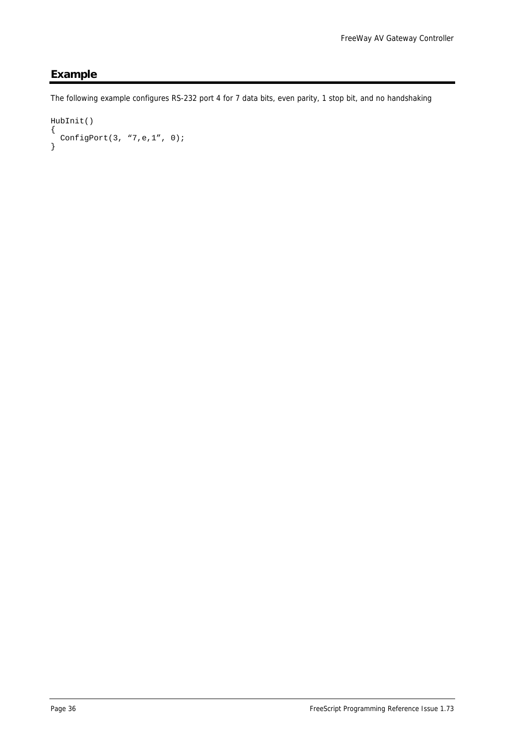## Example

The following example configures RS-232 port 4 for 7 data bits, even parity, 1 stop bit, and no handshaking

```
HubInit()
{
  ConfigPort(3, “7,e,1”, 0);
}
```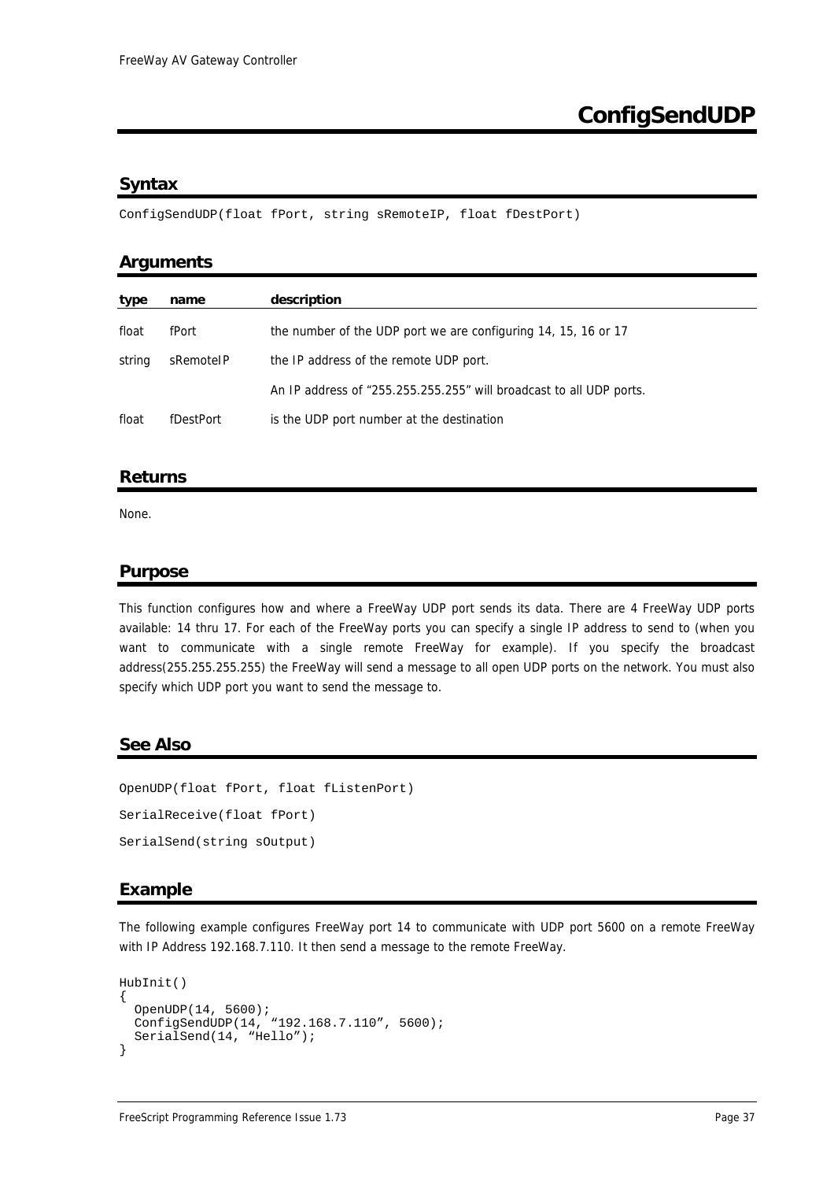# ConfigSendUDP

## Syntax

```
ConfigSendUDP(float fPort, string sRemoteIP, float fDestPort)
```

## Arguments

| type | name | description |
|---|---|---|
| float | fPort | the number of the UDP port we are configuring 14, 15, 16 or 17 |
| string | sRemoteIP | the IP address of the remote UDP port. |
| | | An IP address of "255.255.255.255" will broadcast to all UDP ports. |
| float | fDestPort | is the UDP port number at the destination |

## Returns

None.

## Purpose

This function configures how and where a FreeWay UDP port sends its data. There are 4 FreeWay UDP ports available: 14 thru 17. For each of the FreeWay ports you can specify a single IP address to send to (when you want to communicate with a single remote FreeWay for example). If you specify the broadcast address(255.255.255.255) the FreeWay will send a message to all open UDP ports on the network. You must also specify which UDP port you want to send the message to.

## See Also

```
OpenUDP(float fPort, float fListenPort)
SerialReceive(float fPort)
SerialSend(string sOutput)
```

## Example

The following example configures FreeWay port 14 to communicate with UDP port 5600 on a remote FreeWay with IP Address 192.168.7.110. It then send a message to the remote FreeWay.

```
HubInit()
{
  OpenUDP(14, 5600);
  ConfigSendUDP(14, "192.168.7.110", 5600);
  SerialSend(14, "Hello");
}
```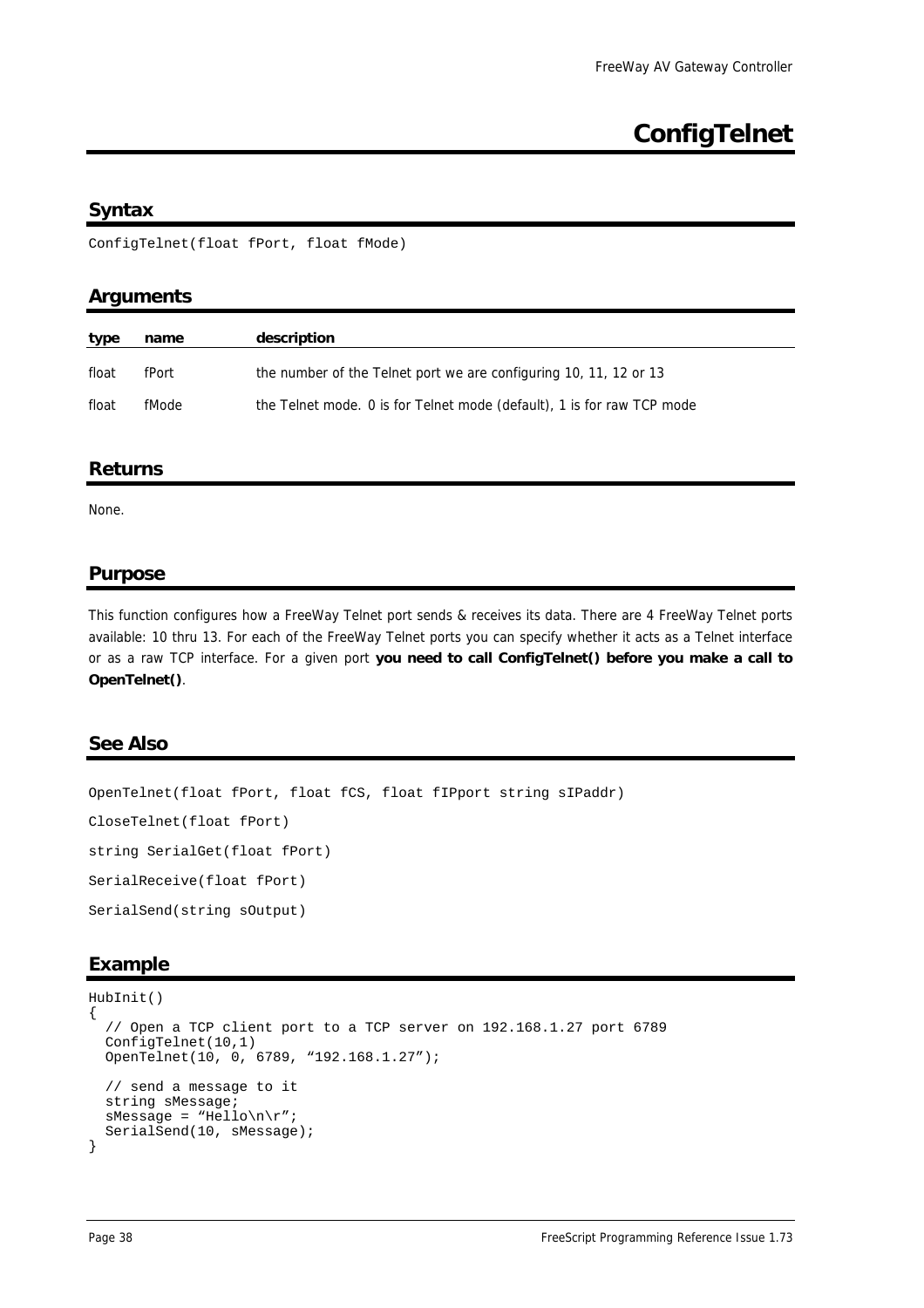# ConfigTelnet

## Syntax

```
ConfigTelnet(float fPort, float fMode)
```

## Arguments

| type | name | description |
|---|---|---|
| float | fPort | the number of the Telnet port we are configuring 10, 11, 12 or 13 |
| float | fMode | the Telnet mode. 0 is for Telnet mode (default), 1 is for raw TCP mode |

## Returns

None.

## Purpose

This function configures how a FreeWay Telnet port sends & receives its data. There are 4 FreeWay Telnet ports available: 10 thru 13. For each of the FreeWay Telnet ports you can specify whether it acts as a Telnet interface or as a raw TCP interface. For a given port **you need to call ConfigTelnet() before you make a call to OpenTelnet()**.

## See Also

```
OpenTelnet(float fPort, float fCS, float fIPport string sIPaddr)

CloseTelnet(float fPort)

string SerialGet(float fPort)

SerialReceive(float fPort)

SerialSend(string sOutput)
```

## Example

```
HubInit()
{
  // Open a TCP client port to a TCP server on 192.168.1.27 port 6789
  ConfigTelnet(10,1)
  OpenTelnet(10, 0, 6789, “192.168.1.27”);

  // send a message to it
  string sMessage;
  sMessage = “Hello\n\r”;
  SerialSend(10, sMessage);
}
```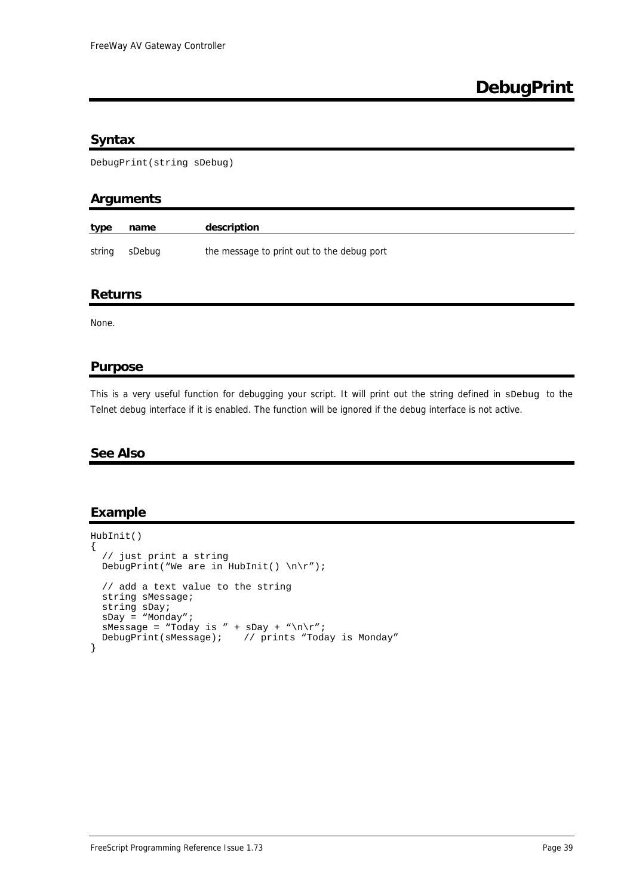# DebugPrint

## Syntax

```
DebugPrint(string sDebug)
```

## Arguments

| type | name | description |
|---|---|---|
| string | sDebug | the message to print out to the debug port |

## Returns

None.

## Purpose

This is a very useful function for debugging your script. It will print out the string defined in `sDebug` to the Telnet debug interface if it is enabled. The function will be ignored if the debug interface is not active.

## See Also

## Example

```
HubInit()
{
  // just print a string
  DebugPrint("We are in HubInit() \n\r");

  // add a text value to the string
  string sMessage;
  string sDay;
  sDay = "Monday";
  sMessage = "Today is " + sDay + "\n\r";
  DebugPrint(sMessage);    // prints "Today is Monday"
}
```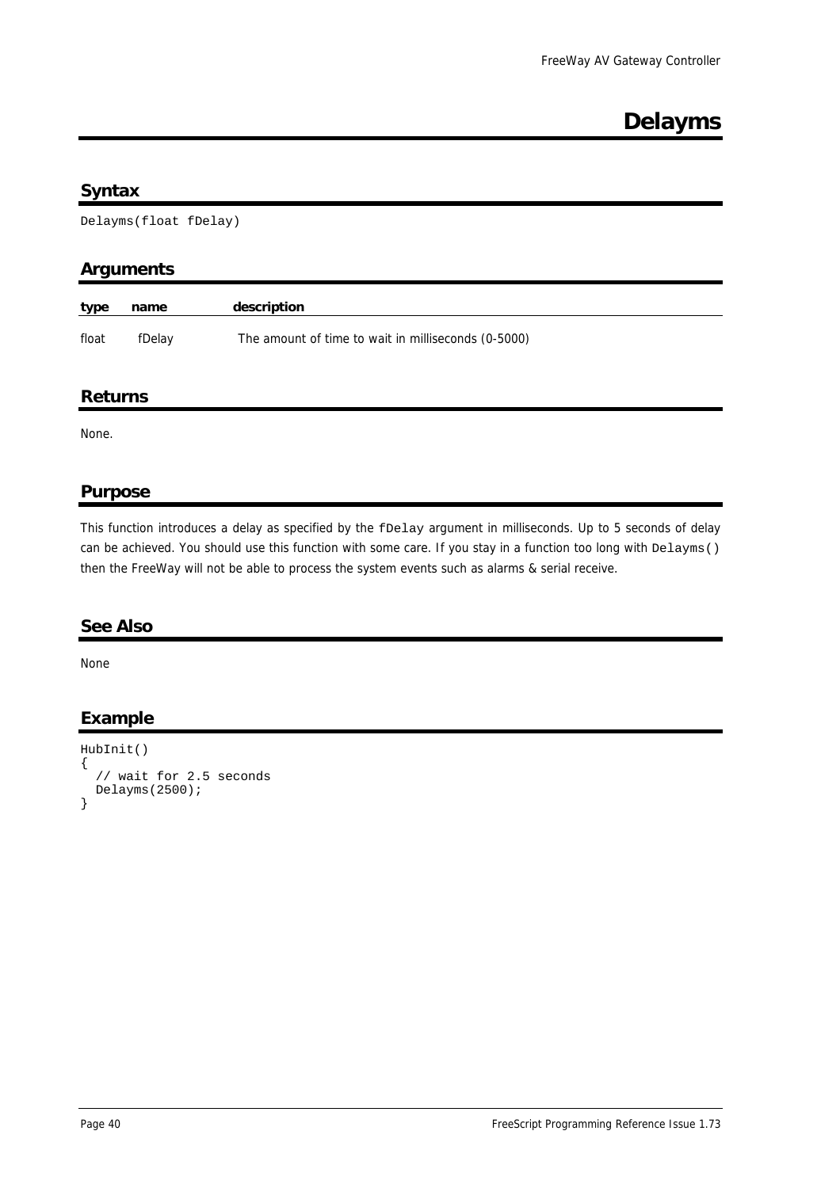# Delayms

## Syntax

```
Delayms(float fDelay)
```

## Arguments

| type | name | description |
|---|---|---|
| float | fDelay | The amount of time to wait in milliseconds (0-5000) |

## Returns

None.

## Purpose

This function introduces a delay as specified by the `fDelay` argument in milliseconds. Up to 5 seconds of delay can be achieved. You should use this function with some care. If you stay in a function too long with `Delayms()` then the FreeWay will not be able to process the system events such as alarms & serial receive.

## See Also

None

## Example

```
HubInit()
{
  // wait for 2.5 seconds
  Delayms(2500);
}
```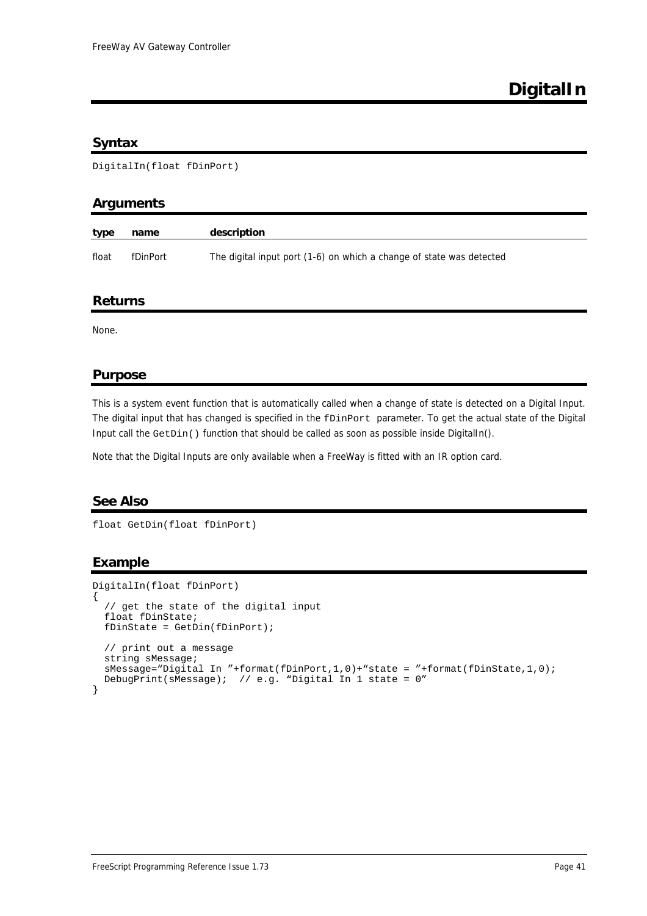# DigitalIn

## Syntax

```
DigitalIn(float fDinPort)
```

## Arguments

| type | name | description |
|---|---|---|
| float | fDinPort | The digital input port (1-6) on which a change of state was detected |

## Returns

None.

## Purpose

This is a system event function that is automatically called when a change of state is detected on a Digital Input. The digital input that has changed is specified in the `fDinPort` parameter. To get the actual state of the Digital Input call the `GetDin()` function that should be called as soon as possible inside DigitalIn().

Note that the Digital Inputs are only available when a FreeWay is fitted with an IR option card.

## See Also

```
float GetDin(float fDinPort)
```

## Example

```
DigitalIn(float fDinPort)
{
  // get the state of the digital input
  float fDinState;
  fDinState = GetDin(fDinPort);

  // print out a message
  string sMessage;
  sMessage="Digital In "+format(fDinPort,1,0)+"state = "+format(fDinState,1,0);
  DebugPrint(sMessage);  // e.g. "Digital In 1 state = 0"
}
```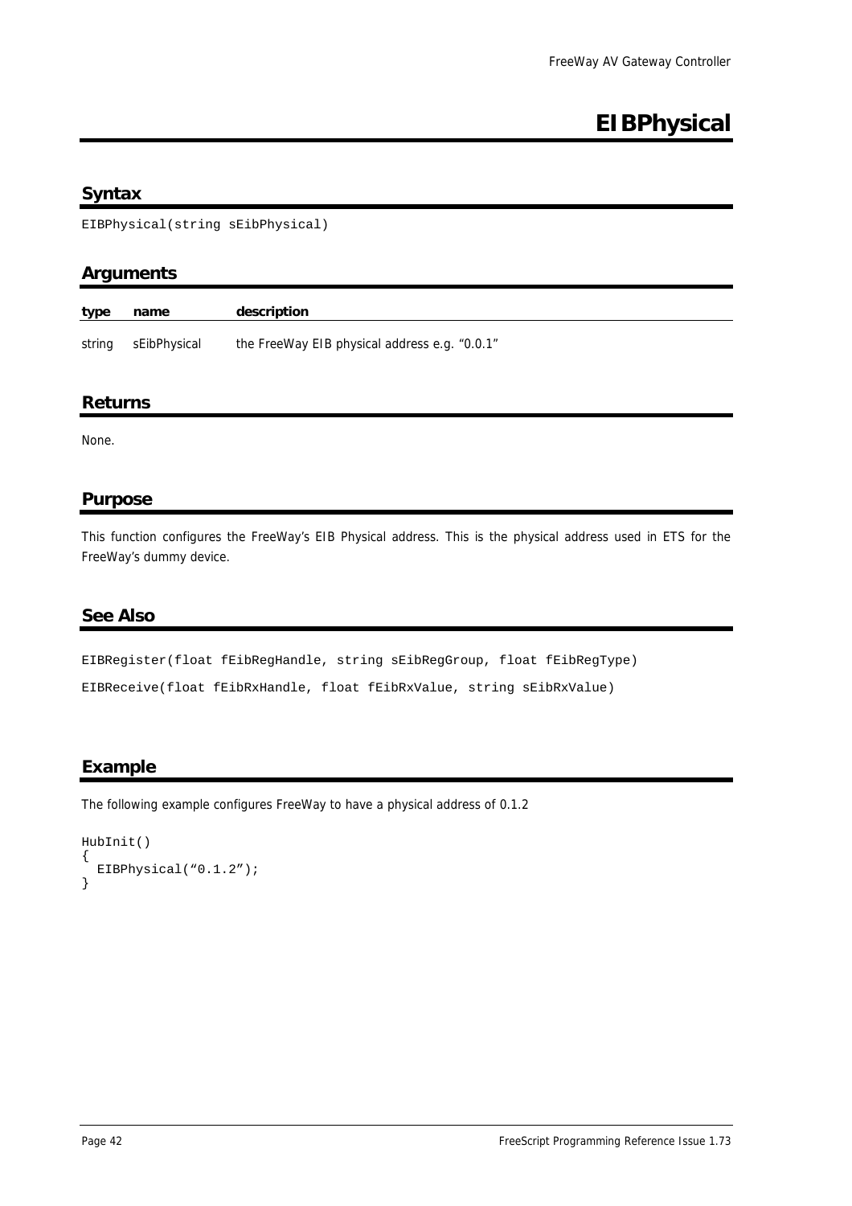# EIBPhysical

## Syntax

```
EIBPhysical(string sEibPhysical)
```

## Arguments

| type | name | description |
|---|---|---|
| string | sEibPhysical | the FreeWay EIB physical address e.g. "0.0.1" |

## Returns

None.

## Purpose

This function configures the FreeWay's EIB Physical address. This is the physical address used in ETS for the FreeWay's dummy device.

## See Also

```
EIBRegister(float fEibRegHandle, string sEibRegGroup, float fEibRegType)
EIBReceive(float fEibRxHandle, float fEibRxValue, string sEibRxValue)
```

## Example

The following example configures FreeWay to have a physical address of 0.1.2

```
HubInit()
{
  EIBPhysical("0.1.2");
}
```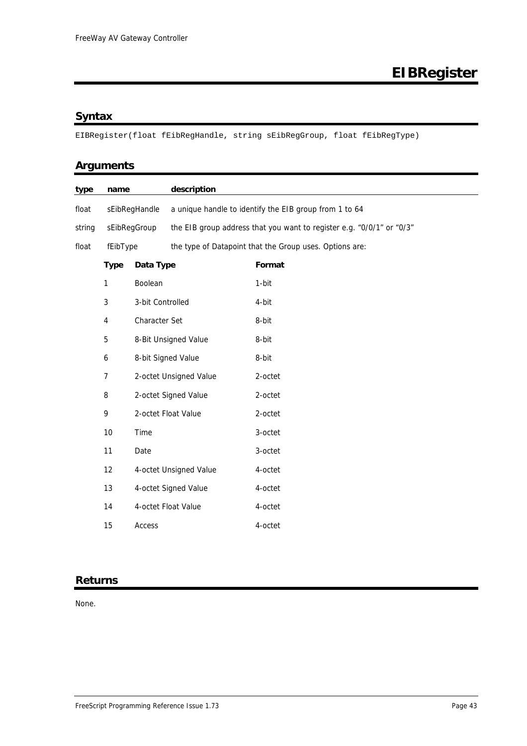# EIBRegister

## Syntax

```
EIBRegister(float fEibRegHandle, string sEibRegGroup, float fEibRegType)
```

## Arguments

| type | name | description |
|---|---|---|
| float | sEibRegHandle | a unique handle to identify the EIB group from 1 to 64 |
| string | sEibRegGroup | the EIB group address that you want to register e.g. “0/0/1” or “0/3” |
| float | fEibType | the type of Datapoint that the Group uses. Options are: |

| Type | Data Type | Format |
|---|---|---|
| 1 | Boolean | 1-bit |
| 3 | 3-bit Controlled | 4-bit |
| 4 | Character Set | 8-bit |
| 5 | 8-Bit Unsigned Value | 8-bit |
| 6 | 8-bit Signed Value | 8-bit |
| 7 | 2-octet Unsigned Value | 2-octet |
| 8 | 2-octet Signed Value | 2-octet |
| 9 | 2-octet Float Value | 2-octet |
| 10 | Time | 3-octet |
| 11 | Date | 3-octet |
| 12 | 4-octet Unsigned Value | 4-octet |
| 13 | 4-octet Signed Value | 4-octet |
| 14 | 4-octet Float Value | 4-octet |
| 15 | Access | 4-octet |

## Returns

None.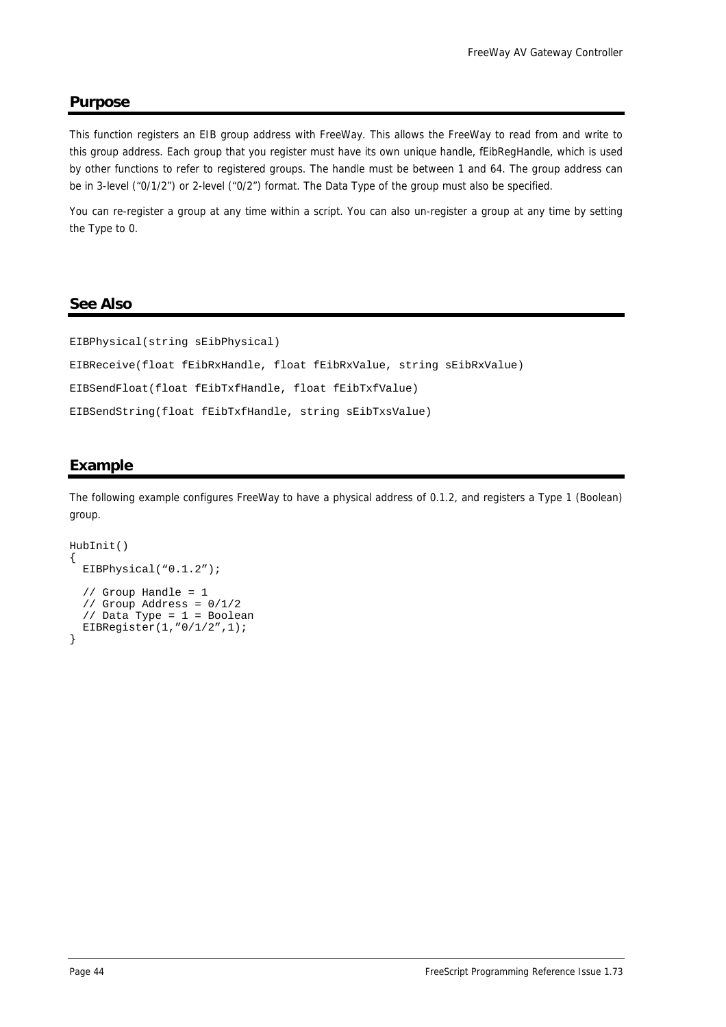## Purpose

This function registers an EIB group address with FreeWay. This allows the FreeWay to read from and write to this group address. Each group that you register must have its own unique handle, fEibRegHandle, which is used by other functions to refer to registered groups. The handle must be between 1 and 64. The group address can be in 3-level (“0/1/2”) or 2-level (“0/2”) format. The Data Type of the group must also be specified.

You can re-register a group at any time within a script. You can also un-register a group at any time by setting the Type to 0.

## See Also

```
EIBPhysical(string sEibPhysical)
EIBReceive(float fEibRxHandle, float fEibRxValue, string sEibRxValue)
EIBSendFloat(float fEibTxfHandle, float fEibTxfValue)
EIBSendString(float fEibTxfHandle, string sEibTxsValue)
```

## Example

The following example configures FreeWay to have a physical address of 0.1.2, and registers a Type 1 (Boolean) group.

```
HubInit()
{
  EIBPhysical(“0.1.2”);

  // Group Handle = 1
  // Group Address = 0/1/2
  // Data Type = 1 = Boolean
  EIBRegister(1,”0/1/2”,1);
}
```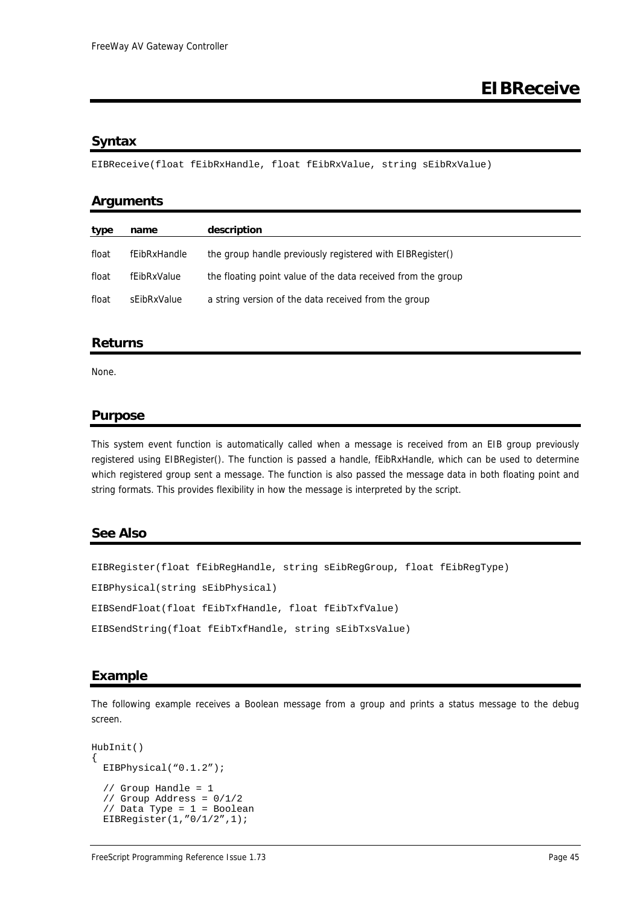// EIBReceive

## Syntax

```
EIBReceive(float fEibRxHandle, float fEibRxValue, string sEibRxValue)
```

## Arguments

| type | name | description |
|---|---|---|
| float | fEibRxHandle | the group handle previously registered with EIBRegister() |
| float | fEibRxValue | the floating point value of the data received from the group |
| float | sEibRxValue | a string version of the data received from the group |

## Returns

None.

## Purpose

This system event function is automatically called when a message is received from an EIB group previously registered using EIBRegister(). The function is passed a handle, fEibRxHandle, which can be used to determine which registered group sent a message. The function is also passed the message data in both floating point and string formats. This provides flexibility in how the message is interpreted by the script.

## See Also

```
EIBRegister(float fEibRegHandle, string sEibRegGroup, float fEibRegType)
EIBPhysical(string sEibPhysical)
EIBSendFloat(float fEibTxfHandle, float fEibTxfValue)
EIBSendString(float fEibTxfHandle, string sEibTxsValue)
```

## Example

The following example receives a Boolean message from a group and prints a status message to the debug screen.

```
HubInit()
{
  EIBPhysical(“0.1.2”);

  // Group Handle = 1
  // Group Address = 0/1/2
  // Data Type = 1 = Boolean
  EIBRegister(1,”0/1/2”,1);
```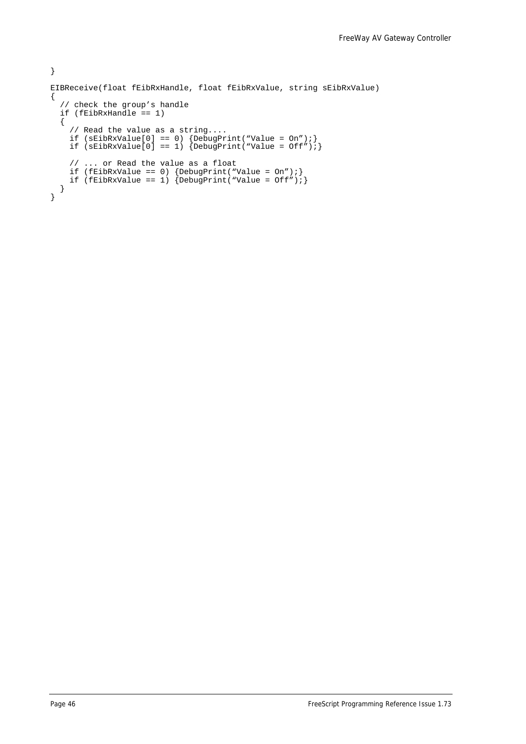```
}

EIBReceive(float fEibRxHandle, float fEibRxValue, string sEibRxValue)
{
  // check the group’s handle
  if (fEibRxHandle == 1)
  {
    // Read the value as a string....
    if (sEibRxValue[0] == 0) {DebugPrint(“Value = On”);}
    if (sEibRxValue[0] == 1) {DebugPrint(“Value = Off”);}

    // ... or Read the value as a float
    if (fEibRxValue == 0) {DebugPrint(“Value = On”);}
    if (fEibRxValue == 1) {DebugPrint(“Value = Off”);}
  }
}
```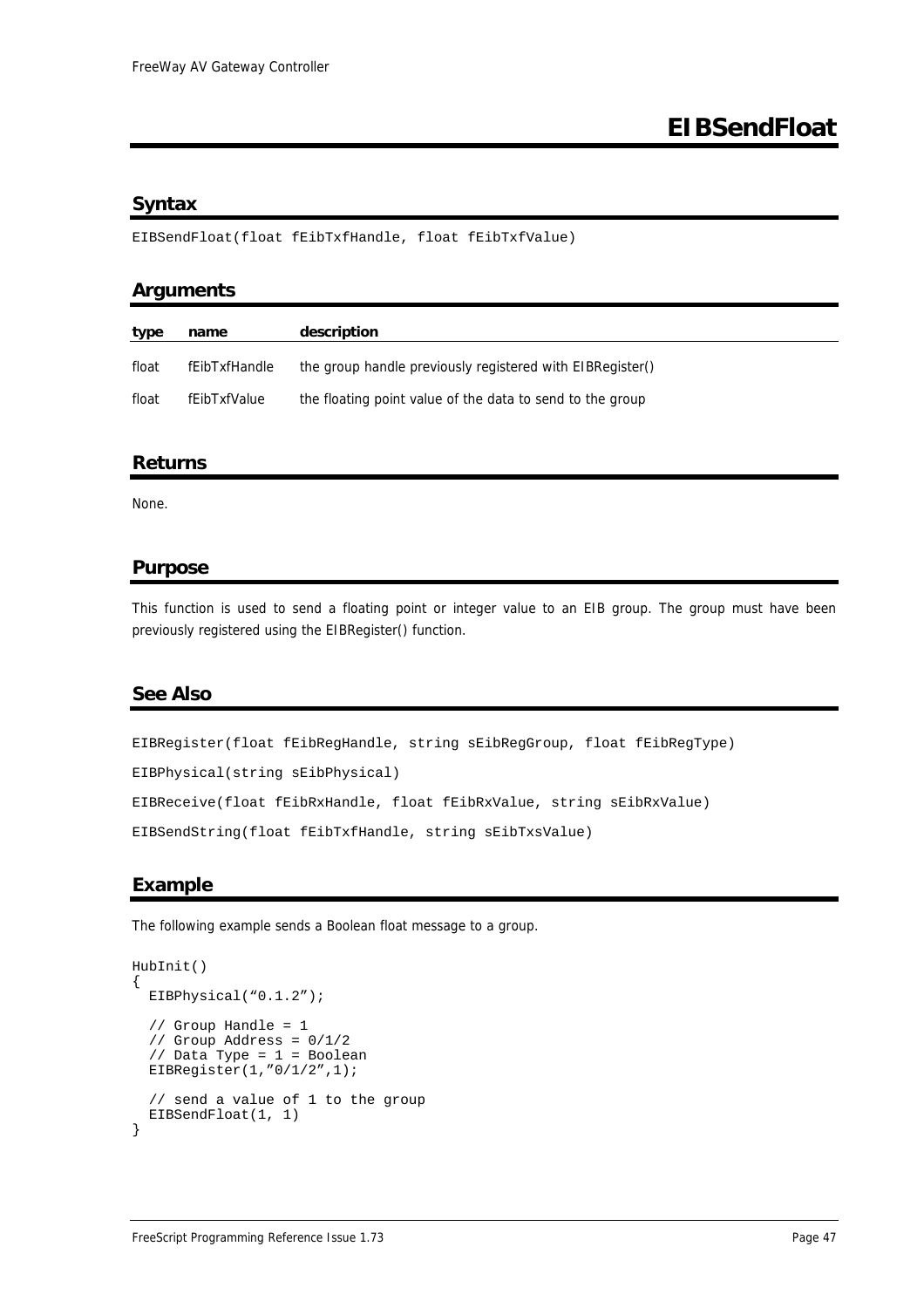# EIBSendFloat

## Syntax

```
EIBSendFloat(float fEibTxfHandle, float fEibTxfValue)
```

## Arguments

| type | name | description |
|---|---|---|
| float | fEibTxfHandle | the group handle previously registered with EIBRegister() |
| float | fEibTxfValue | the floating point value of the data to send to the group |

## Returns

None.

## Purpose

This function is used to send a floating point or integer value to an EIB group. The group must have been previously registered using the EIBRegister() function.

## See Also

```
EIBRegister(float fEibRegHandle, string sEibRegGroup, float fEibRegType)

EIBPhysical(string sEibPhysical)

EIBReceive(float fEibRxHandle, float fEibRxValue, string sEibRxValue)

EIBSendString(float fEibTxfHandle, string sEibTxsValue)
```

## Example

The following example sends a Boolean float message to a group.

```
HubInit()
{
  EIBPhysical("0.1.2");

  // Group Handle = 1
  // Group Address = 0/1/2
  // Data Type = 1 = Boolean
  EIBRegister(1,"0/1/2",1);

  // send a value of 1 to the group
  EIBSendFloat(1, 1)
}
```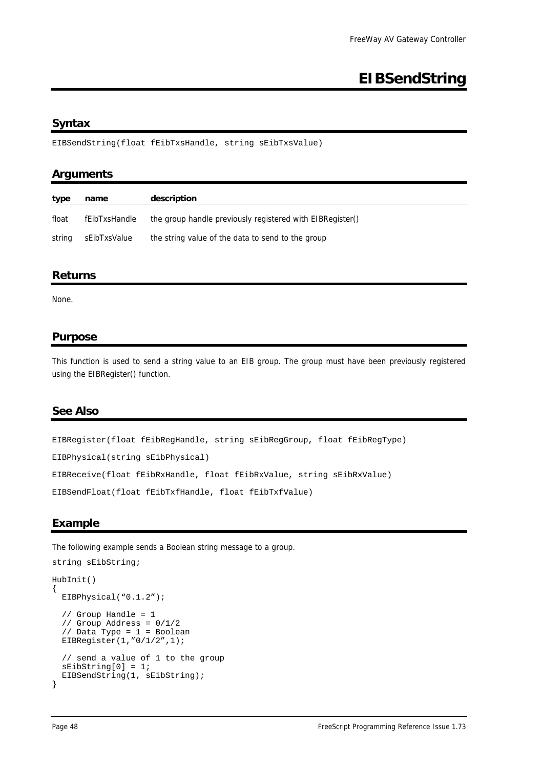# EIBSendString

## Syntax

```
EIBSendString(float fEibTxsHandle, string sEibTxsValue)
```

## Arguments

| type | name | description |
|---|---|---|
| float | fEibTxsHandle | the group handle previously registered with EIBRegister() |
| string | sEibTxsValue | the string value of the data to send to the group |

## Returns

None.

## Purpose

This function is used to send a string value to an EIB group. The group must have been previously registered using the EIBRegister() function.

## See Also

```
EIBRegister(float fEibRegHandle, string sEibRegGroup, float fEibRegType)
EIBPhysical(string sEibPhysical)
EIBReceive(float fEibRxHandle, float fEibRxValue, string sEibRxValue)
EIBSendFloat(float fEibTxfHandle, float fEibTxfValue)
```

## Example

The following example sends a Boolean string message to a group.

```
string sEibString;

HubInit()
{
  EIBPhysical(“0.1.2”);

  // Group Handle = 1
  // Group Address = 0/1/2
  // Data Type = 1 = Boolean
  EIBRegister(1,”0/1/2”,1);

  // send a value of 1 to the group
  sEibString[0] = 1;
  EIBSendString(1, sEibString);
}
```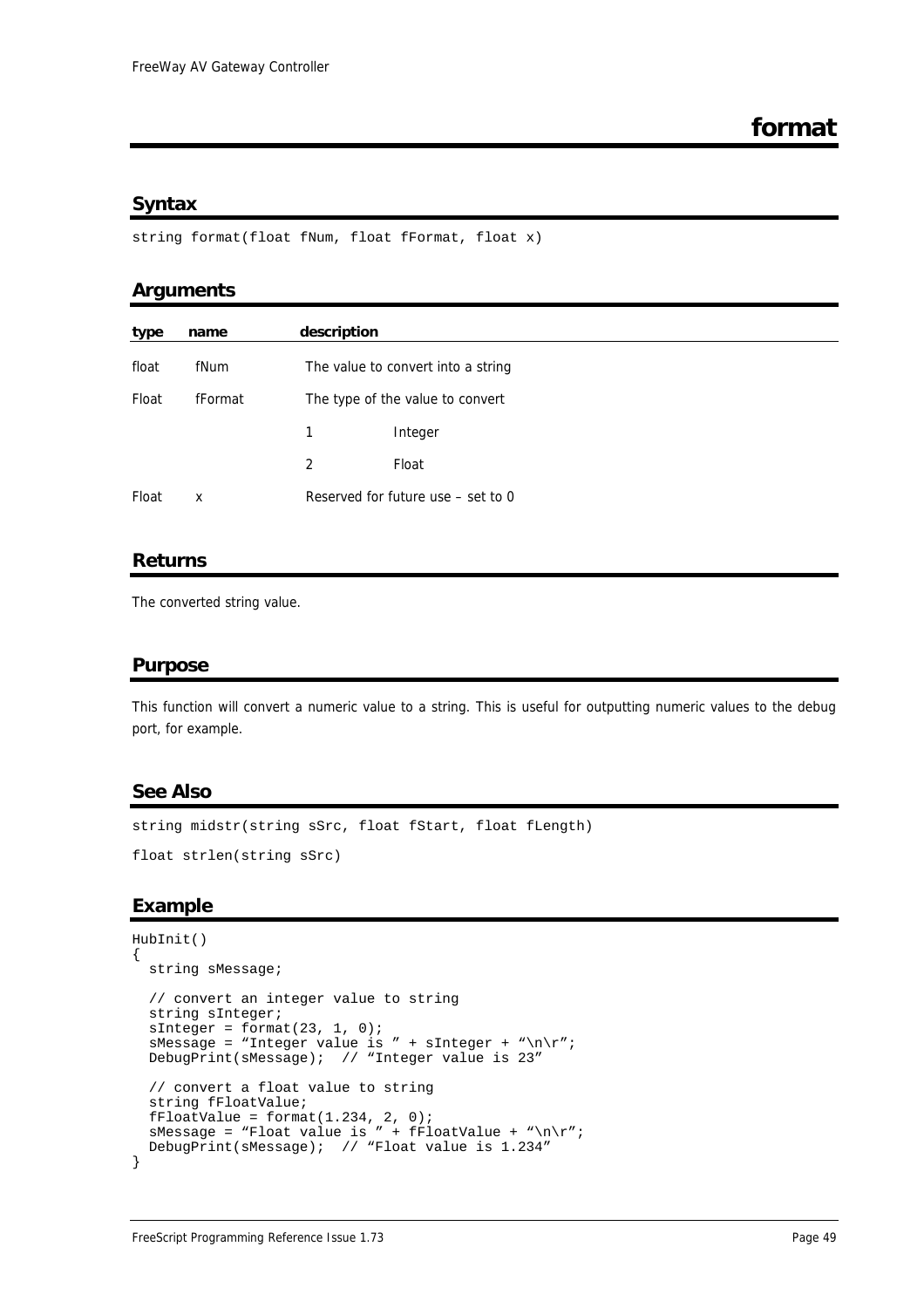# format

## Syntax

```
string format(float fNum, float fFormat, float x)
```

## Arguments

| type | name | description | |
|---|---|---|---|
| float | fNum | The value to convert into a string | |
| Float | fFormat | The type of the value to convert | |
| | | 1 | Integer |
| | | 2 | Float |
| Float | x | Reserved for future use – set to 0 | |

## Returns

The converted string value.

## Purpose

This function will convert a numeric value to a string. This is useful for outputting numeric values to the debug port, for example.

## See Also

```
string midstr(string sSrc, float fStart, float fLength)

float strlen(string sSrc)
```

## Example

```
HubInit()
{
  string sMessage;

  // convert an integer value to string
  string sInteger;
  sInteger = format(23, 1, 0);
  sMessage = “Integer value is ” + sInteger + “\n\r”;
  DebugPrint(sMessage);  // “Integer value is 23”

  // convert a float value to string
  string fFloatValue;
  fFloatValue = format(1.234, 2, 0);
  sMessage = “Float value is ” + fFloatValue + “\n\r”;
  DebugPrint(sMessage);  // “Float value is 1.234”
}
```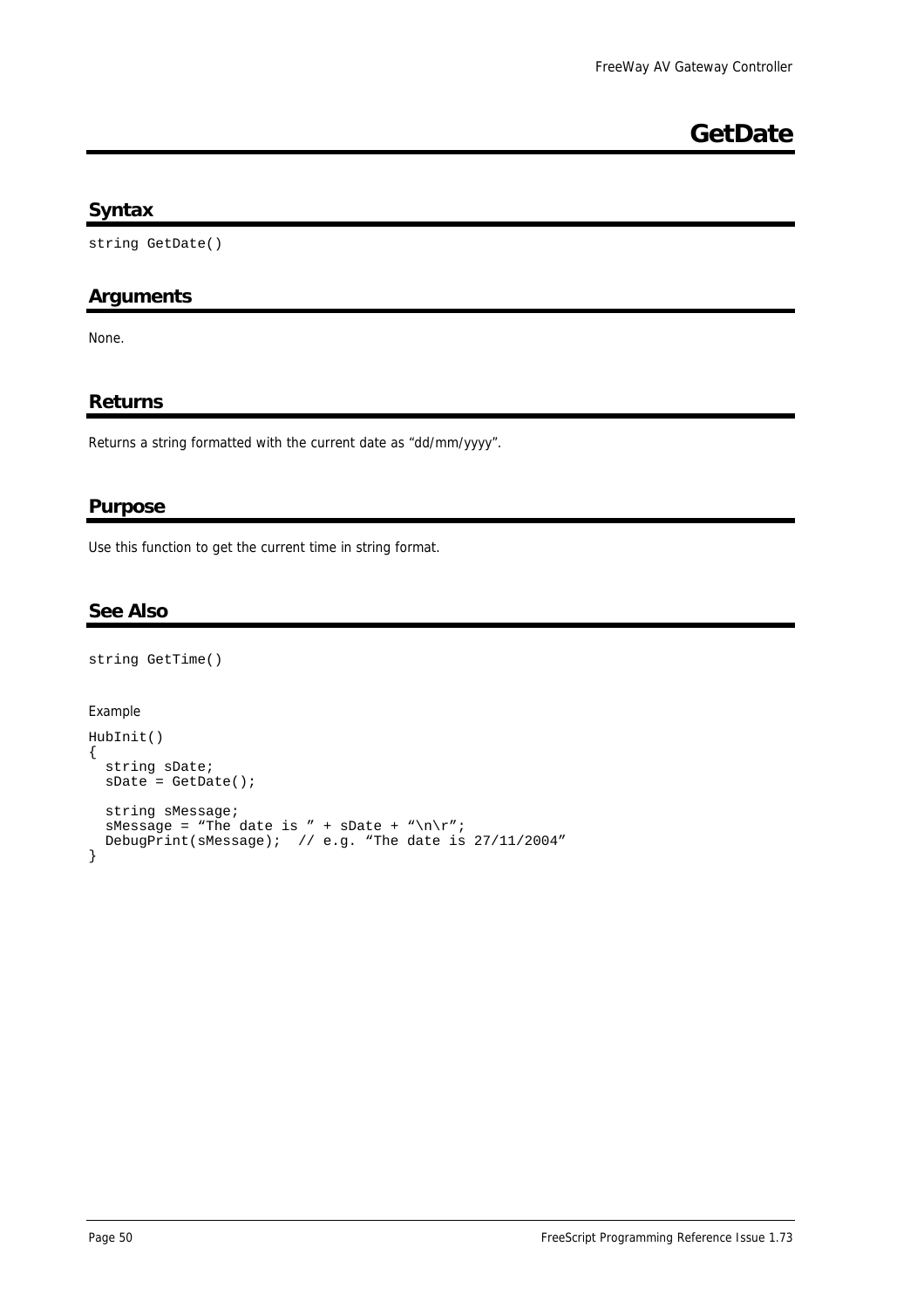# GetDate

## Syntax

```
string GetDate()
```

## Arguments

None.

## Returns

Returns a string formatted with the current date as “dd/mm/yyyy”.

## Purpose

Use this function to get the current time in string format.

## See Also

```
string GetTime()
```

Example

```
HubInit()
{
  string sDate;
  sDate = GetDate();

  string sMessage;
  sMessage = “The date is ” + sDate + “\n\r”;
  DebugPrint(sMessage);  // e.g. “The date is 27/11/2004”
}
```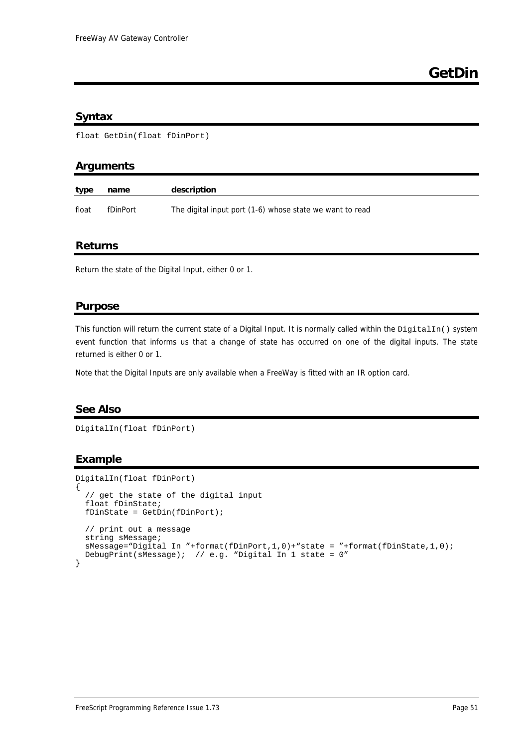# GetDin

## Syntax

```
float GetDin(float fDinPort)
```

## Arguments

| type | name | description |
| --- | --- | --- |
| float | fDinPort | The digital input port (1-6) whose state we want to read |

## Returns

Return the state of the Digital Input, either 0 or 1.

## Purpose

This function will return the current state of a Digital Input. It is normally called within the `DigitalIn()` system event function that informs us that a change of state has occurred on one of the digital inputs. The state returned is either 0 or 1.

Note that the Digital Inputs are only available when a FreeWay is fitted with an IR option card.

## See Also

```
DigitalIn(float fDinPort)
```

## Example

```
DigitalIn(float fDinPort)
{
  // get the state of the digital input
  float fDinState;
  fDinState = GetDin(fDinPort);

  // print out a message
  string sMessage;
  sMessage="Digital In "+format(fDinPort,1,0)+"state = "+format(fDinState,1,0);
  DebugPrint(sMessage);  // e.g. "Digital In 1 state = 0"
}
```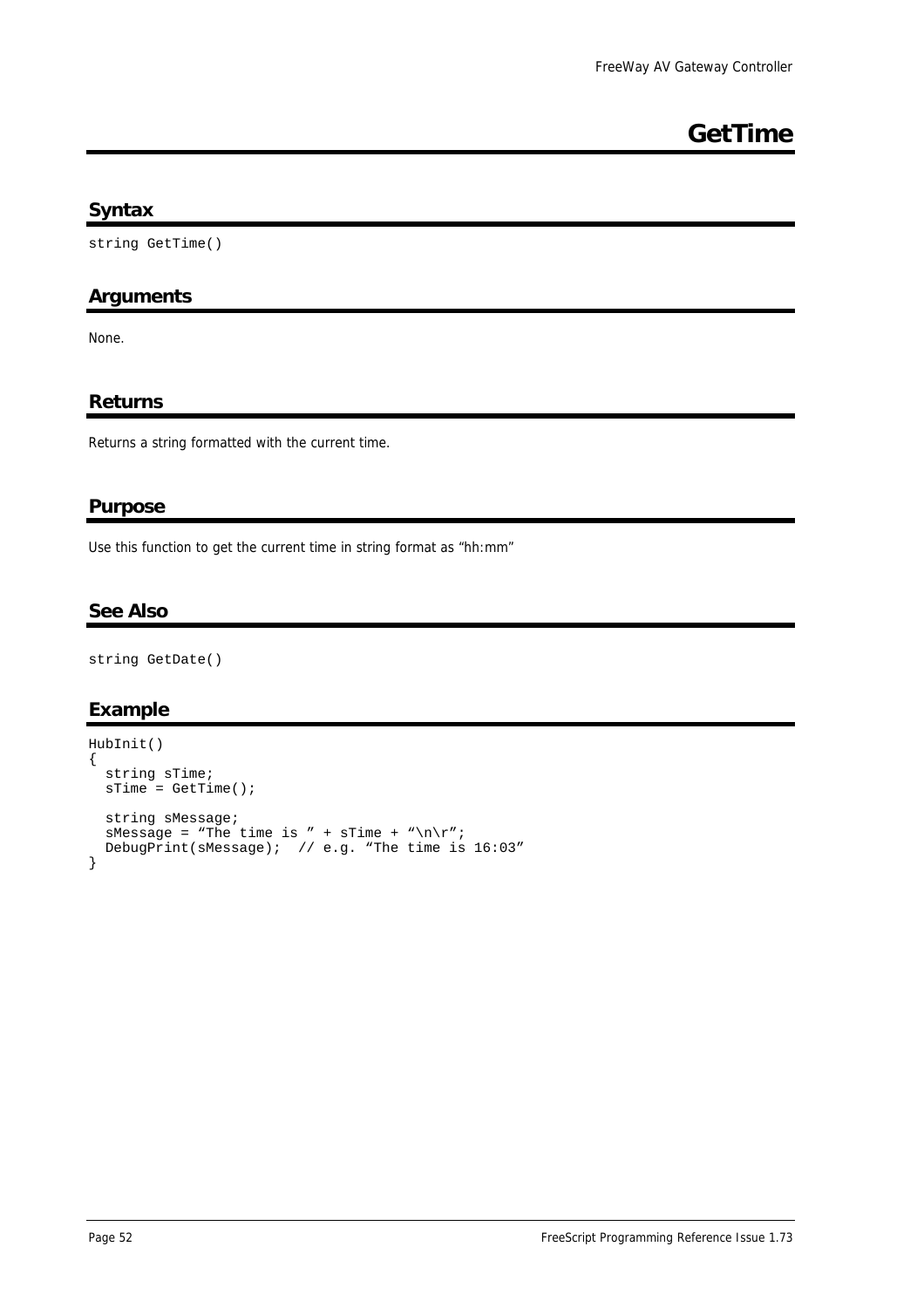# GetTime

## Syntax

```
string GetTime()
```

## Arguments

None.

## Returns

Returns a string formatted with the current time.

## Purpose

Use this function to get the current time in string format as “hh:mm”

## See Also

```
string GetDate()
```

## Example

```
HubInit()
{
  string sTime;
  sTime = GetTime();

  string sMessage;
  sMessage = “The time is ” + sTime + “\n\r”;
  DebugPrint(sMessage);  // e.g. “The time is 16:03”
}
```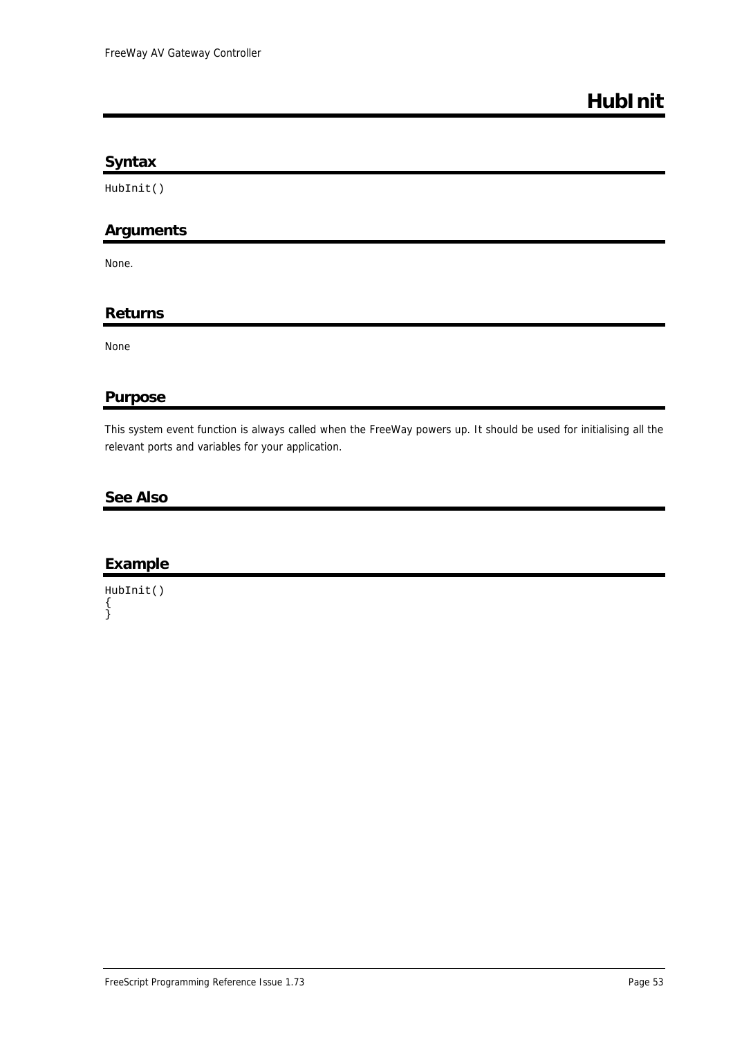# HubInit

## Syntax

```
HubInit()
```

## Arguments

None.

## Returns

None

## Purpose

This system event function is always called when the FreeWay powers up. It should be used for initialising all the relevant ports and variables for your application.

## See Also

## Example

```
HubInit()
{
}
```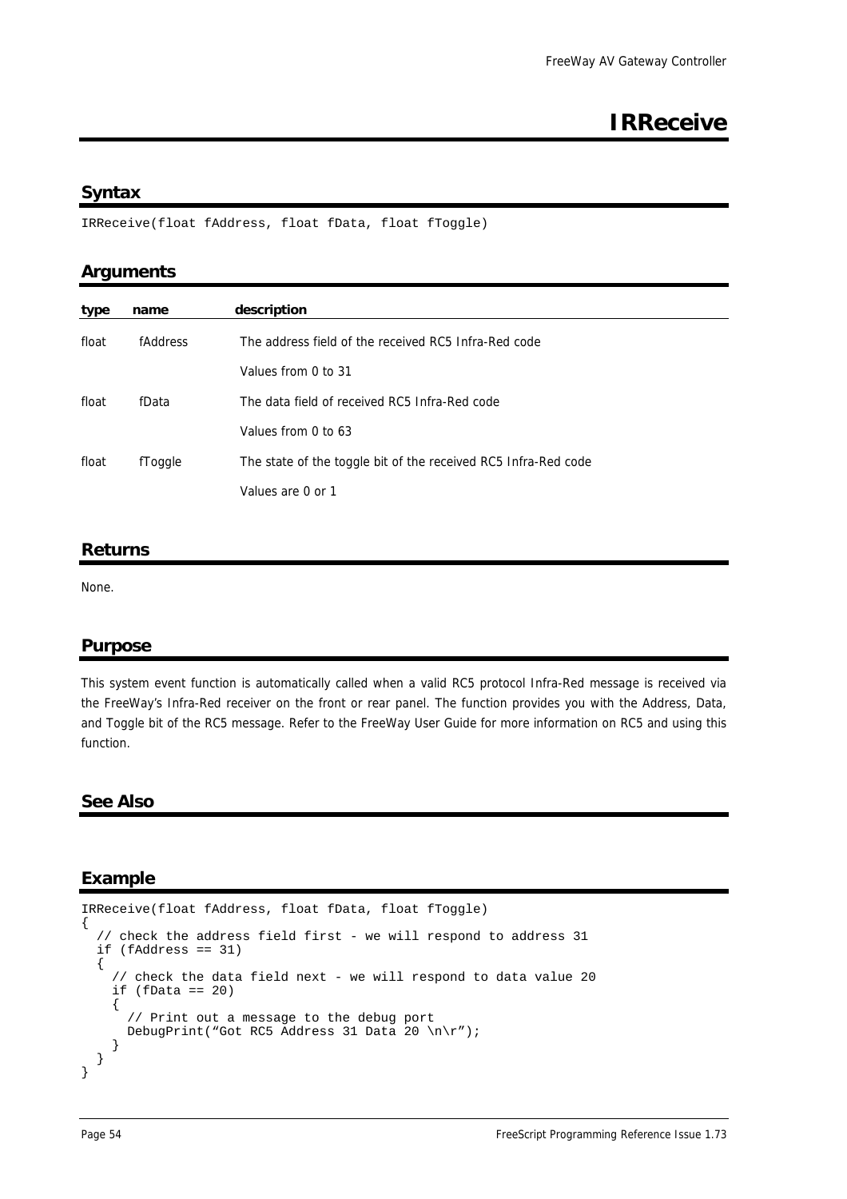# IRReceive

## Syntax

```
IRReceive(float fAddress, float fData, float fToggle)
```

## Arguments

| type | name | description |
|---|---|---|
| float | fAddress | The address field of the received RC5 Infra-Red code<br>Values from 0 to 31 |
| float | fData | The data field of received RC5 Infra-Red code<br>Values from 0 to 63 |
| float | fToggle | The state of the toggle bit of the received RC5 Infra-Red code<br>Values are 0 or 1 |

## Returns

None.

## Purpose

This system event function is automatically called when a valid RC5 protocol Infra-Red message is received via the FreeWay's Infra-Red receiver on the front or rear panel. The function provides you with the Address, Data, and Toggle bit of the RC5 message. Refer to the FreeWay User Guide for more information on RC5 and using this function.

## See Also

## Example

```
IRReceive(float fAddress, float fData, float fToggle)
{
  // check the address field first - we will respond to address 31
  if (fAddress == 31)
  {
    // check the data field next - we will respond to data value 20
    if (fData == 20)
    {
      // Print out a message to the debug port
      DebugPrint("Got RC5 Address 31 Data 20 \n\r");
    }
  }
}
```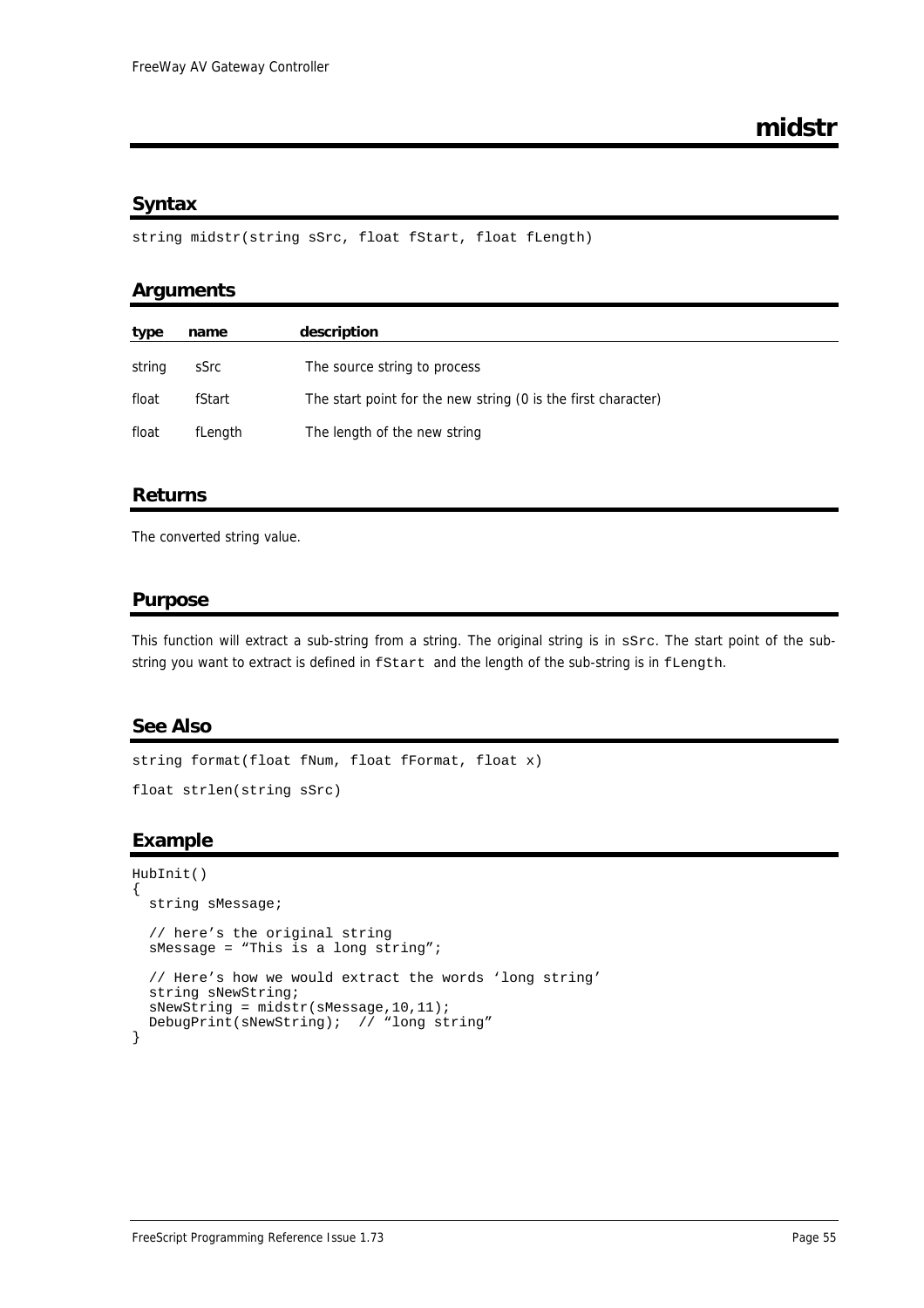# midstr

## Syntax

```
string midstr(string sSrc, float fStart, float fLength)
```

## Arguments

| type | name | description |
|---|---|---|
| string | sSrc | The source string to process |
| float | fStart | The start point for the new string (0 is the first character) |
| float | fLength | The length of the new string |

## Returns

The converted string value.

## Purpose

This function will extract a sub-string from a string. The original string is in `sSrc`. The start point of the sub-string you want to extract is defined in `fStart` and the length of the sub-string is in `fLength`.

## See Also

```
string format(float fNum, float fFormat, float x)
```

```
float strlen(string sSrc)
```

## Example

```
HubInit()
{
  string sMessage;

  // here’s the original string
  sMessage = “This is a long string”;

  // Here’s how we would extract the words ‘long string’
  string sNewString;
  sNewString = midstr(sMessage,10,11);
  DebugPrint(sNewString);  // “long string”
}
```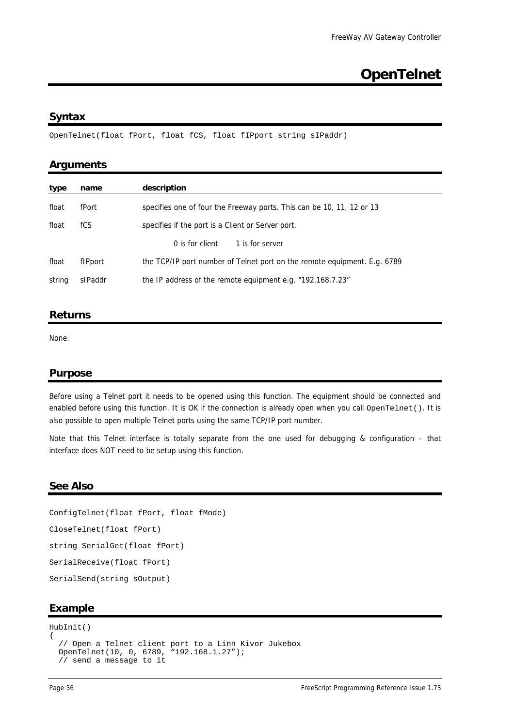# OpenTelnet

## Syntax

```
OpenTelnet(float fPort, float fCS, float fIPport string sIPaddr)
```

## Arguments

| type | name | description |
|---|---|---|
| float | fPort | specifies one of four the Freeway ports. This can be 10, 11, 12 or 13 |
| float | fCS | specifies if the port is a Client or Server port.<br>0 is for client 1 is for server |
| float | fIPport | the TCP/IP port number of Telnet port on the remote equipment. E.g. 6789 |
| string | sIPaddr | the IP address of the remote equipment e.g. "192.168.7.23" |

## Returns

None.

## Purpose

Before using a Telnet port it needs to be opened using this function. The equipment should be connected and enabled before using this function. It is OK if the connection is already open when you call `OpenTelnet()`. It is also possible to open multiple Telnet ports using the same TCP/IP port number.

Note that this Telnet interface is totally separate from the one used for debugging & configuration – that interface does NOT need to be setup using this function.

## See Also

```
ConfigTelnet(float fPort, float fMode)
CloseTelnet(float fPort)
string SerialGet(float fPort)
SerialReceive(float fPort)
SerialSend(string sOutput)
```

## Example

```
HubInit()
{
  // Open a Telnet client port to a Linn Kivor Jukebox
  OpenTelnet(10, 0, 6789, "192.168.1.27");
  // send a message to it
```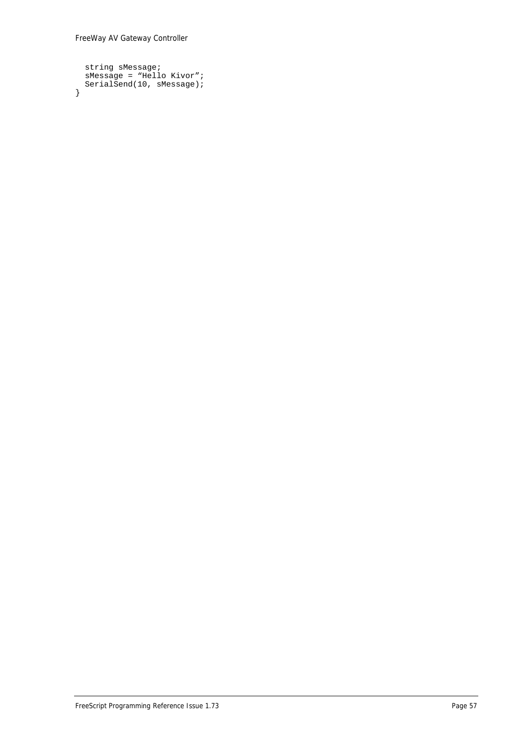```
  string sMessage;
  sMessage = “Hello Kivor”;
  SerialSend(10, sMessage);
}
```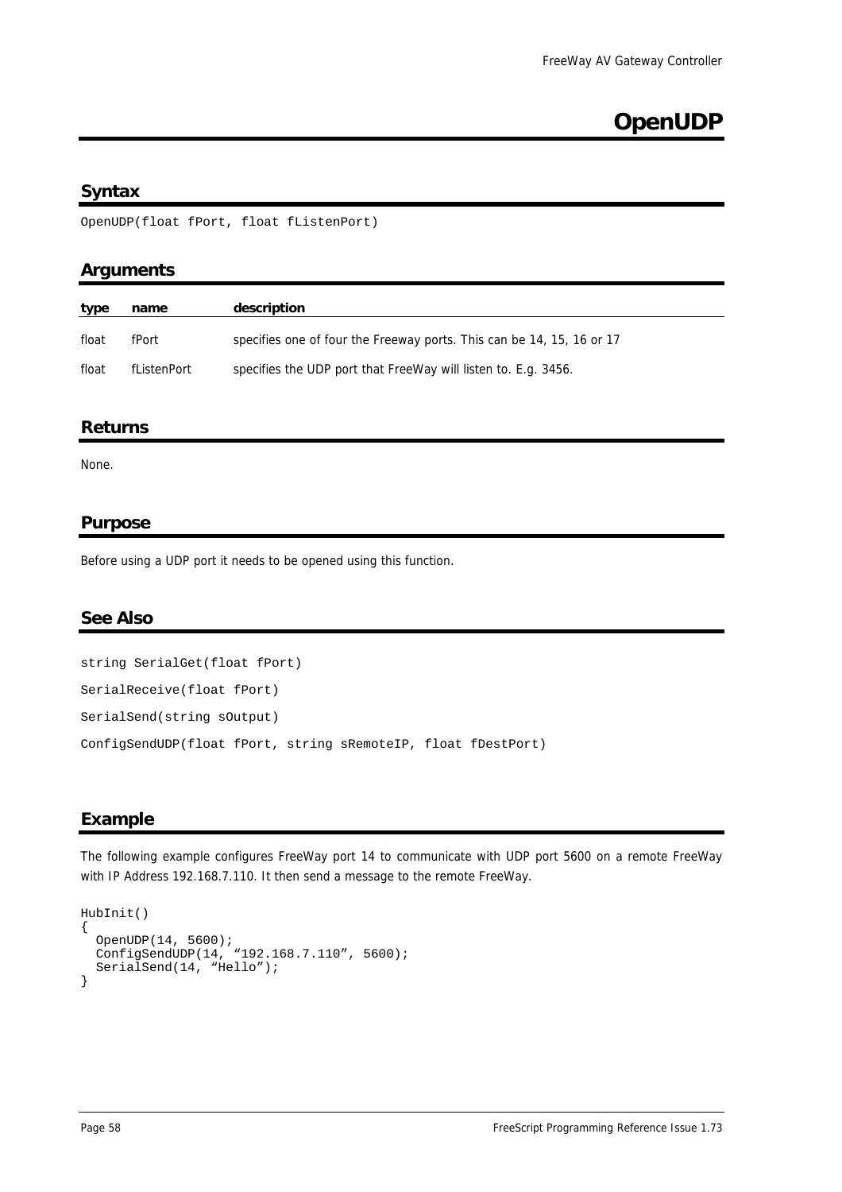# OpenUDP

## Syntax

```
OpenUDP(float fPort, float fListenPort)
```

## Arguments

| type | name | description |
|---|---|---|
| float | fPort | specifies one of four the Freeway ports. This can be 14, 15, 16 or 17 |
| float | fListenPort | specifies the UDP port that FreeWay will listen to. E.g. 3456. |

## Returns

None.

## Purpose

Before using a UDP port it needs to be opened using this function.

## See Also

```
string SerialGet(float fPort)
SerialReceive(float fPort)
SerialSend(string sOutput)
ConfigSendUDP(float fPort, string sRemoteIP, float fDestPort)
```

## Example

The following example configures FreeWay port 14 to communicate with UDP port 5600 on a remote FreeWay with IP Address 192.168.7.110. It then send a message to the remote FreeWay.

```
HubInit()
{
  OpenUDP(14, 5600);
  ConfigSendUDP(14, “192.168.7.110”, 5600);
  SerialSend(14, “Hello”);
}
```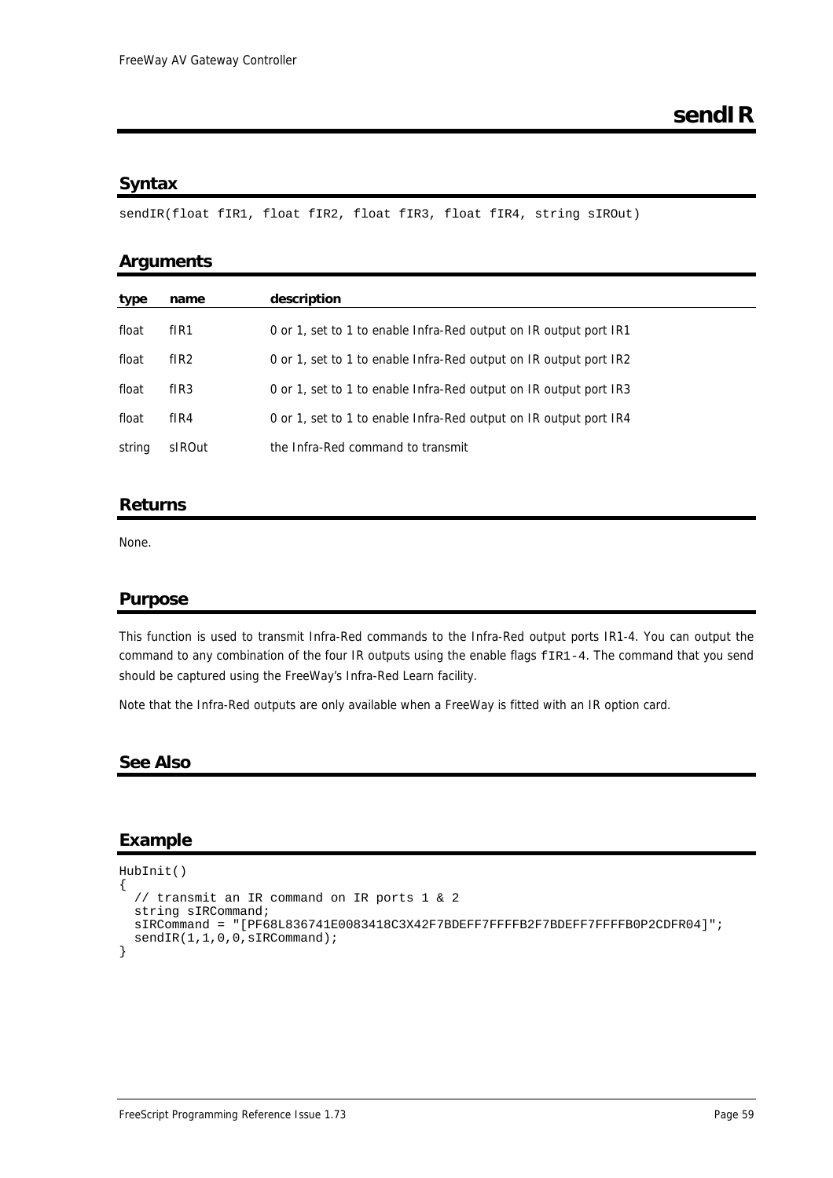# sendIR

## Syntax

```
sendIR(float fIR1, float fIR2, float fIR3, float fIR4, string sIROut)
```

## Arguments

| type | name | description |
|---|---|---|
| float | fIR1 | 0 or 1, set to 1 to enable Infra-Red output on IR output port IR1 |
| float | fIR2 | 0 or 1, set to 1 to enable Infra-Red output on IR output port IR2 |
| float | fIR3 | 0 or 1, set to 1 to enable Infra-Red output on IR output port IR3 |
| float | fIR4 | 0 or 1, set to 1 to enable Infra-Red output on IR output port IR4 |
| string | sIROut | the Infra-Red command to transmit |

## Returns

None.

## Purpose

This function is used to transmit Infra-Red commands to the Infra-Red output ports IR1-4. You can output the command to any combination of the four IR outputs using the enable flags `fIR1-4`. The command that you send should be captured using the FreeWay's Infra-Red Learn facility.

Note that the Infra-Red outputs are only available when a FreeWay is fitted with an IR option card.

## See Also

## Example

```
HubInit()
{
  // transmit an IR command on IR ports 1 & 2
  string sIRCommand;
  sIRCommand = "[PF68L836741E0083418C3X42F7BDEFF7FFFFB2F7BDEFF7FFFFB0P2CDFR04]";
  sendIR(1,1,0,0,sIRCommand);
}
```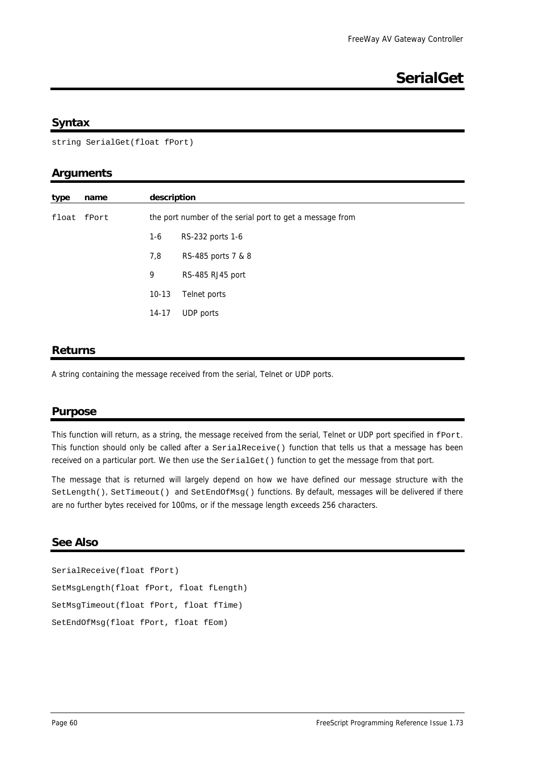# SerialGet

## Syntax

```
string SerialGet(float fPort)
```

## Arguments

| type | name | description | |
|---|---|---|---|
| float | fPort | the port number of the serial port to get a message from | |
| | | 1-6 | RS-232 ports 1-6 |
| | | 7,8 | RS-485 ports 7 & 8 |
| | | 9 | RS-485 RJ45 port |
| | | 10-13 | Telnet ports |
| | | 14-17 | UDP ports |

## Returns

A string containing the message received from the serial, Telnet or UDP ports.

## Purpose

This function will return, as a string, the message received from the serial, Telnet or UDP port specified in `fPort`. This function should only be called after a `SerialReceive()` function that tells us that a message has been received on a particular port. We then use the `SerialGet()` function to get the message from that port.

The message that is returned will largely depend on how we have defined our message structure with the `SetLength()`, `SetTimeout()` and `SetEndOfMsg()` functions. By default, messages will be delivered if there are no further bytes received for 100ms, or if the message length exceeds 256 characters.

## See Also

```
SerialReceive(float fPort)
SetMsgLength(float fPort, float fLength)
SetMsgTimeout(float fPort, float fTime)
SetEndOfMsg(float fPort, float fEom)
```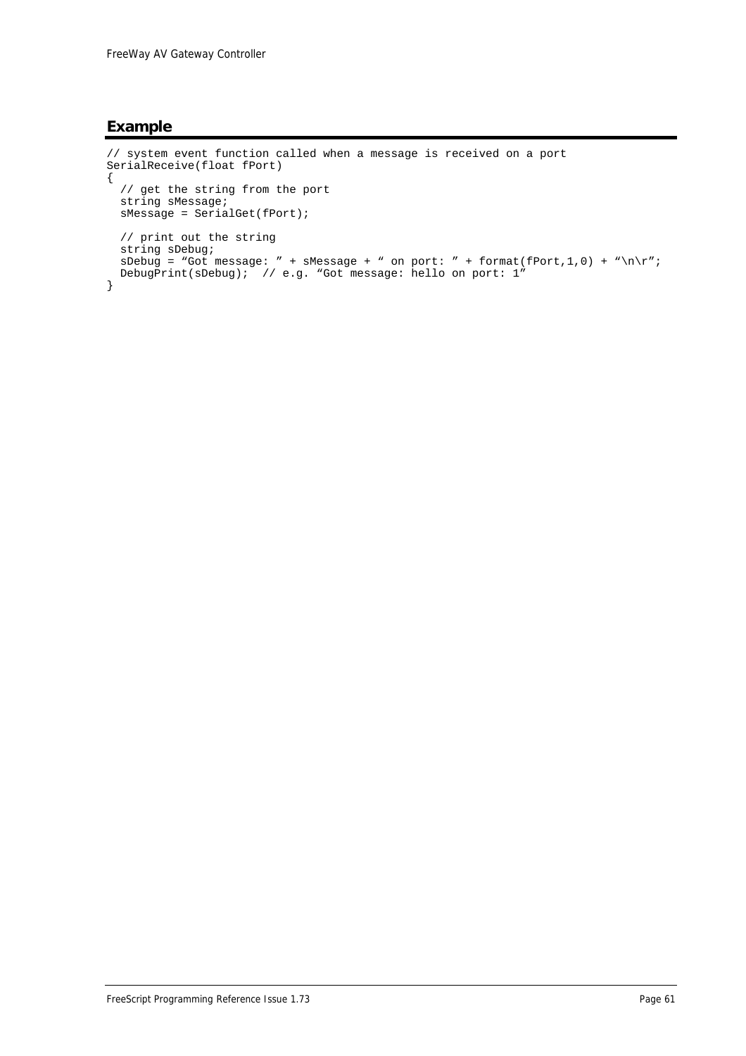## Example

```
// system event function called when a message is received on a port
SerialReceive(float fPort)
{
  // get the string from the port
  string sMessage;
  sMessage = SerialGet(fPort);

  // print out the string
  string sDebug;
  sDebug = “Got message: ” + sMessage + “ on port: ” + format(fPort,1,0) + “\n\r”;
  DebugPrint(sDebug);  // e.g. “Got message: hello on port: 1”
}
```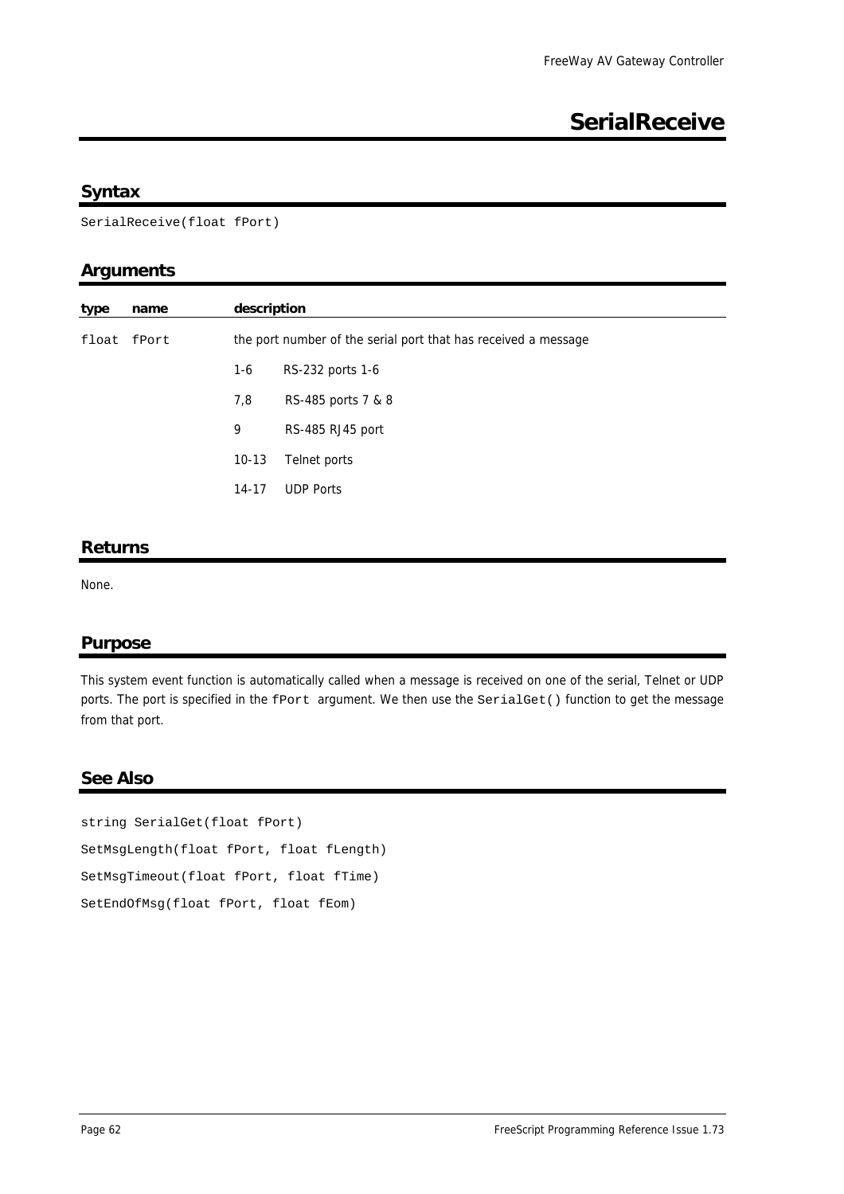# SerialReceive

## Syntax

```
SerialReceive(float fPort)
```

## Arguments

| type | name | description | |
|---|---|---|---|
| float | fPort | the port number of the serial port that has received a message | |
| | | 1-6 | RS-232 ports 1-6 |
| | | 7,8 | RS-485 ports 7 & 8 |
| | | 9 | RS-485 RJ45 port |
| | | 10-13 | Telnet ports |
| | | 14-17 | UDP Ports |

## Returns

None.

## Purpose

This system event function is automatically called when a message is received on one of the serial, Telnet or UDP ports. The port is specified in the `fPort` argument. We then use the `SerialGet()` function to get the message from that port.

## See Also

```
string SerialGet(float fPort)
SetMsgLength(float fPort, float fLength)
SetMsgTimeout(float fPort, float fTime)
SetEndOfMsg(float fPort, float fEom)
```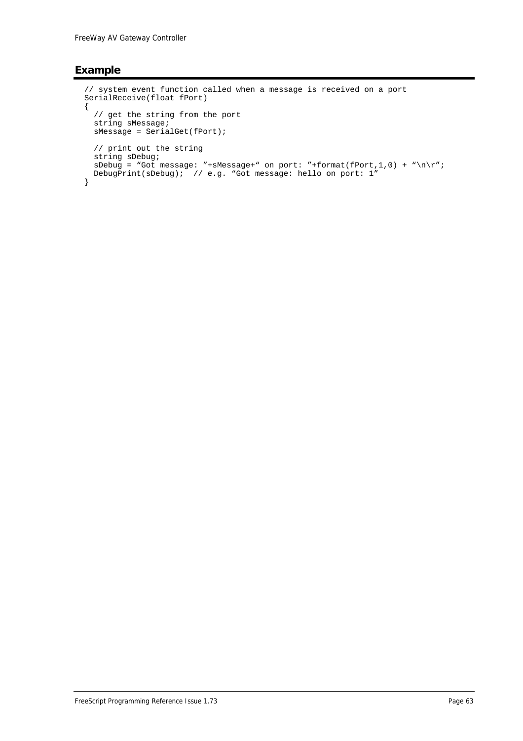## Example

```
// system event function called when a message is received on a port
SerialReceive(float fPort)
{
  // get the string from the port
  string sMessage;
  sMessage = SerialGet(fPort);

  // print out the string
  string sDebug;
  sDebug = “Got message: ”+sMessage+“ on port: ”+format(fPort,1,0) + “\n\r”;
  DebugPrint(sDebug);  // e.g. “Got message: hello on port: 1”
}
```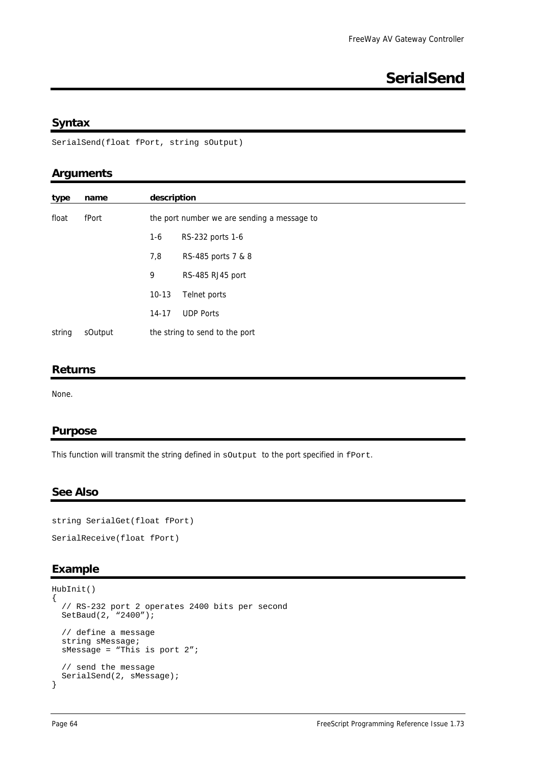# SerialSend

## Syntax

```
SerialSend(float fPort, string sOutput)
```

## Arguments

| type | name | description |
|---|---|---|
| float | fPort | the port number we are sending a message to |
| | | 1-6 RS-232 ports 1-6 |
| | | 7,8 RS-485 ports 7 & 8 |
| | | 9 RS-485 RJ45 port |
| | | 10-13 Telnet ports |
| | | 14-17 UDP Ports |
| string | sOutput | the string to send to the port |

## Returns

None.

## Purpose

This function will transmit the string defined in `sOutput` to the port specified in `fPort`.

## See Also

```
string SerialGet(float fPort)

SerialReceive(float fPort)
```

## Example

```
HubInit()
{
  // RS-232 port 2 operates 2400 bits per second
  SetBaud(2, “2400”);

  // define a message
  string sMessage;
  sMessage = “This is port 2”;

  // send the message
  SerialSend(2, sMessage);
}
```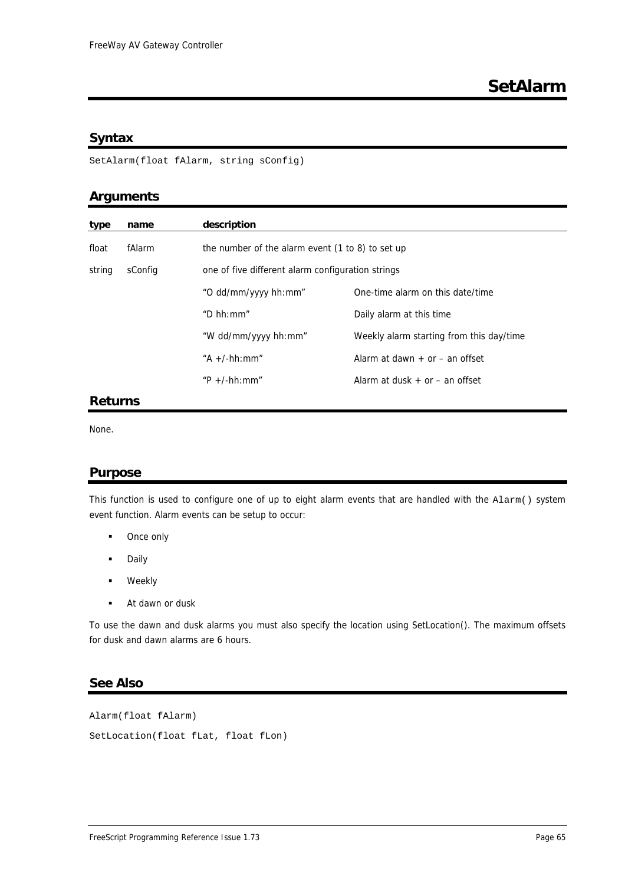# SetAlarm

## Syntax

```
SetAlarm(float fAlarm, string sConfig)
```

## Arguments

| type | name | description | |
|---|---|---|---|
| float | fAlarm | the number of the alarm event (1 to 8) to set up | |
| string | sConfig | one of five different alarm configuration strings | |
| | | "O dd/mm/yyyy hh:mm" | One-time alarm on this date/time |
| | | "D hh:mm" | Daily alarm at this time |
| | | "W dd/mm/yyyy hh:mm" | Weekly alarm starting from this day/time |
| | | "A +/-hh:mm" | Alarm at dawn + or – an offset |
| | | "P +/-hh:mm" | Alarm at dusk + or – an offset |

## Returns

None.

## Purpose

This function is used to configure one of up to eight alarm events that are handled with the `Alarm()` system event function. Alarm events can be setup to occur:

- Once only
- Daily
- Weekly
- At dawn or dusk

To use the dawn and dusk alarms you must also specify the location using SetLocation(). The maximum offsets for dusk and dawn alarms are 6 hours.

## See Also

```
Alarm(float fAlarm)
SetLocation(float fLat, float fLon)
```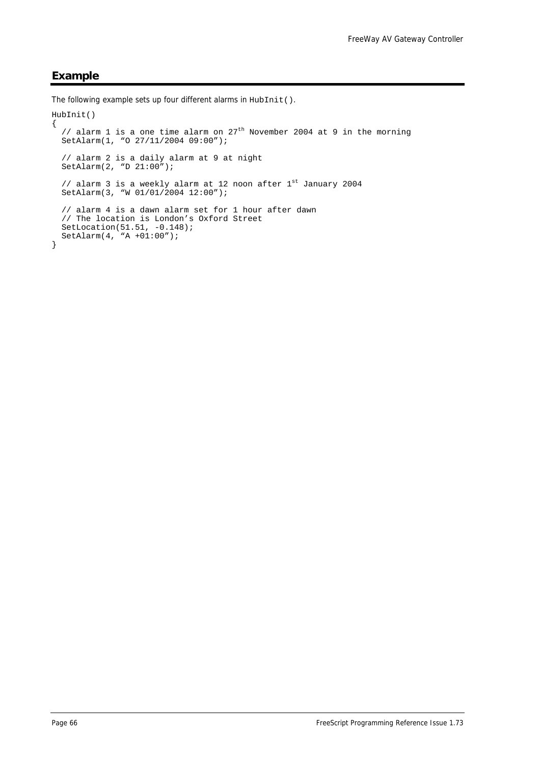## Example

The following example sets up four different alarms in `HubInit()`.

```
HubInit()
{
  // alarm 1 is a one time alarm on 27th November 2004 at 9 in the morning
  SetAlarm(1, “O 27/11/2004 09:00”);

  // alarm 2 is a daily alarm at 9 at night
  SetAlarm(2, “D 21:00”);

  // alarm 3 is a weekly alarm at 12 noon after 1st January 2004
  SetAlarm(3, “W 01/01/2004 12:00”);

  // alarm 4 is a dawn alarm set for 1 hour after dawn
  // The location is London’s Oxford Street
  SetLocation(51.51, -0.148);
  SetAlarm(4, “A +01:00”);
}
```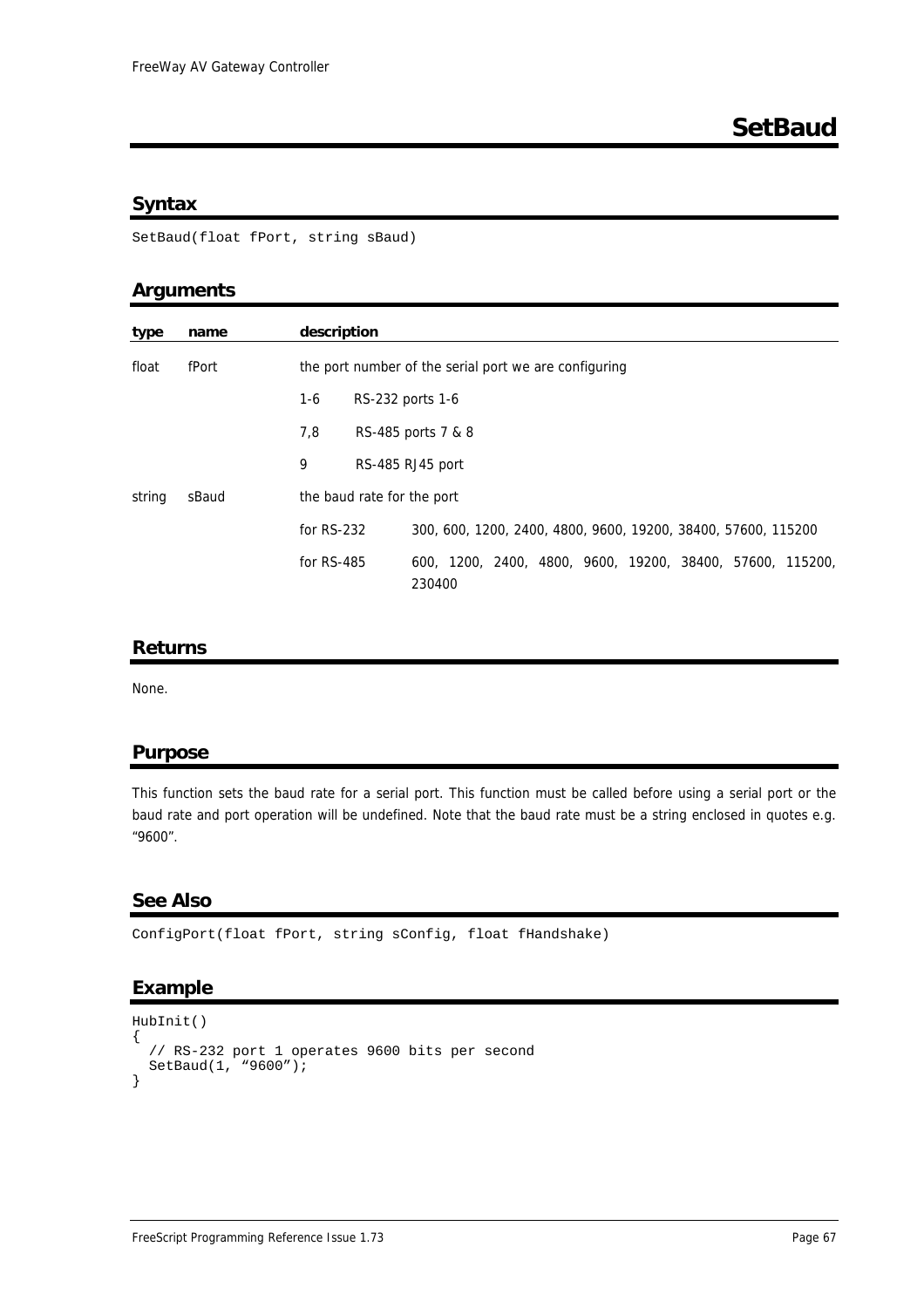# SetBaud

## Syntax

```
SetBaud(float fPort, string sBaud)
```

## Arguments

| type | name | description | |
|---|---|---|---|
| float | fPort | the port number of the serial port we are configuring | |
| | | 1-6 | RS-232 ports 1-6 |
| | | 7,8 | RS-485 ports 7 & 8 |
| | | 9 | RS-485 RJ45 port |
| string | sBaud | the baud rate for the port | |
| | | for RS-232 | 300, 600, 1200, 2400, 4800, 9600, 19200, 38400, 57600, 115200 |
| | | for RS-485 | 600, 1200, 2400, 4800, 9600, 19200, 38400, 57600, 115200, 230400 |

## Returns

None.

## Purpose

This function sets the baud rate for a serial port. This function must be called before using a serial port or the baud rate and port operation will be undefined. Note that the baud rate must be a string enclosed in quotes e.g. "9600".

## See Also

```
ConfigPort(float fPort, string sConfig, float fHandshake)
```

## Example

```
HubInit()
{
  // RS-232 port 1 operates 9600 bits per second
  SetBaud(1, "9600");
}
```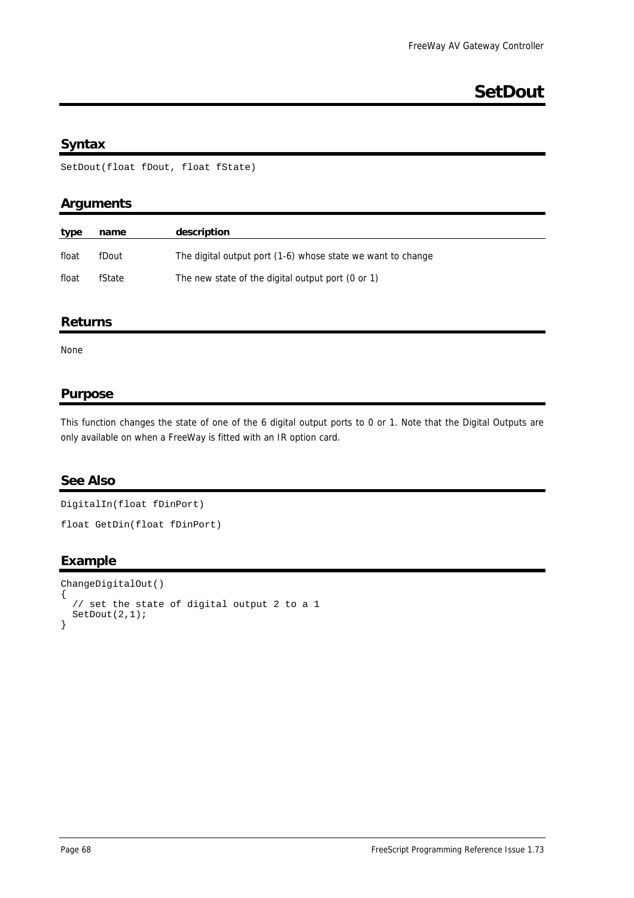# SetDout

## Syntax

```
SetDout(float fDout, float fState)
```

## Arguments

| type | name | description |
|---|---|---|
| float | fDout | The digital output port (1-6) whose state we want to change |
| float | fState | The new state of the digital output port (0 or 1) |

## Returns

None

## Purpose

This function changes the state of one of the 6 digital output ports to 0 or 1. Note that the Digital Outputs are only available on when a FreeWay is fitted with an IR option card.

## See Also

```
DigitalIn(float fDinPort)
```

```
float GetDin(float fDinPort)
```

## Example

```
ChangeDigitalOut()
{
  // set the state of digital output 2 to a 1
  SetDout(2,1);
}
```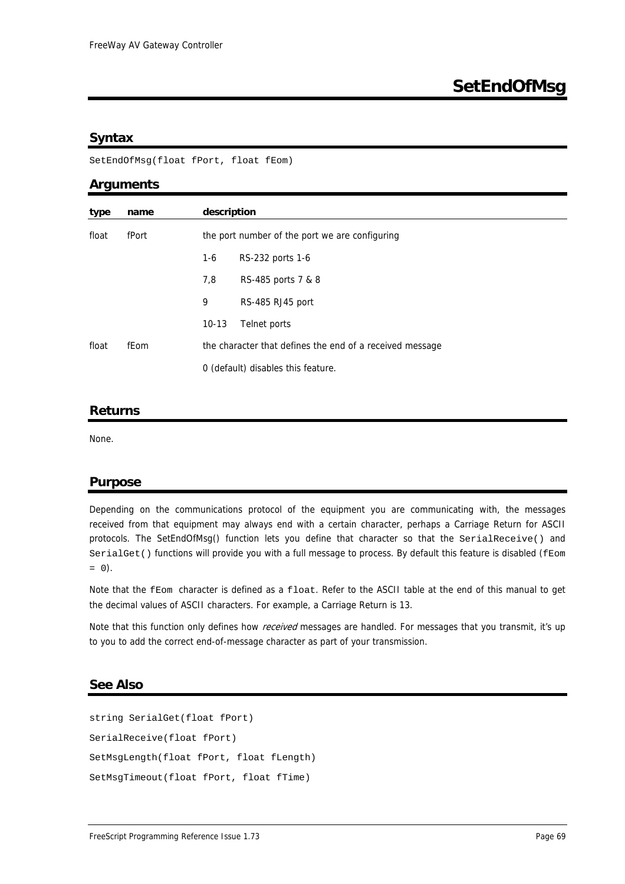# SetEndOfMsg

## Syntax

```
SetEndOfMsg(float fPort, float fEom)
```

## Arguments

| type | name | description | |
|---|---|---|---|
| float | fPort | the port number of the port we are configuring | |
| | | 1-6 | RS-232 ports 1-6 |
| | | 7,8 | RS-485 ports 7 & 8 |
| | | 9 | RS-485 RJ45 port |
| | | 10-13 | Telnet ports |
| float | fEom | the character that defines the end of a received message | |
| | | 0 (default) disables this feature. | |

## Returns

None.

## Purpose

Depending on the communications protocol of the equipment you are communicating with, the messages received from that equipment may always end with a certain character, perhaps a Carriage Return for ASCII protocols. The SetEndOfMsg() function lets you define that character so that the `SerialReceive()` and `SerialGet()` functions will provide you with a full message to process. By default this feature is disabled (`fEom = 0`).

Note that the `fEom` character is defined as a `float`. Refer to the ASCII table at the end of this manual to get the decimal values of ASCII characters. For example, a Carriage Return is 13.

Note that this function only defines how *received* messages are handled. For messages that you transmit, it's up to you to add the correct end-of-message character as part of your transmission.

## See Also

```
string SerialGet(float fPort)
SerialReceive(float fPort)
SetMsgLength(float fPort, float fLength)
SetMsgTimeout(float fPort, float fTime)
```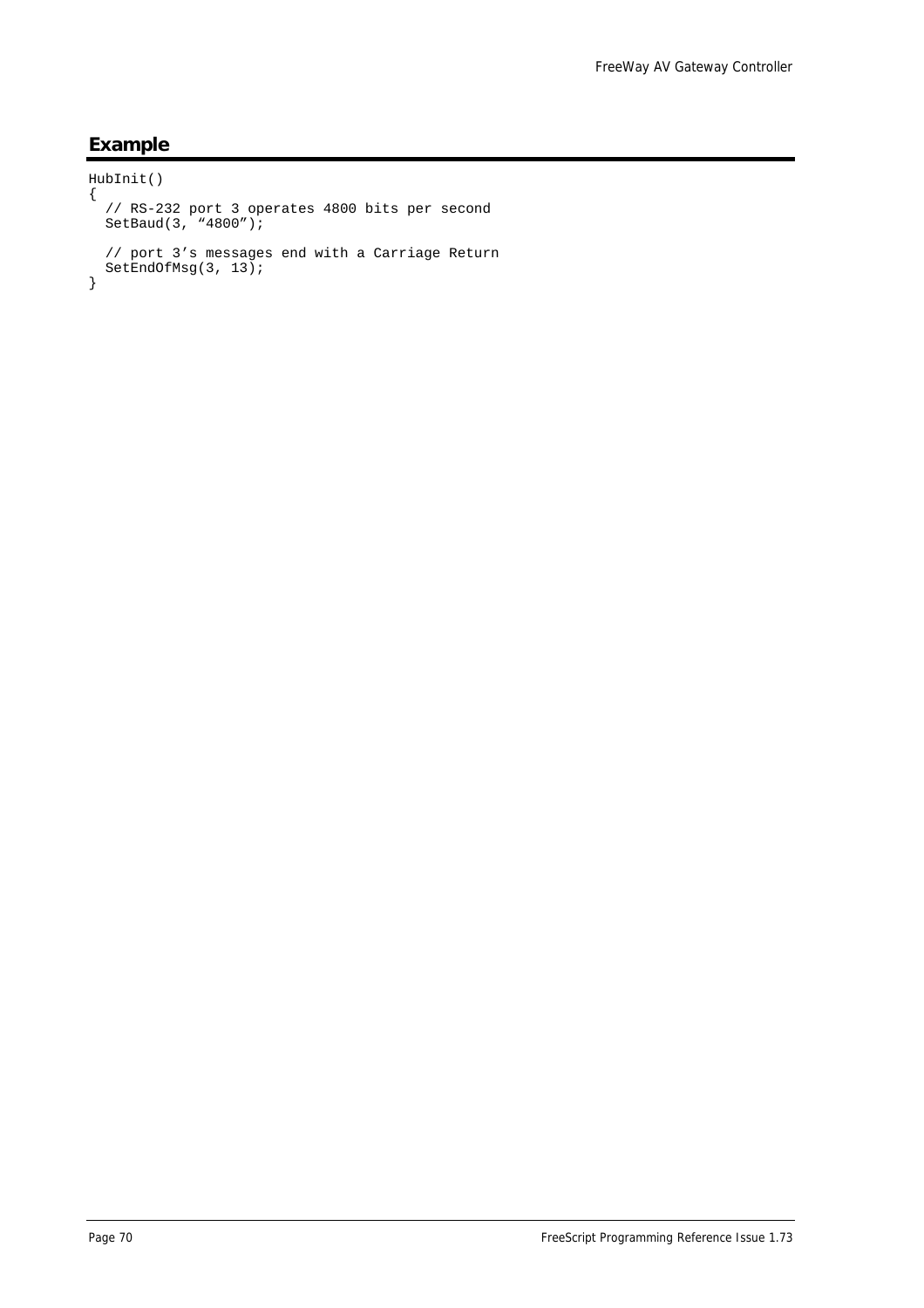## Example

```
HubInit()
{
  // RS-232 port 3 operates 4800 bits per second
  SetBaud(3, "4800");

  // port 3's messages end with a Carriage Return
  SetEndOfMsg(3, 13);
}
```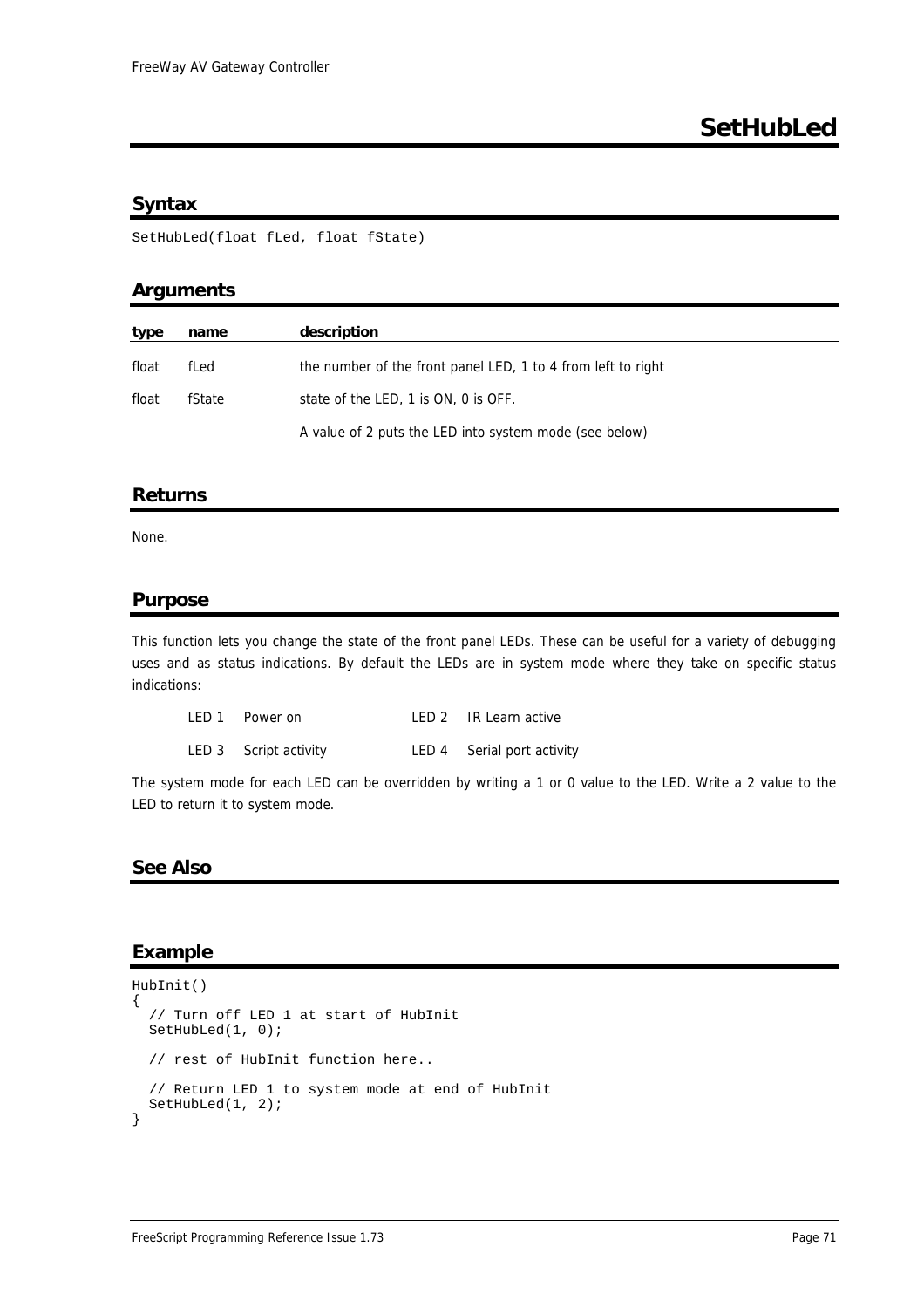# SetHubLed

## Syntax

```
SetHubLed(float fLed, float fState)
```

## Arguments

| type | name | description |
|---|---|---|
| float | fLed | the number of the front panel LED, 1 to 4 from left to right |
| float | fState | state of the LED, 1 is ON, 0 is OFF. |
| | | A value of 2 puts the LED into system mode (see below) |

## Returns

None.

## Purpose

This function lets you change the state of the front panel LEDs. These can be useful for a variety of debugging uses and as status indications. By default the LEDs are in system mode where they take on specific status indications:

| | | | |
|---|---|---|---|
| LED 1 | Power on | LED 2 | IR Learn active |
| LED 3 | Script activity | LED 4 | Serial port activity |

The system mode for each LED can be overridden by writing a 1 or 0 value to the LED. Write a 2 value to the LED to return it to system mode.

## See Also

## Example

```
HubInit()
{
  // Turn off LED 1 at start of HubInit
  SetHubLed(1, 0);

  // rest of HubInit function here..

  // Return LED 1 to system mode at end of HubInit
  SetHubLed(1, 2);
}
```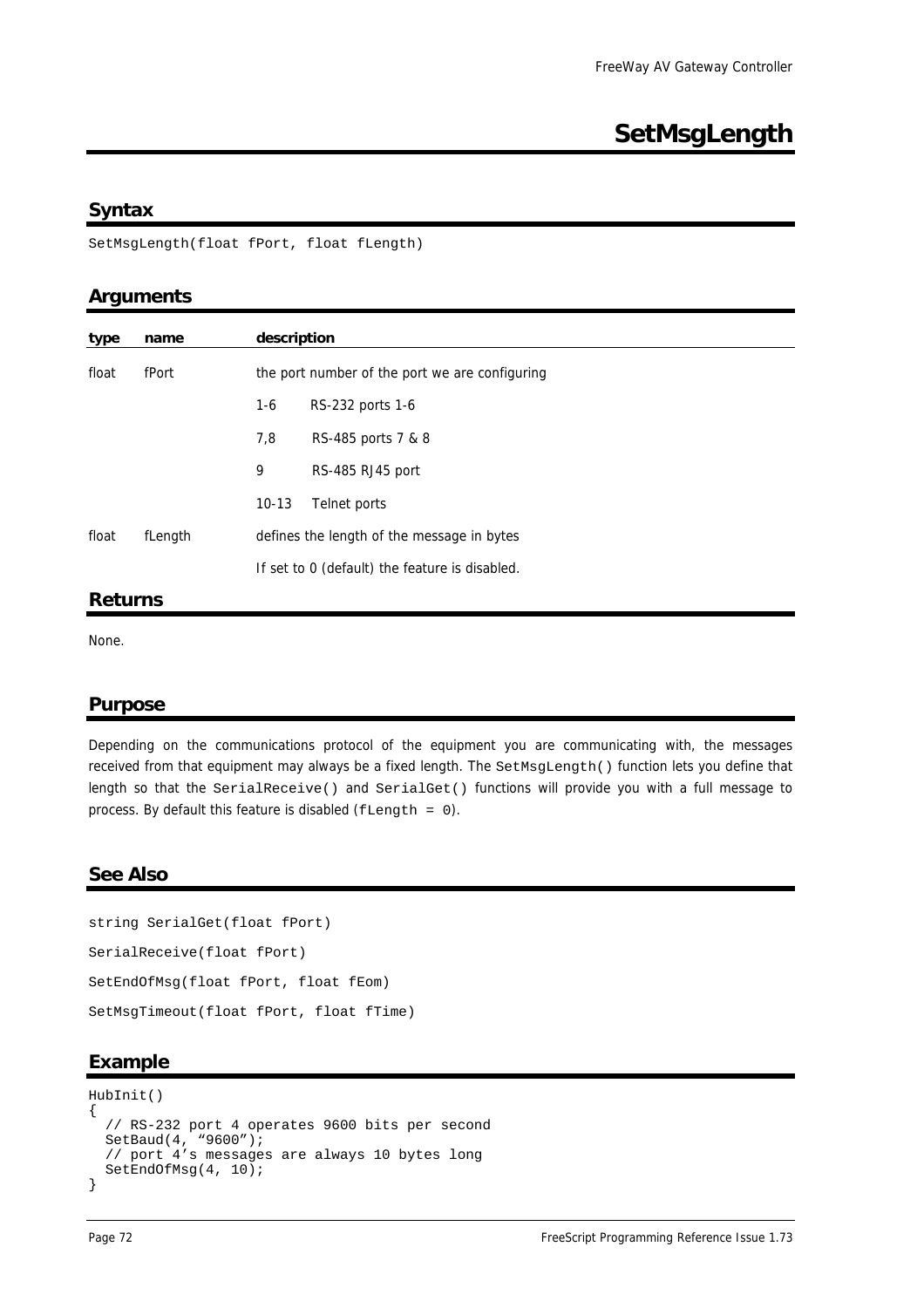# SetMsgLength

## Syntax

```
SetMsgLength(float fPort, float fLength)
```

## Arguments

| type | name | description | |
|---|---|---|---|
| float | fPort | the port number of the port we are configuring | |
| | | 1-6 | RS-232 ports 1-6 |
| | | 7,8 | RS-485 ports 7 & 8 |
| | | 9 | RS-485 RJ45 port |
| | | 10-13 | Telnet ports |
| float | fLength | defines the length of the message in bytes | |
| | | If set to 0 (default) the feature is disabled. | |

## Returns

None.

## Purpose

Depending on the communications protocol of the equipment you are communicating with, the messages received from that equipment may always be a fixed length. The `SetMsgLength()` function lets you define that length so that the `SerialReceive()` and `SerialGet()` functions will provide you with a full message to process. By default this feature is disabled (`fLength = 0`).

## See Also

```
string SerialGet(float fPort)
SerialReceive(float fPort)
SetEndOfMsg(float fPort, float fEom)
SetMsgTimeout(float fPort, float fTime)
```

## Example

```
HubInit()
{
  // RS-232 port 4 operates 9600 bits per second
  SetBaud(4, “9600”);
  // port 4’s messages are always 10 bytes long
  SetEndOfMsg(4, 10);
}
```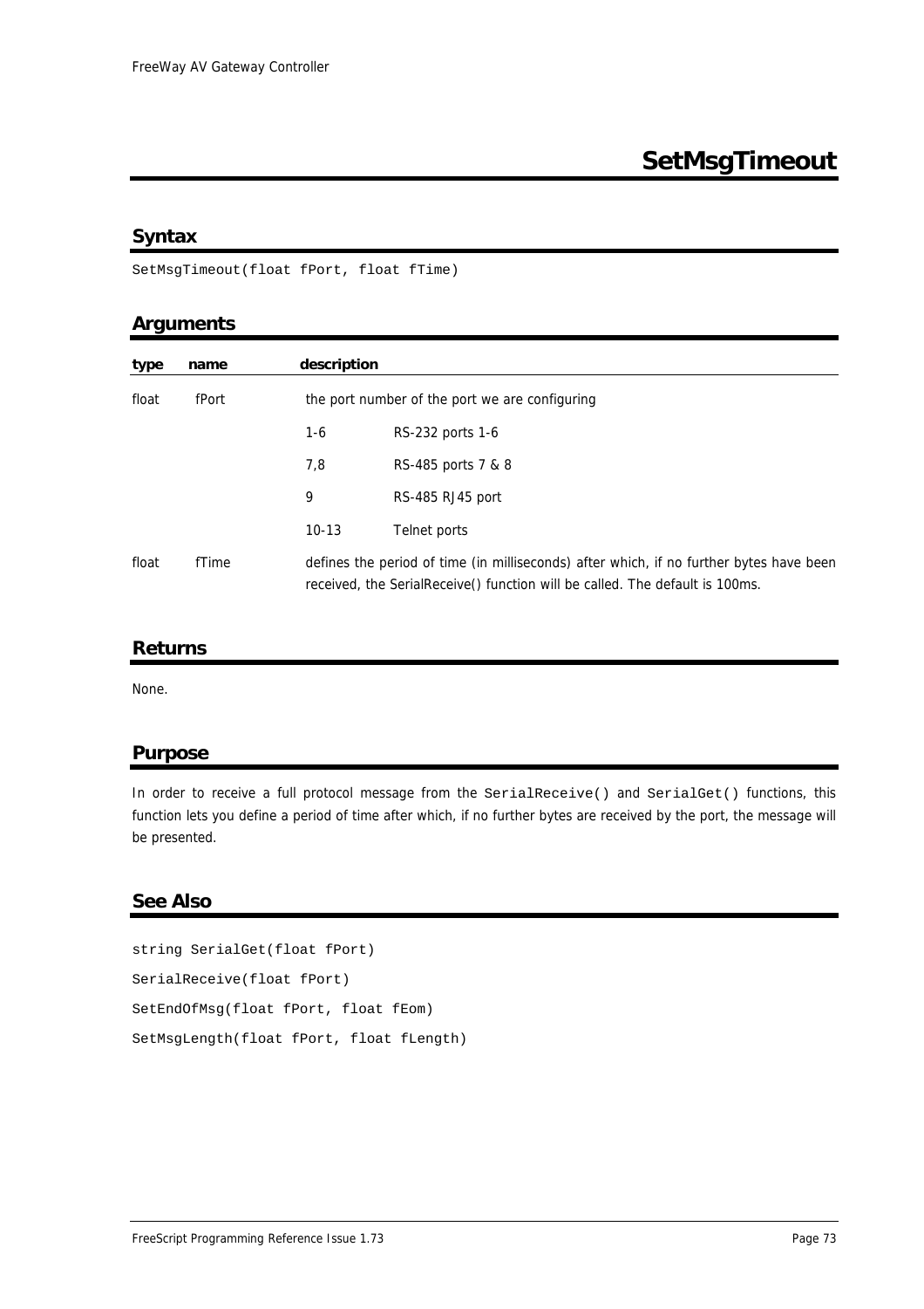# SetMsgTimeout

## Syntax

```
SetMsgTimeout(float fPort, float fTime)
```

## Arguments

| type | name | description | |
|---|---|---|---|
| float | fPort | the port number of the port we are configuring | |
| | | 1-6 | RS-232 ports 1-6 |
| | | 7,8 | RS-485 ports 7 & 8 |
| | | 9 | RS-485 RJ45 port |
| | | 10-13 | Telnet ports |
| float | fTime | defines the period of time (in milliseconds) after which, if no further bytes have been received, the SerialReceive() function will be called. The default is 100ms. | |

## Returns

None.

## Purpose

In order to receive a full protocol message from the `SerialReceive()` and `SerialGet()` functions, this function lets you define a period of time after which, if no further bytes are received by the port, the message will be presented.

## See Also

```
string SerialGet(float fPort)
SerialReceive(float fPort)
SetEndOfMsg(float fPort, float fEom)
SetMsgLength(float fPort, float fLength)
```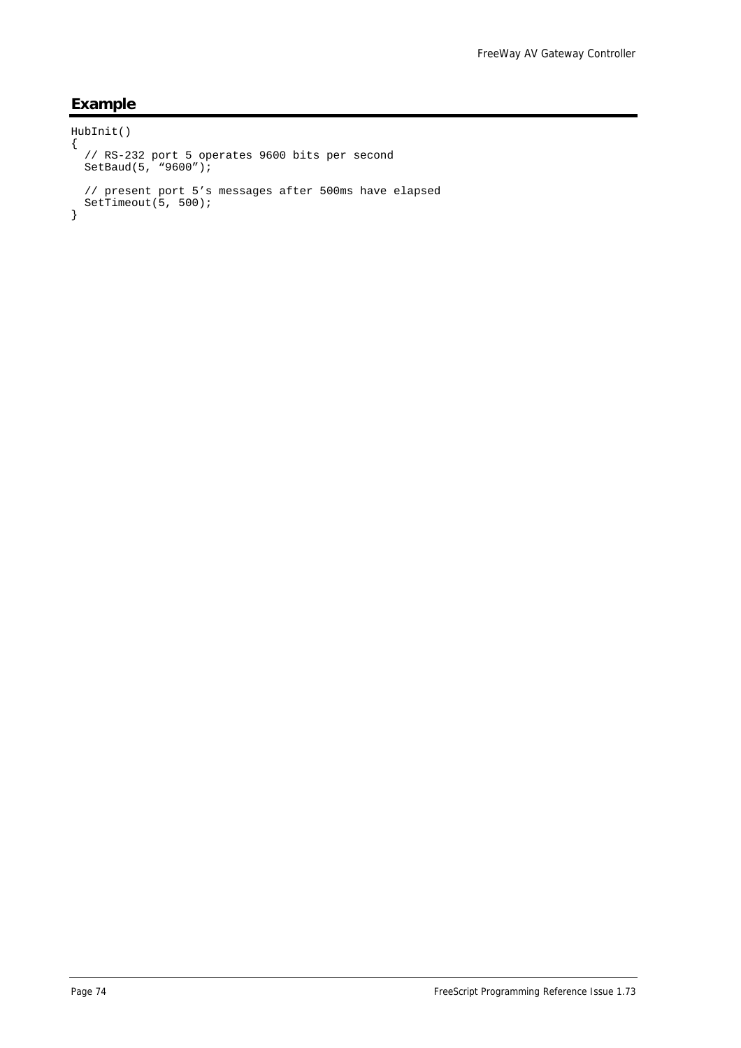## Example

```
HubInit()
{
  // RS-232 port 5 operates 9600 bits per second
  SetBaud(5, “9600”);

  // present port 5’s messages after 500ms have elapsed
  SetTimeout(5, 500);
}
```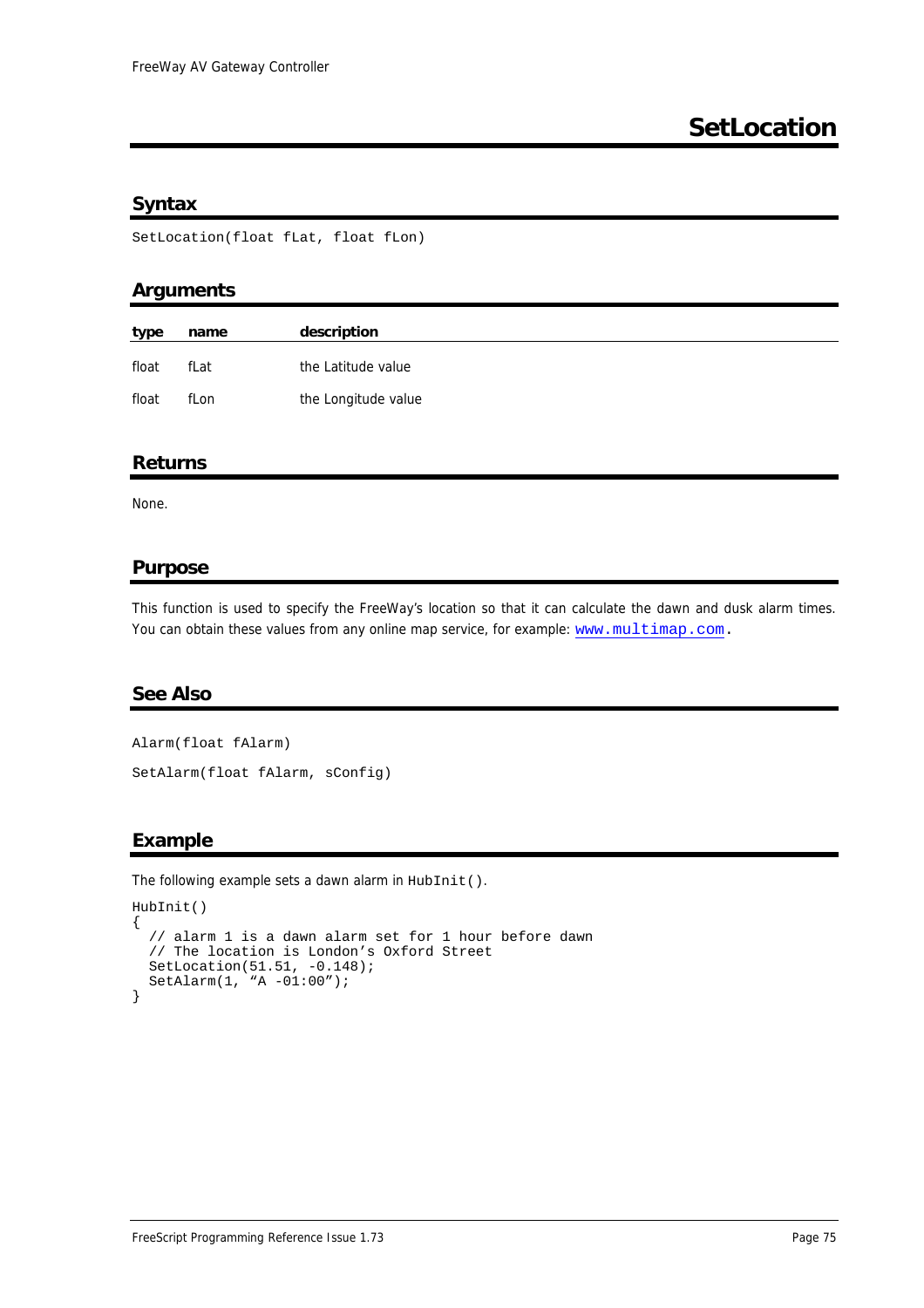# SetLocation

## Syntax

```
SetLocation(float fLat, float fLon)
```

## Arguments

| type | name | description |
|---|---|---|
| float | fLat | the Latitude value |
| float | fLon | the Longitude value |

## Returns

None.

## Purpose

This function is used to specify the FreeWay's location so that it can calculate the dawn and dusk alarm times. You can obtain these values from any online map service, for example: www.multimap.com.

## See Also

```
Alarm(float fAlarm)
SetAlarm(float fAlarm, sConfig)
```

## Example

The following example sets a dawn alarm in `HubInit()`.

```
HubInit()
{
  // alarm 1 is a dawn alarm set for 1 hour before dawn
  // The location is London's Oxford Street
  SetLocation(51.51, -0.148);
  SetAlarm(1, "A -01:00");
}
```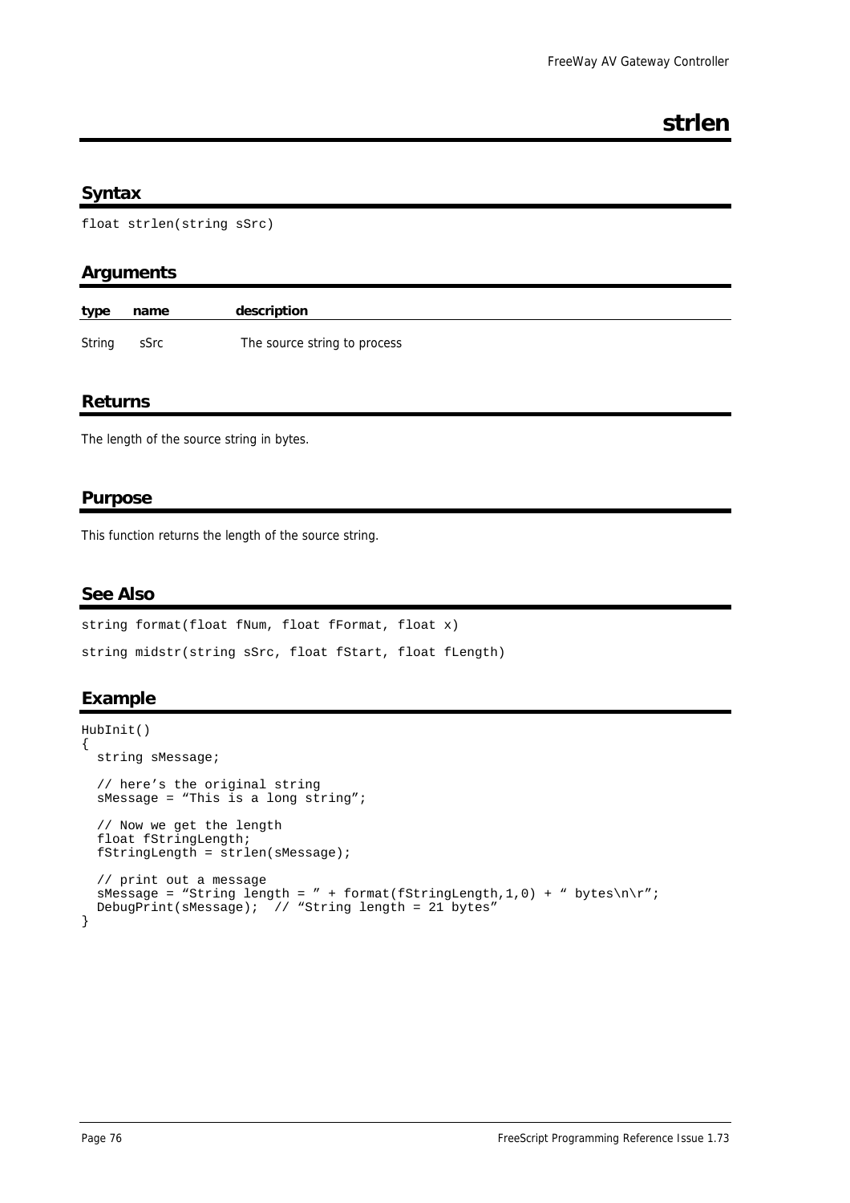# strlen

## Syntax

```
float strlen(string sSrc)
```

## Arguments

| type | name | description |
|---|---|---|
| String | sSrc | The source string to process |

## Returns

The length of the source string in bytes.

## Purpose

This function returns the length of the source string.

## See Also

```
string format(float fNum, float fFormat, float x)

string midstr(string sSrc, float fStart, float fLength)
```

## Example

```
HubInit()
{
  string sMessage;

  // here's the original string
  sMessage = "This is a long string";

  // Now we get the length
  float fStringLength;
  fStringLength = strlen(sMessage);

  // print out a message
  sMessage = "String length = " + format(fStringLength,1,0) + " bytes\n\r";
  DebugPrint(sMessage);  // "String length = 21 bytes"
}
```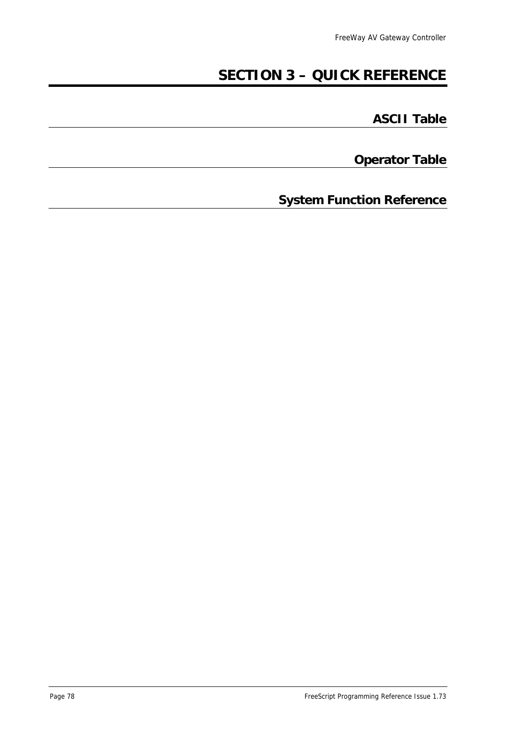# SECTION 3 – QUICK REFERENCE

## ASCII Table

## Operator Table

## System Function Reference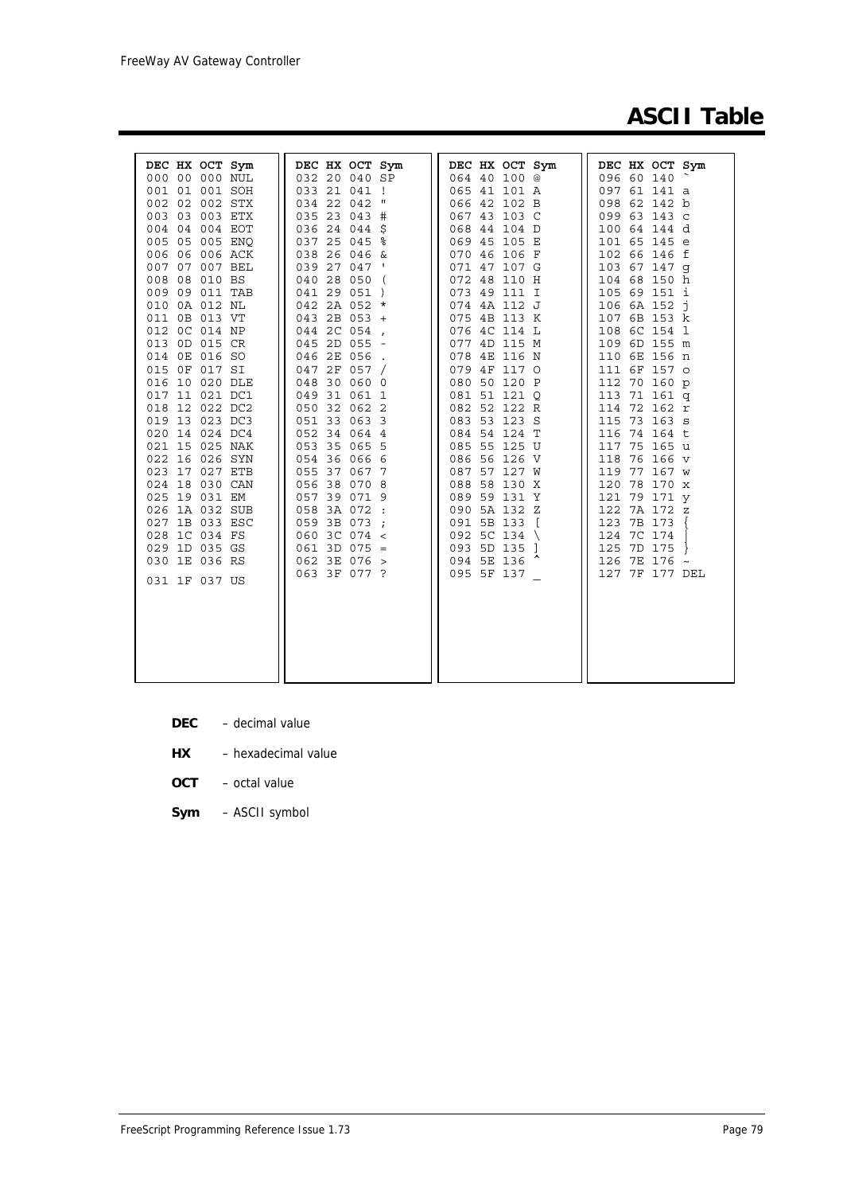# ASCII Table

| DEC | HX | OCT | Sym | DEC | HX | OCT | Sym | DEC | HX | OCT | Sym | DEC | HX | OCT | Sym |
|---|---|---|---|---|---|---|---|---|---|---|---|---|---|---|---|
| 000 | 00 | 000 | NUL | 032 | 20 | 040 | SP | 064 | 40 | 100 | @ | 096 | 60 | 140 | ` |
| 001 | 01 | 001 | SOH | 033 | 21 | 041 | ! | 065 | 41 | 101 | A | 097 | 61 | 141 | a |
| 002 | 02 | 002 | STX | 034 | 22 | 042 | " | 066 | 42 | 102 | B | 098 | 62 | 142 | b |
| 003 | 03 | 003 | ETX | 035 | 23 | 043 | # | 067 | 43 | 103 | C | 099 | 63 | 143 | c |
| 004 | 04 | 004 | EOT | 036 | 24 | 044 | $ | 068 | 44 | 104 | D | 100 | 64 | 144 | d |
| 005 | 05 | 005 | ENQ | 037 | 25 | 045 | % | 069 | 45 | 105 | E | 101 | 65 | 145 | e |
| 006 | 06 | 006 | ACK | 038 | 26 | 046 | & | 070 | 46 | 106 | F | 102 | 66 | 146 | f |
| 007 | 07 | 007 | BEL | 039 | 27 | 047 | ' | 071 | 47 | 107 | G | 103 | 67 | 147 | g |
| 008 | 08 | 010 | BS | 040 | 28 | 050 | ( | 072 | 48 | 110 | H | 104 | 68 | 150 | h |
| 009 | 09 | 011 | TAB | 041 | 29 | 051 | ) | 073 | 49 | 111 | I | 105 | 69 | 151 | i |
| 010 | 0A | 012 | NL | 042 | 2A | 052 | * | 074 | 4A | 112 | J | 106 | 6A | 152 | j |
| 011 | 0B | 013 | VT | 043 | 2B | 053 | + | 075 | 4B | 113 | K | 107 | 6B | 153 | k |
| 012 | 0C | 014 | NP | 044 | 2C | 054 | , | 076 | 4C | 114 | L | 108 | 6C | 154 | l |
| 013 | 0D | 015 | CR | 045 | 2D | 055 | - | 077 | 4D | 115 | M | 109 | 6D | 155 | m |
| 014 | 0E | 016 | SO | 046 | 2E | 056 | . | 078 | 4E | 116 | N | 110 | 6E | 156 | n |
| 015 | 0F | 017 | SI | 047 | 2F | 057 | / | 079 | 4F | 117 | O | 111 | 6F | 157 | o |
| 016 | 10 | 020 | DLE | 048 | 30 | 060 | 0 | 080 | 50 | 120 | P | 112 | 70 | 160 | p |
| 017 | 11 | 021 | DC1 | 049 | 31 | 061 | 1 | 081 | 51 | 121 | Q | 113 | 71 | 161 | q |
| 018 | 12 | 022 | DC2 | 050 | 32 | 062 | 2 | 082 | 52 | 122 | R | 114 | 72 | 162 | r |
| 019 | 13 | 023 | DC3 | 051 | 33 | 063 | 3 | 083 | 53 | 123 | S | 115 | 73 | 163 | s |
| 020 | 14 | 024 | DC4 | 052 | 34 | 064 | 4 | 084 | 54 | 124 | T | 116 | 74 | 164 | t |
| 021 | 15 | 025 | NAK | 053 | 35 | 065 | 5 | 085 | 55 | 125 | U | 117 | 75 | 165 | u |
| 022 | 16 | 026 | SYN | 054 | 36 | 066 | 6 | 086 | 56 | 126 | V | 118 | 76 | 166 | v |
| 023 | 17 | 027 | ETB | 055 | 37 | 067 | 7 | 087 | 57 | 127 | W | 119 | 77 | 167 | w |
| 024 | 18 | 030 | CAN | 056 | 38 | 070 | 8 | 088 | 58 | 130 | X | 120 | 78 | 170 | x |
| 025 | 19 | 031 | EM | 057 | 39 | 071 | 9 | 089 | 59 | 131 | Y | 121 | 79 | 171 | y |
| 026 | 1A | 032 | SUB | 058 | 3A | 072 | : | 090 | 5A | 132 | Z | 122 | 7A | 172 | z |
| 027 | 1B | 033 | ESC | 059 | 3B | 073 | ; | 091 | 5B | 133 | [ | 123 | 7B | 173 | { |
| 028 | 1C | 034 | FS | 060 | 3C | 074 | < | 092 | 5C | 134 | \ | 124 | 7C | 174 | \| |
| 029 | 1D | 035 | GS | 061 | 3D | 075 | = | 093 | 5D | 135 | ] | 125 | 7D | 175 | } |
| 030 | 1E | 036 | RS | 062 | 3E | 076 | > | 094 | 5E | 136 | ^ | 126 | 7E | 176 | ~ |
| 031 | 1F | 037 | US | 063 | 3F | 077 | ? | 095 | 5F | 137 | _ | 127 | 7F | 177 | DEL |

**DEC** – decimal value

**HX** – hexadecimal value

**OCT** – octal value

**Sym** – ASCII symbol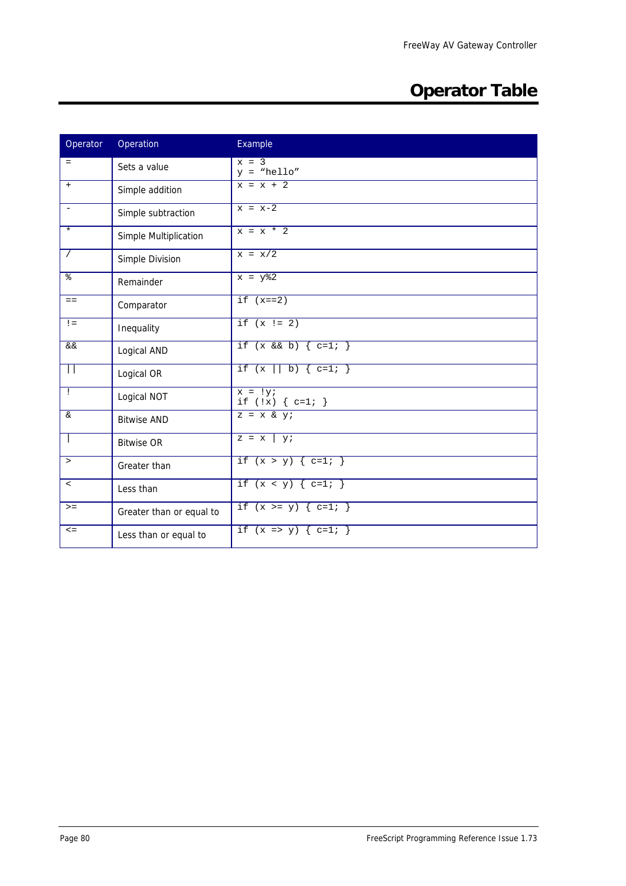# Operator Table

| Operator | Operation | Example |
|---|---|---|
| `=` | Sets a value | `x = 3`<br>`y = "hello"` |
| `+` | Simple addition | `x = x + 2` |
| `-` | Simple subtraction | `x = x-2` |
| `*` | Simple Multiplication | `x = x * 2` |
| `/` | Simple Division | `x = x/2` |
| `%` | Remainder | `x = y%2` |
| `==` | Comparator | `if (x==2)` |
| `!=` | Inequality | `if (x != 2)` |
| `&&` | Logical AND | `if (x && b) { c=1; }` |
| `\|\|` | Logical OR | `if (x \|\| b) { c=1; }` |
| `!` | Logical NOT | `x = !y;`<br>`if (!x) { c=1; }` |
| `&` | Bitwise AND | `z = x & y;` |
| `\|` | Bitwise OR | `z = x \| y;` |
| `>` | Greater than | `if (x > y) { c=1; }` |
| `<` | Less than | `if (x < y) { c=1; }` |
| `>=` | Greater than or equal to | `if (x >= y) { c=1; }` |
| `<=` | Less than or equal to | `if (x => y) { c=1; }` |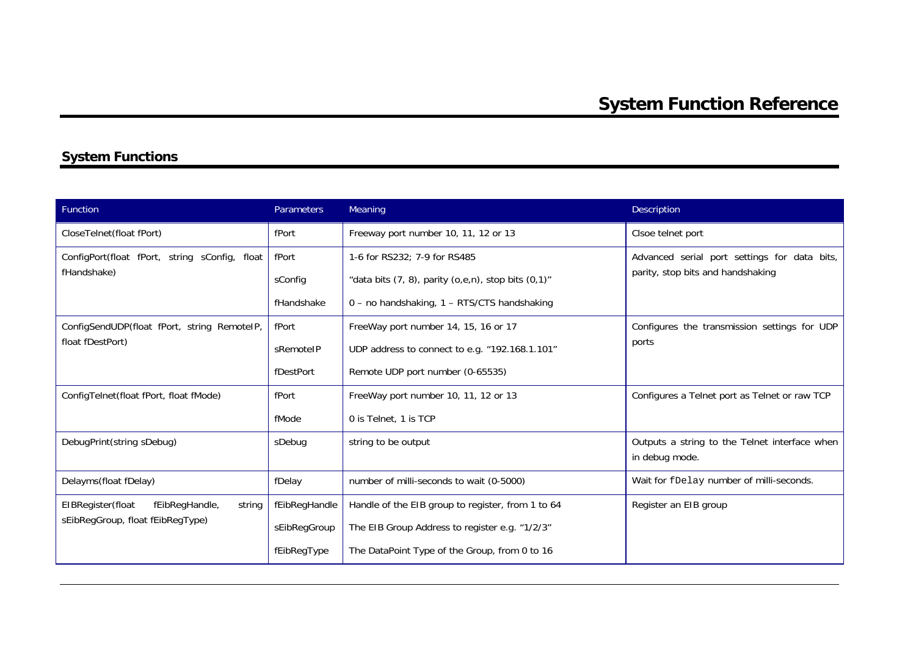# System Function Reference

## System Functions

| Function | Parameters | Meaning | Description |
|---|---|---|---|
| CloseTelnet(float fPort) | fPort | Freeway port number 10, 11, 12 or 13 | Clsoe telnet port |
| ConfigPort(float fPort, string sConfig, float fHandshake) | fPort | 1-6 for RS232; 7-9 for RS485 | Advanced serial port settings for data bits, parity, stop bits and handshaking |
| | sConfig | "data bits (7, 8), parity (o,e,n), stop bits (0,1)" | |
| | fHandshake | 0 – no handshaking, 1 – RTS/CTS handshaking | |
| ConfigSendUDP(float fPort, string RemoteIP, float fDestPort) | fPort | FreeWay port number 14, 15, 16 or 17 | Configures the transmission settings for UDP ports |
| | sRemoteIP | UDP address to connect to e.g. "192.168.1.101" | |
| | fDestPort | Remote UDP port number (0-65535) | |
| ConfigTelnet(float fPort, float fMode) | fPort | FreeWay port number 10, 11, 12 or 13 | Configures a Telnet port as Telnet or raw TCP |
| | fMode | 0 is Telnet, 1 is TCP | |
| DebugPrint(string sDebug) | sDebug | string to be output | Outputs a string to the Telnet interface when in debug mode. |
| Delayms(float fDelay) | fDelay | number of milli-seconds to wait (0-5000) | Wait for `fDelay` number of milli-seconds. |
| EIBRegister(float fEibRegHandle, string sEibRegGroup, float fEibRegType) | fEibRegHandle | Handle of the EIB group to register, from 1 to 64 | Register an EIB group |
| | sEibRegGroup | The EIB Group Address to register e.g. "1/2/3" | |
| | fEibRegType | The DataPoint Type of the Group, from 0 to 16 | |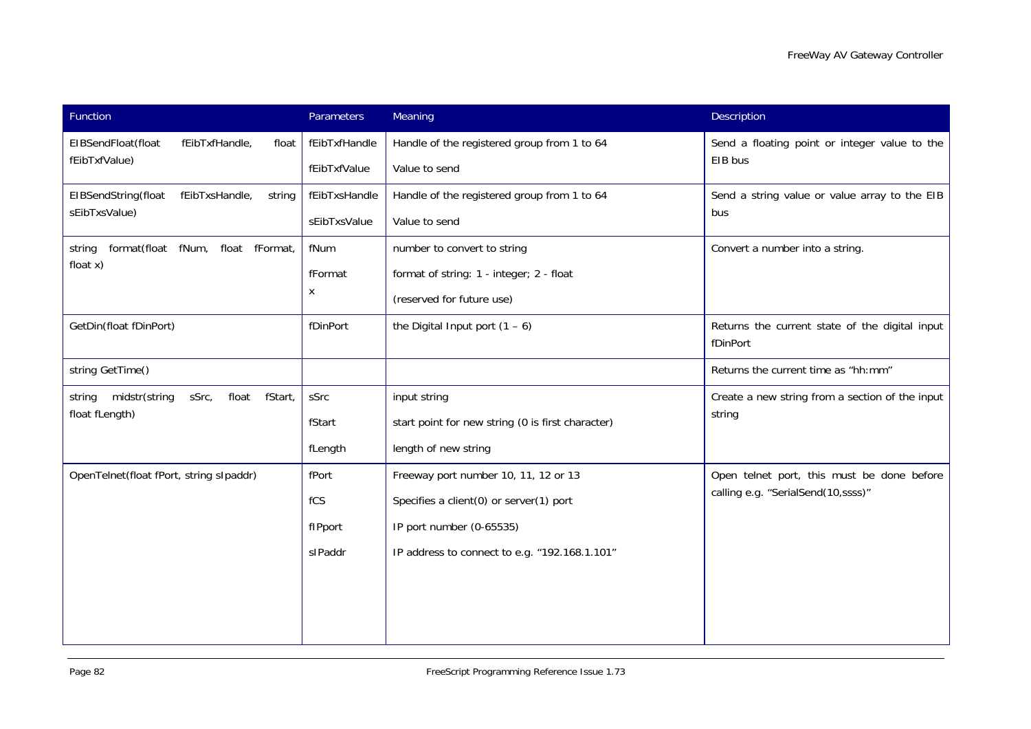| Function | Parameters | Meaning | Description |
| --- | --- | --- | --- |
| EIBSendFloat(float fEibTxfHandle, float fEibTxfValue) | fEibTxfHandle<br>fEibTxfValue | Handle of the registered group from 1 to 64<br>Value to send | Send a floating point or integer value to the EIB bus |
| EIBSendString(float fEibTxsHandle, string sEibTxsValue) | fEibTxsHandle<br>sEibTxsValue | Handle of the registered group from 1 to 64<br>Value to send | Send a string value or value array to the EIB bus |
| string format(float fNum, float fFormat, float x) | fNum<br>fFormat<br>x | number to convert to string<br>format of string: 1 - integer; 2 - float<br>(reserved for future use) | Convert a number into a string. |
| GetDin(float fDinPort) | fDinPort | the Digital Input port (1 – 6) | Returns the current state of the digital input fDinPort |
| string GetTime() | | | Returns the current time as "hh:mm" |
| string midstr(string sSrc, float fStart, float fLength) | sSrc<br>fStart<br>fLength | input string<br>start point for new string (0 is first character)<br>length of new string | Create a new string from a section of the input string |
| OpenTelnet(float fPort, string sIpaddr) | fPort<br>fCS<br>fIPport<br>sIPaddr | Freeway port number 10, 11, 12 or 13<br>Specifies a client(0) or server(1) port<br>IP port number (0-65535)<br>IP address to connect to e.g. "192.168.1.101" | Open telnet port, this must be done before calling e.g. "SerialSend(10,ssss)" |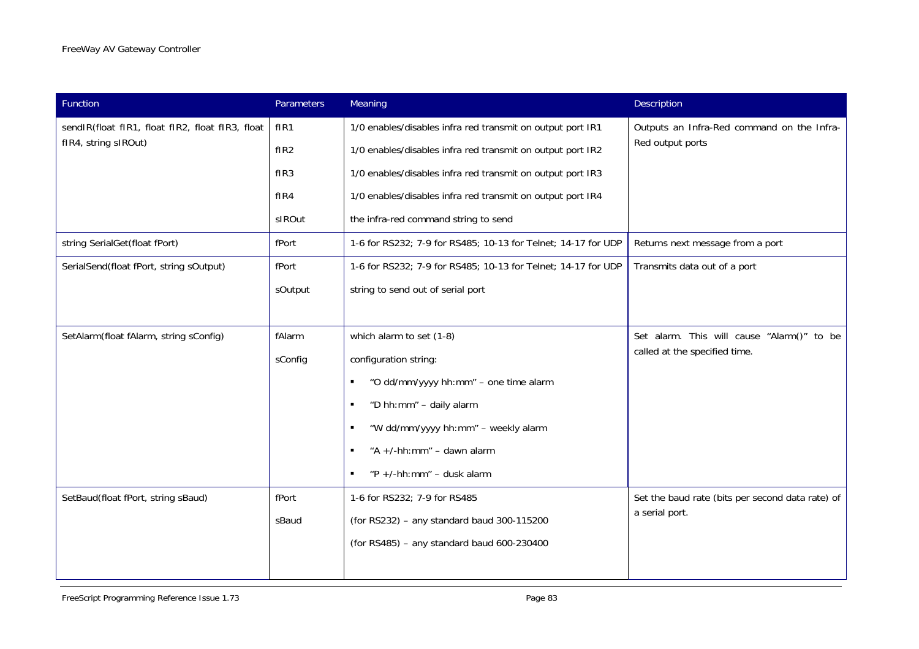| Function | Parameters | Meaning | Description |
|---|---|---|---|
| sendIR(float fIR1, float fIR2, float fIR3, float fIR4, string sIROut) | fIR1<br>fIR2<br>fIR3<br>fIR4<br>sIROut | 1/0 enables/disables infra red transmit on output port IR1<br>1/0 enables/disables infra red transmit on output port IR2<br>1/0 enables/disables infra red transmit on output port IR3<br>1/0 enables/disables infra red transmit on output port IR4<br>the infra-red command string to send | Outputs an Infra-Red command on the Infra-Red output ports |
| string SerialGet(float fPort) | fPort | 1-6 for RS232; 7-9 for RS485; 10-13 for Telnet; 14-17 for UDP | Returns next message from a port |
| SerialSend(float fPort, string sOutput) | fPort<br>sOutput | 1-6 for RS232; 7-9 for RS485; 10-13 for Telnet; 14-17 for UDP<br>string to send out of serial port | Transmits data out of a port |
| SetAlarm(float fAlarm, string sConfig) | fAlarm<br>sConfig | which alarm to set (1-8)<br>configuration string:<br>▪ "O dd/mm/yyyy hh:mm" – one time alarm<br>▪ "D hh:mm" – daily alarm<br>▪ "W dd/mm/yyyy hh:mm" – weekly alarm<br>▪ "A +/-hh:mm" – dawn alarm<br>▪ "P +/-hh:mm" – dusk alarm | Set alarm. This will cause "Alarm()" to be called at the specified time. |
| SetBaud(float fPort, string sBaud) | fPort<br>sBaud | 1-6 for RS232; 7-9 for RS485<br>(for RS232) – any standard baud 300-115200<br>(for RS485) – any standard baud 600-230400 | Set the baud rate (bits per second data rate) of a serial port. |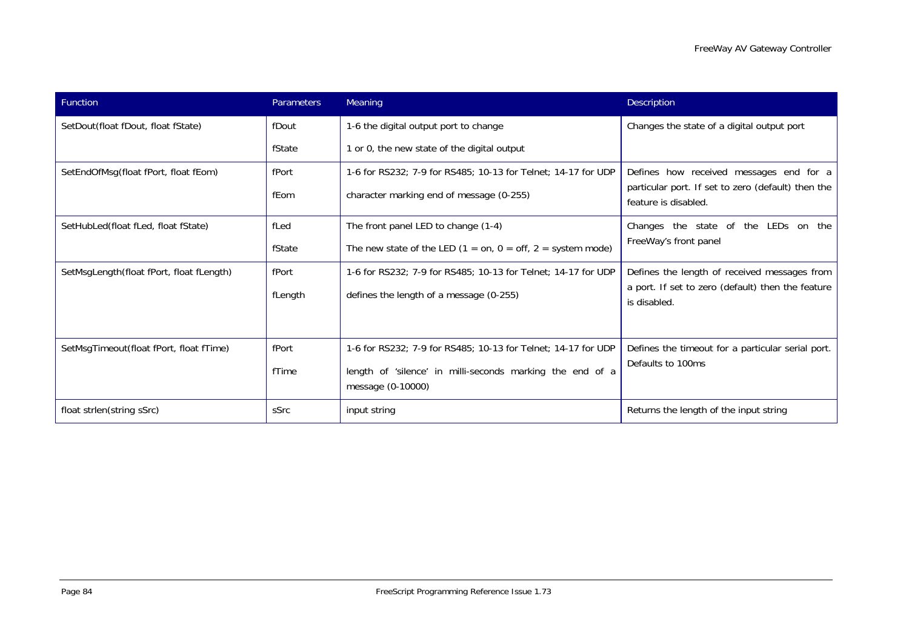| Function | Parameters | Meaning | Description |
|---|---|---|---|
| SetDout(float fDout, float fState) | fDout<br>fState | 1-6 the digital output port to change<br>1 or 0, the new state of the digital output | Changes the state of a digital output port |
| SetEndOfMsg(float fPort, float fEom) | fPort<br>fEom | 1-6 for RS232; 7-9 for RS485; 10-13 for Telnet; 14-17 for UDP<br>character marking end of message (0-255) | Defines how received messages end for a particular port. If set to zero (default) then the feature is disabled. |
| SetHubLed(float fLed, float fState) | fLed<br>fState | The front panel LED to change (1-4)<br>The new state of the LED (1 = on, 0 = off, 2 = system mode) | Changes the state of the LEDs on the FreeWay's front panel |
| SetMsgLength(float fPort, float fLength) | fPort<br>fLength | 1-6 for RS232; 7-9 for RS485; 10-13 for Telnet; 14-17 for UDP<br>defines the length of a message (0-255) | Defines the length of received messages from a port. If set to zero (default) then the feature is disabled. |
| SetMsgTimeout(float fPort, float fTime) | fPort<br>fTime | 1-6 for RS232; 7-9 for RS485; 10-13 for Telnet; 14-17 for UDP<br>length of 'silence' in milli-seconds marking the end of a message (0-10000) | Defines the timeout for a particular serial port. Defaults to 100ms |
| float strlen(string sSrc) | sSrc | input string | Returns the length of the input string |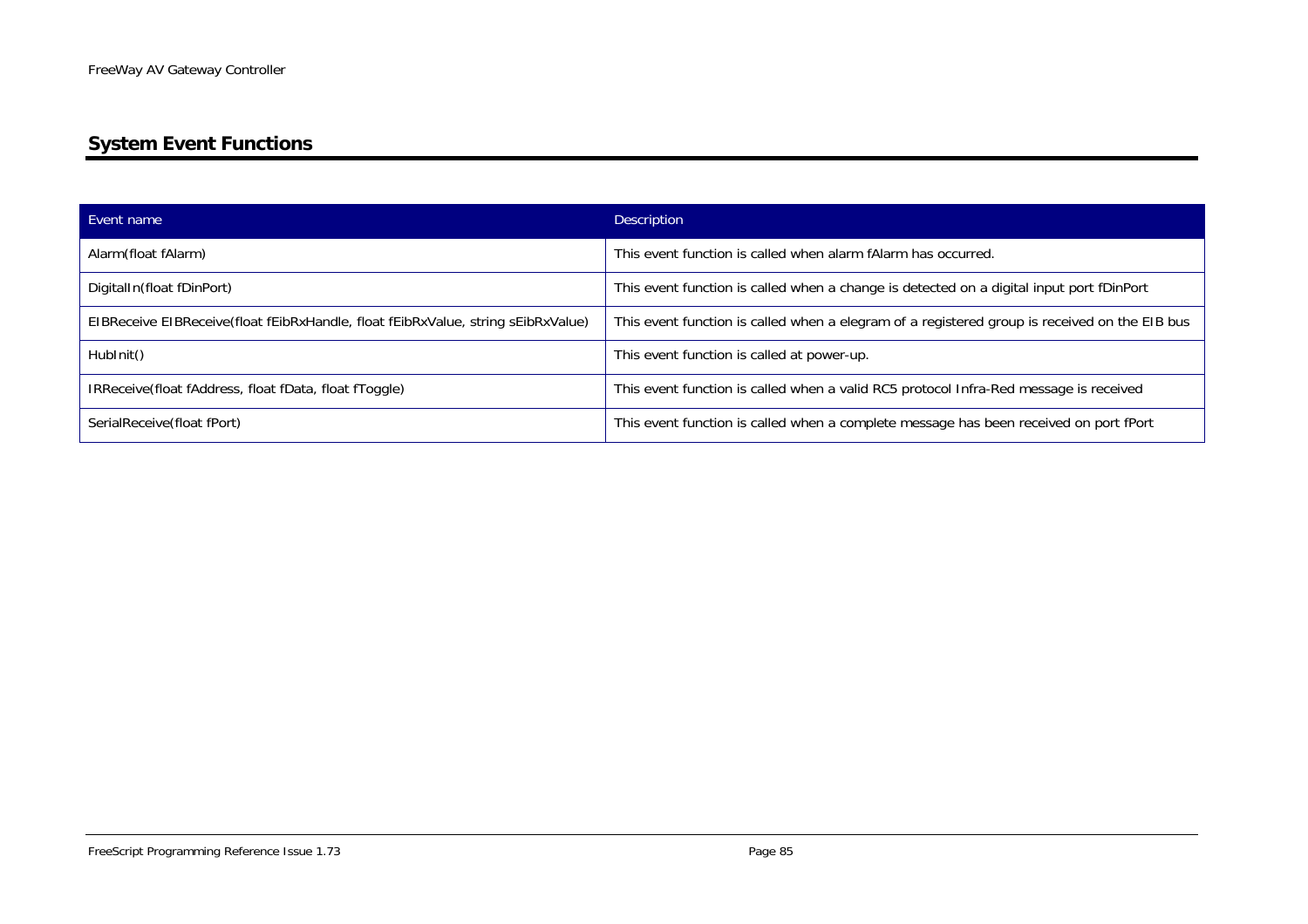## System Event Functions

| Event name | Description |
| --- | --- |
| Alarm(float fAlarm) | This event function is called when alarm fAlarm has occurred. |
| DigitalIn(float fDinPort) | This event function is called when a change is detected on a digital input port fDinPort |
| EIBReceive EIBReceive(float fEibRxHandle, float fEibRxValue, string sEibRxValue) | This event function is called when a elegram of a registered group is received on the EIB bus |
| HubInit() | This event function is called at power-up. |
| IRReceive(float fAddress, float fData, float fToggle) | This event function is called when a valid RC5 protocol Infra-Red message is received |
| SerialReceive(float fPort) | This event function is called when a complete message has been received on port fPort |